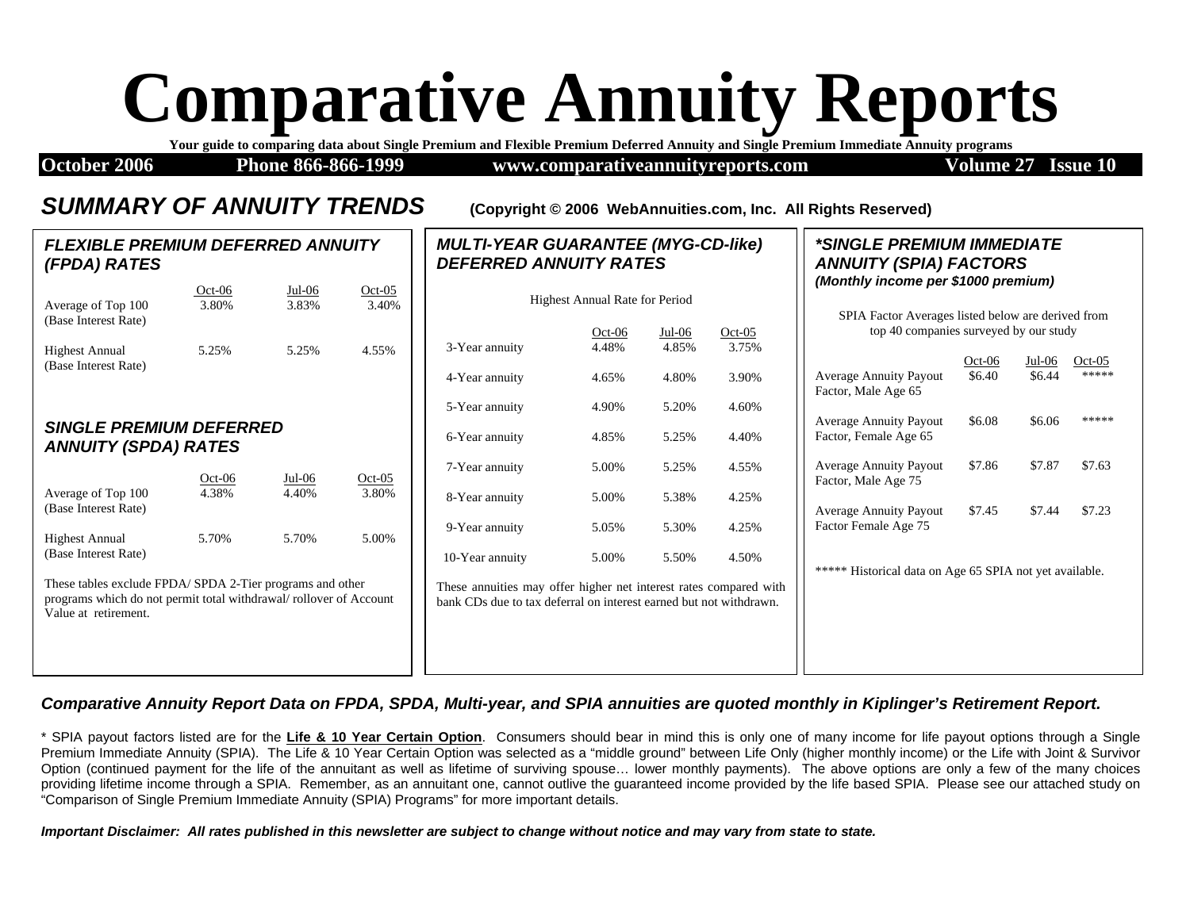# Comparative Annuity Reports

**Your guide to comparing data about Single Premium and Flexible Premium Deferred Annuity and Single Premium Immediate Annuity programs**

**October 2006 | Phone 866-866-1999 | www.comparativeannuityreports.com | Volume 27 Issue 10**

## *SUMMARY OF ANNUITY TRENDS*

**(Copyright © 2006 WebAnnuities.com, Inc. All Rights Reserved)**

### *FLEXIBLE PREMIUM DEFERRED ANNUITY (FPDA) RATES*

| | Oct-06 | Jul-06 | Oct-05 |
|---|---|---|---|
| Average of Top 100 (Base Interest Rate) | 3.80% | 3.83% | 3.40% |
| Highest Annual (Base Interest Rate) | 5.25% | 5.25% | 4.55% |

### *SINGLE PREMIUM DEFERRED ANNUITY (SPDA) RATES*

| | Oct-06 | Jul-06 | Oct-05 |
|---|---|---|---|
| Average of Top 100 (Base Interest Rate) | 4.38% | 4.40% | 3.80% |
| Highest Annual (Base Interest Rate) | 5.70% | 5.70% | 5.00% |

These tables exclude FPDA/ SPDA 2-Tier programs and other programs which do not permit total withdrawal/ rollover of Account Value at retirement.

### *MULTI-YEAR GUARANTEE (MYG-CD-like) DEFERRED ANNUITY RATES*

Highest Annual Rate for Period

| | Oct-06 | Jul-06 | Oct-05 |
|---|---|---|---|
| 3-Year annuity | 4.48% | 4.85% | 3.75% |
| 4-Year annuity | 4.65% | 4.80% | 3.90% |
| 5-Year annuity | 4.90% | 5.20% | 4.60% |
| 6-Year annuity | 4.85% | 5.25% | 4.40% |
| 7-Year annuity | 5.00% | 5.25% | 4.55% |
| 8-Year annuity | 5.00% | 5.38% | 4.25% |
| 9-Year annuity | 5.05% | 5.30% | 4.25% |
| 10-Year annuity | 5.00% | 5.50% | 4.50% |

These annuities may offer higher net interest rates compared with bank CDs due to tax deferral on interest earned but not withdrawn.

### *\*SINGLE PREMIUM IMMEDIATE ANNUITY (SPIA) FACTORS*

***(Monthly income per $1000 premium)***

SPIA Factor Averages listed below are derived from top 40 companies surveyed by our study

| | Oct-06 | Jul-06 | Oct-05 |
|---|---|---|---|
| Average Annuity Payout Factor, Male Age 65 | $6.40 | $6.44 | ***** |
| Average Annuity Payout Factor, Female Age 65 | $6.08 | $6.06 | ***** |
| Average Annuity Payout Factor, Male Age 75 | $7.86 | $7.87 | $7.63 |
| Average Annuity Payout Factor Female Age 75 | $7.45 | $7.44 | $7.23 |

***** Historical data on Age 65 SPIA not yet available.

***Comparative Annuity Report Data on FPDA, SPDA, Multi-year, and SPIA annuities are quoted monthly in Kiplinger's Retirement Report.***

\* SPIA payout factors listed are for the **Life & 10 Year Certain Option**. Consumers should bear in mind this is only one of many income for life payout options through a Single Premium Immediate Annuity (SPIA). The Life & 10 Year Certain Option was selected as a "middle ground" between Life Only (higher monthly income) or the Life with Joint & Survivor Option (continued payment for the life of the annuitant as well as lifetime of surviving spouse… lower monthly payments). The above options are only a few of the many choices providing lifetime income through a SPIA. Remember, as an annuitant one, cannot outlive the guaranteed income provided by the life based SPIA. Please see our attached study on "Comparison of Single Premium Immediate Annuity (SPIA) Programs" for more important details.

***Important Disclaimer: All rates published in this newsletter are subject to change without notice and may vary from state to state.***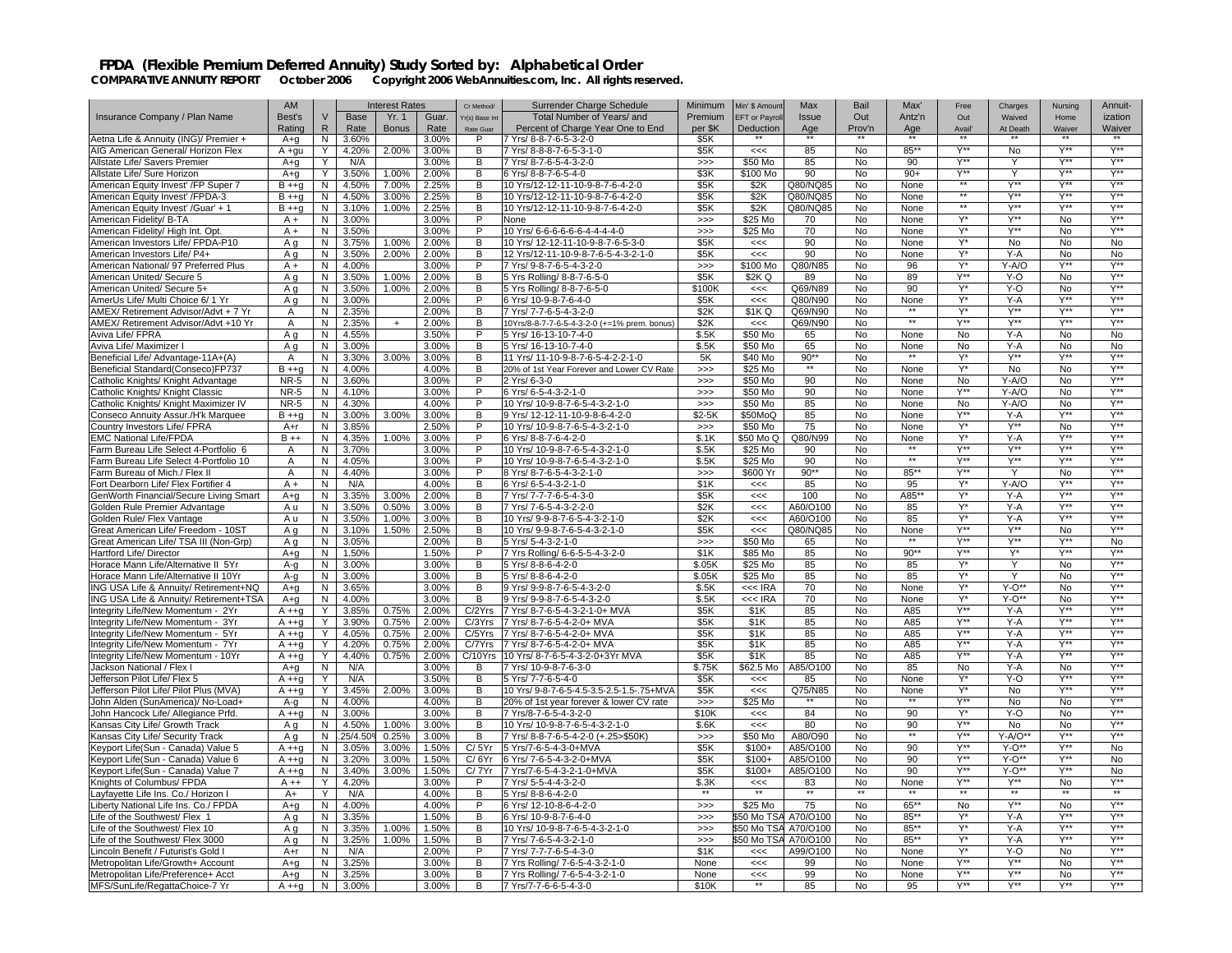# FPDA (Flexible Premium Deferred Annuity) Study Sorted by: Alphabetical Order

**COMPARATIVE ANNUITY REPORT October 2006 Copyright 2006 WebAnnuities.com, Inc. All rights reserved.**

| Insurance Company / Plan Name | AM Best's Rating | V R | Interest Rates Base Rate | Yr. 1 Bonus | Guar. Rate | Cr Method/ Yr(s) Base Int Rate Guar | Surrender Charge Schedule Total Number of Years/ and Percent of Charge Year One to End | Minimum Premium per $K | Min' $ Amount EFT or Payroll Deduction | Max Issue Age | Bail Out Prov'n | Max' Antz'n Age | Free Out Avail' | Charges Waived At Death | Nursing Home Waiver | Annuit-ization Waiver |
|---|---|---|---|---|---|---|---|---|---|---|---|---|---|---|---|---|
| Aetna Life & Annuity (ING)/ Premier + | A+g | N | 3.60% | | 3.00% | P | 7 Yrs/ 8-8-7-6-5-3-2-0 | $5K | ** | ** | ** | ** | ** | ** | ** | ** |
| AIG American General/ Horizon Flex | A +gu | Y | 4.20% | 2.00% | 3.00% | B | 7 Yrs/ 8-8-8-7-6-5-3-1-0 | $5K | <<< | 85 | No | 85** | Y** | No | Y** | Y** |
| Allstate Life/ Savers Premier | A+g | Y | N/A | | 3.00% | B | 7 Yrs/ 8-7-6-5-4-3-2-0 | >>> | $50 Mo | 85 | No | 90 | Y** | Y | Y** | Y** |
| Allstate Life/ Sure Horizon | A+g | Y | 3.50% | 1.00% | 2.00% | B | 6 Yrs/ 8-8-7-6-5-4-0 | $3K | $100 Mo | 90 | No | 90+ | Y** | Y | Y** | Y** |
| American Equity Invest' /FP Super 7 | B ++g | N | 4.50% | 7.00% | 2.25% | B | 10 Yrs/12-12-11-10-9-8-7-6-4-2-0 | $5K | $2K | Q80/NQ85 | No | None | ** | Y** | Y** | Y** |
| American Equity Invest' /FPDA-3 | B ++g | N | 4.50% | 3.00% | 2.25% | B | 10 Yrs/12-12-11-10-9-8-7-6-4-2-0 | $5K | $2K | Q80/NQ85 | No | None | ** | Y** | Y** | Y** |
| American Equity Invest' /Guar' + 1 | B ++g | N | 3.10% | 1.00% | 2.25% | B | 10 Yrs/12-12-11-10-9-8-7-6-4-2-0 | $5K | $2K | Q80/NQ85 | No | None | ** | Y** | Y** | Y** |
| American Fidelity/ B-TA | A + | N | 3.00% | | 3.00% | P | None | >>> | $25 Mo | 70 | No | None | Y* | Y** | No | Y** |
| American Fidelity/ High Int. Opt. | A + | N | 3.50% | | 3.00% | P | 10 Yrs/ 6-6-6-6-6-6-4-4-4-4-0 | >>> | $25 Mo | 70 | No | None | Y* | Y** | No | Y** |
| American Investors Life/ FPDA-P10 | A g | N | 3.75% | 1.00% | 2.00% | B | 10 Yrs/ 12-12-11-10-9-8-7-6-5-3-0 | $5K | <<< | 90 | No | None | Y* | No | No | No |
| American Investors Life/ P4+ | A g | N | 3.50% | 2.00% | 2.00% | B | 12 Yrs/12-11-10-9-8-7-6-5-4-3-2-1-0 | $5K | <<< | 90 | No | None | Y* | Y-A | No | No |
| American National/ 97 Preferred Plus | A + | N | 4.00% | | 3.00% | P | 7 Yrs/ 9-8-7-6-5-4-3-2-0 | >>> | $100 Mo | Q80/N85 | No | 96 | Y* | Y-A/O | Y** | Y** |
| American United/ Secure 5 | A g | N | 3.50% | 1.00% | 2.00% | B | 5 Yrs Rolling/ 8-8-7-6-5-0 | $5K | $2K Q | 89 | No | 89 | Y** | Y-O | No | Y** |
| American United/ Secure 5+ | A g | N | 3.50% | 1.00% | 2.00% | B | 5 Yrs Rolling/ 8-8-7-6-5-0 | $100K | <<< | Q69/N89 | No | 90 | Y* | Y-O | No | Y** |
| AmerUs Life/ Multi Choice 6/ 1 Yr | A g | N | 3.00% | | 2.00% | P | 6 Yrs/ 10-9-8-7-6-4-0 | $5K | <<< | Q80/N90 | No | None | Y* | Y-A | Y** | Y** |
| AMEX/ Retirement Advisor/Advt + 7 Yr | A | N | 2.35% | | 2.00% | B | 7 Yrs/ 7-7-6-5-4-3-2-0 | $2K | $1K Q | Q69/N90 | No | ** | Y* | Y** | Y** | Y** |
| AMEX/ Retirement Advisor/Advt +10 Yr | A | N | 2.35% | + | 2.00% | B | 10Yrs/8-8-7-7-6-5-4-3-2-0 (+=1% prem. bonus) | $2K | <<< | Q69/N90 | No | ** | Y** | Y** | Y** | Y** |
| Aviva Life/ FPRA | A g | N | 4.55% | | 3.50% | P | 5 Yrs/ 16-13-10-7-4-0 | $.5K | $50 Mo | 65 | No | None | No | Y-A | No | No |
| Aviva Life/ Maximizer I | A g | N | 3.00% | | 3.00% | B | 5 Yrs/ 16-13-10-7-4-0 | $.5K | $50 Mo | 65 | No | None | No | Y-A | No | No |
| Beneficial Life/ Advantage-11A+(A) | A | N | 3.30% | 3.00% | 3.00% | B | 11 Yrs/ 11-10-9-8-7-6-5-4-2-2-1-0 | 5K | $40 Mo | 90** | No | ** | Y* | Y** | Y** | Y** |
| Beneficial Standard(Conseco)FP737 | B ++g | N | 4.00% | | 4.00% | B | 20% of 1st Year Forever and Lower CV Rate | >>> | $25 Mo | ** | No | None | Y* | No | No | Y** |
| Catholic Knights/ Knight Advantage | NR-5 | N | 3.60% | | 3.00% | P | 2 Yrs/ 6-3-0 | >>> | $50 Mo | 90 | No | None | No | Y-A/O | No | Y** |
| Catholic Knights/ Knight Classic | NR-5 | N | 4.10% | | 3.00% | P | 6 Yrs/ 6-5-4-3-2-1-0 | >>> | $50 Mo | 90 | No | None | Y** | Y-A/O | No | Y** |
| Catholic Knights/ Knight Maximizer IV | NR-5 | N | 4.30% | | 4.00% | P | 10 Yrs/ 10-9-8-7-6-5-4-3-2-1-0 | >>> | $50 Mo | 85 | No | None | No | Y-A/O | No | Y** |
| Conseco Annuity Assur./H'k Marquee | B ++g | N | 3.00% | 3.00% | 3.00% | B | 9 Yrs/ 12-12-11-10-9-8-6-4-2-0 | $2-5K | $50MoQ | 85 | No | None | Y** | Y-A | Y** | Y** |
| Country Investors Life/ FPRA | A+r | N | 3.85% | | 2.50% | P | 10 Yrs/ 10-9-8-7-6-5-4-3-2-1-0 | >>> | $50 Mo | 75 | No | None | Y* | Y** | No | Y** |
| EMC National Life/FPDA | B ++ | N | 4.35% | 1.00% | 3.00% | P | 6 Yrs/ 8-8-7-6-4-2-0 | $.1K | $50 Mo Q | Q80/N99 | No | None | Y* | Y-A | Y** | Y** |
| Farm Bureau Life Select 4-Portfolio 6 | A | N | 3.70% | | 3.00% | P | 10 Yrs/ 10-9-8-7-6-5-4-3-2-1-0 | $.5K | $25 Mo | 90 | No | ** | Y** | Y** | Y** | Y** |
| Farm Bureau Life Select 4-Portfolio 10 | A | N | 4.05% | | 3.00% | P | 10 Yrs/ 10-9-8-7-6-5-4-3-2-1-0 | $.5K | $25 Mo | 90 | No | ** | Y** | Y** | Y** | Y** |
| Farm Bureau of Mich./ Flex II | A | N | 4.40% | | 3.00% | P | 8 Yrs/ 8-7-6-5-4-3-2-1-0 | >>> | $600 Yr | 90** | No | 85** | Y** | Y | No | Y** |
| Fort Dearborn Life/ Flex Fortifier 4 | A + | N | N/A | | 4.00% | B | 6 Yrs/ 6-5-4-3-2-1-0 | $1K | <<< | 85 | No | 95 | Y* | Y-A/O | No | Y** |
| GenWorth Financial/Secure Living Smart | A+g | N | 3.35% | 3.00% | 2.00% | B | 7 Yrs/ 7-7-7-6-5-4-3-0 | $5K | <<< | 100 | No | A85** | Y* | Y-A | Y** | Y** |
| Golden Rule Premier Advantage | A u | N | 3.50% | 0.50% | 3.00% | B | 7 Yrs/ 7-6-5-4-3-2-2-0 | $2K | <<< | A60/O100 | No | 85 | Y* | Y-A | Y** | Y** |
| Golden Rule/ Flex Vantage | A u | N | 3.50% | 1.00% | 3.00% | B | 10 Yrs/ 9-9-8-7-6-5-4-3-2-1-0 | $2K | <<< | A60/O100 | No | 85 | Y* | Y-A | Y** | Y** |
| Great American Life/ Freedom - 10ST | A g | N | 3.10% | 1.50% | 2.50% | B | 10 Yrs/ 9-9-8-7-6-5-4-3-2-1-0 | $5K | <<< | Q80/NQ85 | No | None | Y** | Y** | No | Y** |
| Great American Life/ TSA III (Non-Grp) | A g | N | 3.05% | | 2.00% | B | 5 Yrs/ 5-4-3-2-1-0 | >>> | $50 Mo | 65 | No | ** | Y** | Y** | Y** | No |
| Hartford Life/ Director | A+g | N | 1.50% | | 1.50% | P | 7 Yrs Rolling/ 6-6-5-5-4-3-2-0 | $1K | $85 Mo | 85 | No | 90** | Y** | Y* | Y** | Y** |
| Horace Mann Life/Alternative II 5Yr | A-g | N | 3.00% | | 3.00% | B | 5 Yrs/ 8-8-6-4-2-0 | $.05K | $25 Mo | 85 | No | 85 | Y* | Y | No | Y** |
| Horace Mann Life/Alternative II 10Yr | A-g | N | 3.00% | | 3.00% | B | 5 Yrs/ 8-8-6-4-2-0 | $.05K | $25 Mo | 85 | No | 85 | Y* | Y | No | Y** |
| ING USA Life & Annuity/ Retirement+NQ | A+g | N | 3.65% | | 3.00% | B | 9 Yrs/ 9-9-8-7-6-5-4-3-2-0 | $.5K | <<< IRA | 70 | No | None | Y* | Y-O** | No | Y** |
| ING USA Life & Annuity/ Retirement+TSA | A+g | N | 4.00% | | 3.00% | B | 9 Yrs/ 9-9-8-7-6-5-4-3-2-0 | $.5K | <<< IRA | 70 | No | None | Y* | Y-O** | No | Y** |
| Integrity Life/New Momentum - 2Yr | A ++g | Y | 3.85% | 0.75% | 2.00% | C/2Yrs | 7 Yrs/ 8-7-6-5-4-3-2-1-0+ MVA | $5K | $1K | 85 | No | A85 | Y** | Y-A | Y** | Y** |
| Integrity Life/New Momentum - 3Yr | A ++g | Y | 3.90% | 0.75% | 2.00% | C/3Yrs | 7 Yrs/ 8-7-6-5-4-2-0+ MVA | $5K | $1K | 85 | No | A85 | Y** | Y-A | Y** | Y** |
| Integrity Life/New Momentum - 5Yr | A ++g | Y | 4.05% | 0.75% | 2.00% | C/5Yrs | 7 Yrs/ 8-7-6-5-4-2-0+ MVA | $5K | $1K | 85 | No | A85 | Y** | Y-A | Y** | Y** |
| Integrity Life/New Momentum - 7Yr | A ++g | Y | 4.20% | 0.75% | 2.00% | C/7Yrs | 7 Yrs/ 8-7-6-5-4-2-0+ MVA | $5K | $1K | 85 | No | A85 | Y** | Y-A | Y** | Y** |
| Integrity Life/New Momentum - 10Yr | A ++g | Y | 4.40% | 0.75% | 2.00% | C/10Yrs | 10 Yrs/ 8-7-6-5-4-3-2-0+3Yr MVA | $5K | $1K | 85 | No | A85 | Y** | Y-A | Y** | Y** |
| Jackson National / Flex I | A+g | N | N/A | | 3.00% | B | 7 Yrs/ 10-9-8-7-6-3-0 | $.75K | $62.5 Mo | A85/O100 | No | 85 | No | Y-A | No | Y** |
| Jefferson Pilot Life/ Flex 5 | A ++g | Y | N/A | | 3.50% | B | 5 Yrs/ 7-7-6-5-4-0 | $5K | <<< | 85 | No | None | Y* | Y-O | Y** | Y** |
| Jefferson Pilot Life/ Pilot Plus (MVA) | A ++g | Y | 3.45% | 2.00% | 3.00% | B | 10 Yrs/ 9-8-7-6-5-4-3.5-2.5-1.5-.75+MVA | $5K | <<< | Q75/N85 | No | None | Y* | No | Y** | Y** |
| John Alden (SunAmerica)/ No-Load+ | A-g | N | 4.00% | | 4.00% | B | 20% of 1st year forever & lower CV rate | >>> | $25 Mo | ** | No | ** | Y** | No | No | Y** |
| John Hancock Life/ Allegiance Prfd. | A ++g | N | 3.00% | | 3.00% | B | 7 Yrs/8-7-6-5-4-3-2-0 | $10K | <<< | 84 | No | 90 | Y* | Y-O | No | Y** |
| Kansas City Life/ Growth Track | A g | N | 4.50% | 1.00% | 3.00% | B | 10 Yrs/ 10-9-8-7-6-5-4-3-2-1-0 | $.6K | <<< | 80 | No | 90 | Y** | No | No | Y** |
| Kansas City Life/ Security Track | A g | N | .25/4.50% | 0.25% | 3.00% | B | 7 Yrs/ 8-8-7-6-5-4-2-0 (+.25>$50K) | >>> | $50 Mo | A80/O90 | No | ** | Y** | Y-A/O** | Y** | Y** |
| Keyport Life(Sun - Canada) Value 5 | A ++g | N | 3.05% | 3.00% | 1.50% | C/ 5Yr | 5 Yrs/7-6-5-4-3-0+MVA | $5K | $100+ | A85/O100 | No | 90 | Y** | Y-O** | Y** | No |
| Keyport Life(Sun - Canada) Value 6 | A ++g | N | 3.20% | 3.00% | 1.50% | C/ 6Yr | 6 Yrs/ 7-6-5-4-3-2-0+MVA | $5K | $100+ | A85/O100 | No | 90 | Y** | Y-O** | Y** | No |
| Keyport Life(Sun - Canada) Value 7 | A ++g | N | 3.40% | 3.00% | 1.50% | C/ 7Yr | 7 Yrs/7-6-5-4-3-2-1-0+MVA | $5K | $100+ | A85/O100 | No | 90 | Y** | Y-O** | Y** | No |
| Knights of Columbus/ FPDA | A ++ | Y | 4.20% | | 3.00% | P | 7 Yrs/ 5-5-4-4-3-2-0 | $.3K | <<< | 83 | No | None | Y** | Y** | No | Y** |
| Layfayette Life Ins. Co./ Horizon I | A+ | Y | N/A | | 4.00% | B | 5 Yrs/ 8-8-6-4-2-0 | ** | ** | ** | ** | ** | ** | ** | ** | ** |
| Liberty National Life Ins. Co./ FPDA | A+g | N | 4.00% | | 4.00% | P | 6 Yrs/ 12-10-8-6-4-2-0 | >>> | $25 Mo | 75 | No | 65** | No | Y** | No | Y** |
| Life of the Southwest/ Flex 1 | A g | N | 3.35% | | 1.50% | B | 6 Yrs/ 10-9-8-7-6-4-0 | >>> | $50 Mo TSA | A70/O100 | No | 85** | Y* | Y-A | Y** | Y** |
| Life of the Southwest/ Flex 10 | A g | N | 3.35% | 1.00% | 1.50% | B | 10 Yrs/ 10-9-8-7-6-5-4-3-2-1-0 | >>> | $50 Mo TSA | A70/O100 | No | 85** | Y* | Y-A | Y** | Y** |
| Life of the Southwest/ Flex 3000 | A g | N | 3.25% | 1.00% | 1.50% | B | 7 Yrs/ 7-6-5-4-3-2-1-0 | >>> | $50 Mo TSA | A70/O100 | No | 85** | Y* | Y-A | Y** | Y** |
| Lincoln Benefit / Futurist's Gold I | A+r | N | N/A | | 2.00% | P | 7 Yrs/ 7-7-7-6-5-4-3-0 | $1K | <<< | A99/O100 | No | None | Y* | Y-O | No | Y** |
| Metropolitan Life/Growth+ Account | A+g | N | 3.25% | | 3.00% | B | 7 Yrs Rolling/ 7-6-5-4-3-2-1-0 | None | <<< | 99 | No | None | Y** | Y** | No | Y** |
| Metropolitan Life/Preference+ Acct | A+g | N | 3.25% | | 3.00% | B | 7 Yrs Rolling/ 7-6-5-4-3-2-1-0 | None | <<< | 99 | No | None | Y** | Y** | No | Y** |
| MFS/SunLife/RegattaChoice-7 Yr | A ++g | N | 3.00% | | 3.00% | B | 7 Yrs/7-7-6-6-5-4-3-0 | $10K | ** | 85 | No | 95 | Y** | Y** | Y** | Y** |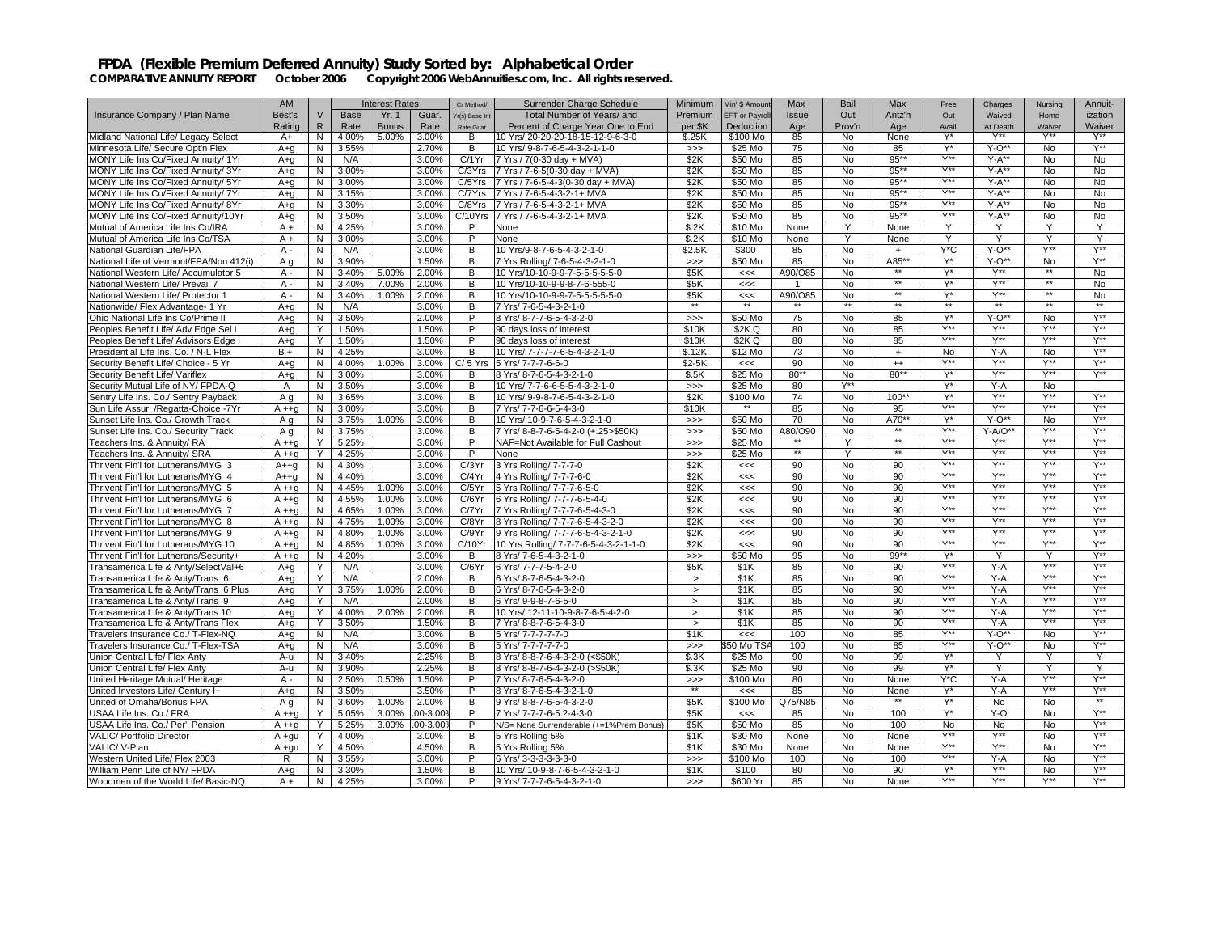# FPDA (Flexible Premium Deferred Annuity) Study Sorted by: Alphabetical Order

**COMPARATIVE ANNUITY REPORT October 2006 Copyright 2006 WebAnnuities.com, Inc. All rights reserved.**

| Insurance Company / Plan Name | AM Best's Rating | V R | Interest Rates Base Rate | Yr. 1 Bonus | Guar. Rate | Cr Method/ Yr(s) Base Int Rate Guar | Surrender Charge Schedule Total Number of Years/ and Percent of Charge Year One to End | Minimum Premium per $K | Min' $ Amount EFT or Payroll Deduction | Max Issue Age | Bail Out Prov'n | Max' Antz'n Age | Free Out Avail' | Charges Waived At Death | Nursing Home Waiver | Annuit-ization Waiver |
|---|---|---|---|---|---|---|---|---|---|---|---|---|---|---|---|---|
| Midland National Life/ Legacy Select | A+ | N | 4.00% | 5.00% | 3.00% | B | 10 Yrs/ 20-20-20-18-15-12-9-6-3-0 | $.25K | $100 Mo | 85 | No | None | Y* | Y** | Y** | Y** |
| Minnesota Life/ Secure Opt'n Flex | A+g | N | 3.55% | | 2.70% | B | 10 Yrs/ 9-8-7-6-5-4-3-2-1-1-0 | >>> | $25 Mo | 75 | No | 85 | Y* | Y-O** | No | Y** |
| MONY Life Ins Co/Fixed Annuity/ 1Yr | A+g | N | N/A | | 3.00% | C/1Yr | 7 Yrs / 7(0-30 day + MVA) | $2K | $50 Mo | 85 | No | 95** | Y** | Y-A** | No | No |
| MONY Life Ins Co/Fixed Annuity/ 3Yr | A+g | N | 3.00% | | 3.00% | C/3Yrs | 7 Yrs / 7-6-5(0-30 day + MVA) | $2K | $50 Mo | 85 | No | 95** | Y** | Y-A** | No | No |
| MONY Life Ins Co/Fixed Annuity/ 5Yr | A+g | N | 3.00% | | 3.00% | C/5Yrs | 7 Yrs / 7-6-5-4-3(0-30 day + MVA) | $2K | $50 Mo | 85 | No | 95** | Y** | Y-A** | No | No |
| MONY Life Ins Co/Fixed Annuity/ 7Yr | A+g | N | 3.15% | | 3.00% | C/7Yrs | 7 Yrs / 7-6-5-4-3-2-1+ MVA | $2K | $50 Mo | 85 | No | 95** | Y** | Y-A** | No | No |
| MONY Life Ins Co/Fixed Annuity/ 8Yr | A+g | N | 3.30% | | 3.00% | C/8Yrs | 7 Yrs / 7-6-5-4-3-2-1+ MVA | $2K | $50 Mo | 85 | No | 95** | Y** | Y-A** | No | No |
| MONY Life Ins Co/Fixed Annuity/10Yr | A+g | N | 3.50% | | 3.00% | C/10Yrs | 7 Yrs / 7-6-5-4-3-2-1+ MVA | $2K | $50 Mo | 85 | No | 95** | Y** | Y-A** | No | No |
| Mutual of America Life Ins Co/IRA | A + | N | 4.25% | | 3.00% | P | None | $.2K | $10 Mo | None | Y | None | Y | Y | Y | Y |
| Mutual of America Life Ins Co/TSA | A + | N | 3.00% | | 3.00% | P | None | $.2K | $10 Mo | None | Y | None | Y | Y | Y | Y |
| National Guardian Life/FPA | A - | N | N/A | | 3.00% | B | 10 Yrs/9-8-7-6-5-4-3-2-1-0 | $2.5K | $300 | 85 | No | + | Y*C | Y-O** | Y** | Y** |
| National Life of Vermont/FPA/Non 412(i) | A g | N | 3.90% | | 1.50% | B | 7 Yrs Rolling/ 7-6-5-4-3-2-1-0 | >>> | $50 Mo | 85 | No | A85** | Y* | Y-O** | No | Y** |
| National Western Life/ Accumulator 5 | A - | N | 3.40% | 5.00% | 2.00% | B | 10 Yrs/10-10-9-9-7-5-5-5-5-0 | $5K | <<< | A90/O85 | No | ** | Y* | Y** | ** | No |
| National Western Life/ Prevail 7 | A - | N | 3.40% | 7.00% | 2.00% | B | 10 Yrs/10-10-9-9-8-7-6-555-0 | $5K | <<< | 1 | No | ** | Y* | Y** | ** | No |
| National Western Life/ Protector 1 | A - | N | 3.40% | 1.00% | 2.00% | B | 10 Yrs/10-10-9-9-7-5-5-5-5-0 | $5K | <<< | A90/O85 | No | ** | Y* | Y** | ** | No |
| Nationwide/ Flex Advantage- 1 Yr | A+g | N | N/A | | 3.00% | B | 7 Yrs/ 7-6-5-4-3-2-1-0 | ** | ** | ** | ** | ** | ** | ** | ** | ** |
| Ohio National Life Ins Co/Prime II | A+g | N | 3.50% | | 2.00% | P | 8 Yrs/ 8-7-7-6-5-4-3-2-0 | >>> | $50 Mo | 75 | No | 85 | Y* | Y-O** | No | Y** |
| Peoples Benefit Life/ Adv Edge Sel I | A+g | Y | 1.50% | | 1.50% | P | 90 days loss of interest | $10K | $2K Q | 80 | No | 85 | Y** | Y** | Y** | Y** |
| Peoples Benefit Life/ Advisors Edge I | A+g | Y | 1.50% | | 1.50% | P | 90 days loss of interest | $10K | $2K Q | 80 | No | 85 | Y** | Y** | Y** | Y** |
| Presidential Life Ins. Co. / N-L Flex | B + | N | 4.25% | | 3.00% | B | 10 Yrs/ 7-7-7-7-6-5-4-3-2-1-0 | $.12K | $12 Mo | 73 | No | + | No | Y-A | No | Y** |
| Security Benefit Life/ Choice - 5 Yr | A+g | N | 4.00% | 1.00% | 3.00% | C/ 5 Yrs | 5 Yrs/ 7-7-7-6-6-0 | $2-5K | <<< | 90 | No | ++ | Y** | Y** | Y** | Y** |
| Security Benefit Life/ Variflex | A+g | N | 3.00% | | 3.00% | B | 8 Yrs/ 8-7-6-5-4-3-2-1-0 | $.5K | $25 Mo | 80** | No | 80** | Y* | Y** | Y** | Y** |
| Security Mutual Life of NY/ FPDA-Q | A | N | 3.50% | | 3.00% | B | 10 Yrs/ 7-7-6-6-5-5-4-3-2-1-0 | >>> | $25 Mo | 80 | Y** | | Y* | Y-A | No | |
| Sentry Life Ins. Co./ Sentry Payback | A g | N | 3.65% | | 3.00% | B | 10 Yrs/ 9-9-8-7-6-5-4-3-2-1-0 | $2K | $100 Mo | 74 | No | 100** | Y* | Y** | Y** | Y** |
| Sun Life Assur. /Regatta-Choice -7Yr | A ++g | N | 3.00% | | 3.00% | B | 7 Yrs/ 7-7-6-6-5-4-3-0 | $10K | ** | 85 | No | 95 | Y** | Y** | Y** | Y** |
| Sunset Life Ins. Co./ Growth Track | A g | N | 3.75% | 1.00% | 3.00% | B | 10 Yrs/ 10-9-7-6-5-4-3-2-1-0 | >>> | $50 Mo | 70 | No | A70** | Y* | Y-O** | No | Y** |
| Sunset Life Ins. Co./ Security Track | A g | N | 3.75% | | 3.00% | B | 7 Yrs/ 8-8-7-6-5-4-2-0 (+.25>$50K) | >>> | $50 Mo | A80/O90 | No | ** | Y** | Y-A/O** | Y** | Y** |
| Teachers Ins. & Annuity/ RA | A ++g | Y | 5.25% | | 3.00% | P | NAF=Not Available for Full Cashout | >>> | $25 Mo | ** | Y | ** | Y** | Y** | Y** | Y** |
| Teachers Ins. & Annuity/ SRA | A ++g | Y | 4.25% | | 3.00% | P | None | >>> | $25 Mo | ** | Y | ** | Y** | Y** | Y** | Y** |
| Thrivent Fin'l for Lutherans/MYG 3 | A++g | N | 4.30% | | 3.00% | C/3Yr | 3 Yrs Rolling/ 7-7-7-0 | $2K | <<< | 90 | No | 90 | Y** | Y** | Y** | Y** |
| Thrivent Fin'l for Lutherans/MYG 4 | A++g | N | 4.40% | | 3.00% | C/4Yr | 4 Yrs Rolling/ 7-7-7-6-0 | $2K | <<< | 90 | No | 90 | Y** | Y** | Y** | Y** |
| Thrivent Fin'l for Lutherans/MYG 5 | A ++g | N | 4.45% | 1.00% | 3.00% | C/5Yr | 5 Yrs Rolling/ 7-7-7-6-5-0 | $2K | <<< | 90 | No | 90 | Y** | Y** | Y** | Y** |
| Thrivent Fin'l for Lutherans/MYG 6 | A ++g | N | 4.55% | 1.00% | 3.00% | C/6Yr | 6 Yrs Rolling/ 7-7-7-6-5-4-0 | $2K | <<< | 90 | No | 90 | Y** | Y** | Y** | Y** |
| Thrivent Fin'l for Lutherans/MYG 7 | A ++g | N | 4.65% | 1.00% | 3.00% | C/7Yr | 7 Yrs Rolling/ 7-7-7-6-5-4-3-0 | $2K | <<< | 90 | No | 90 | Y** | Y** | Y** | Y** |
| Thrivent Fin'l for Lutherans/MYG 8 | A ++g | N | 4.75% | 1.00% | 3.00% | C/8Yr | 8 Yrs Rolling/ 7-7-7-6-5-4-3-2-0 | $2K | <<< | 90 | No | 90 | Y** | Y** | Y** | Y** |
| Thrivent Fin'l for Lutherans/MYG 9 | A ++g | N | 4.80% | 1.00% | 3.00% | C/9Yr | 9 Yrs Rolling/ 7-7-7-6-5-4-3-2-1-0 | $2K | <<< | 90 | No | 90 | Y** | Y** | Y** | Y** |
| Thrivent Fin'l for Lutherans/MYG 10 | A ++g | N | 4.85% | 1.00% | 3.00% | C/10Yr | 10 Yrs Rolling/ 7-7-7-6-5-4-3-2-1-1-0 | $2K | <<< | 90 | No | 90 | Y** | Y** | Y** | Y** |
| Thrivent Fin'l for Lutherans/Security+ | A ++g | N | 4.20% | | 3.00% | B | 8 Yrs/ 7-6-5-4-3-2-1-0 | >>> | $50 Mo | 95 | No | 99** | Y* | Y | Y | Y** |
| Transamerica Life & Anty/SelectVal+6 | A+g | Y | N/A | | 3.00% | C/6Yr | 6 Yrs/ 7-7-7-5-4-2-0 | $5K | $1K | 85 | No | 90 | Y** | Y-A | Y** | Y** |
| Transamerica Life & Anty/Trans 6 | A+g | Y | N/A | | 2.00% | B | 6 Yrs/ 8-7-6-5-4-3-2-0 | > | $1K | 85 | No | 90 | Y** | Y-A | Y** | Y** |
| Transamerica Life & Anty/Trans 6 Plus | A+g | Y | 3.75% | 1.00% | 2.00% | B | 6 Yrs/ 8-7-6-5-4-3-2-0 | > | $1K | 85 | No | 90 | Y** | Y-A | Y** | Y** |
| Transamerica Life & Anty/Trans 9 | A+g | Y | N/A | | 2.00% | B | 6 Yrs/ 9-9-8-7-6-5-0 | > | $1K | 85 | No | 90 | Y** | Y-A | Y** | Y** |
| Transamerica Life & Anty/Trans 10 | A+g | Y | 4.00% | 2.00% | 2.00% | B | 10 Yrs/ 12-11-10-9-8-7-6-5-4-2-0 | > | $1K | 85 | No | 90 | Y** | Y-A | Y** | Y** |
| Transamerica Life & Anty/Trans Flex | A+g | Y | 3.50% | | 1.50% | B | 7 Yrs/ 8-8-7-6-5-4-3-0 | > | $1K | 85 | No | 90 | Y** | Y-A | Y** | Y** |
| Travelers Insurance Co./ T-Flex-NQ | A+g | N | N/A | | 3.00% | B | 5 Yrs/ 7-7-7-7-7-0 | $1K | <<< | 100 | No | 85 | Y** | Y-O** | No | Y** |
| Travelers Insurance Co./ T-Flex-TSA | A+g | N | N/A | | 3.00% | B | 5 Yrs/ 7-7-7-7-7-0 | >>> | $50 Mo TSA | 100 | No | 85 | Y** | Y-O** | No | Y** |
| Union Central Life/ Flex Anty | A-u | N | 3.40% | | 2.25% | B | 8 Yrs/ 8-8-7-6-4-3-2-0 (<$50K) | $.3K | $25 Mo | 90 | No | 99 | Y* | Y | Y | Y |
| Union Central Life/ Flex Anty | A-u | N | 3.90% | | 2.25% | B | 8 Yrs/ 8-8-7-6-4-3-2-0 (>$50K) | $.3K | $25 Mo | 90 | No | 99 | Y* | Y | Y | Y |
| United Heritage Mutual/ Heritage | A - | N | 2.50% | 0.50% | 1.50% | P | 7 Yrs/ 8-7-6-5-4-3-2-0 | >>> | $100 Mo | 80 | No | None | Y*C | Y-A | Y** | Y** |
| United Investors Life/ Century I+ | A+g | N | 3.50% | | 3.50% | P | 8 Yrs/ 8-7-6-5-4-3-2-1-0 | ** | <<< | 85 | No | None | Y* | Y-A | Y** | Y** |
| United of Omaha/Bonus FPA | A g | N | 3.60% | 1.00% | 2.00% | B | 9 Yrs/ 8-8-7-6-5-4-3-2-0 | $5K | $100 Mo | Q75/N85 | No | ** | Y* | No | No | ** |
| USAA Life Ins. Co./ FRA | A ++g | Y | 5.05% | 3.00% | .00-3.00% | P | 7 Yrs/ 7-7-7-6-5.2-4-3-0 | $5K | <<< | 85 | No | 100 | Y* | Y-O | No | Y** |
| USAA Life Ins. Co./ Per'l Pension | A ++g | Y | 5.25% | 3.00% | .00-3.00% | P | N/S= None Surrenderable (+=1%Prem Bonus) | $5K | $50 Mo | 85 | No | 100 | No | No | No | Y** |
| VALIC/ Portfolio Director | A +gu | Y | 4.00% | | 3.00% | B | 5 Yrs Rolling 5% | $1K | $30 Mo | None | No | None | Y** | Y** | No | Y** |
| VALIC/ V-Plan | A +gu | Y | 4.50% | | 4.50% | B | 5 Yrs Rolling 5% | $1K | $30 Mo | None | No | None | Y** | Y** | No | Y** |
| Western United Life/ Flex 2003 | R | N | 3.55% | | 3.00% | P | 6 Yrs/ 3-3-3-3-3-3-0 | >>> | $100 Mo | 100 | No | 100 | Y** | Y-A | No | Y** |
| William Penn Life of NY/ FPDA | A+g | N | 3.30% | | 1.50% | B | 10 Yrs/ 10-9-8-7-6-5-4-3-2-1-0 | $1K | $100 | 80 | No | 90 | Y* | Y** | No | Y** |
| Woodmen of the World Life/ Basic-NQ | A + | N | 4.25% | | 3.00% | P | 9 Yrs/ 7-7-7-6-5-4-3-2-1-0 | >>> | $600 Yr | 85 | No | None | Y** | Y** | Y** | Y** |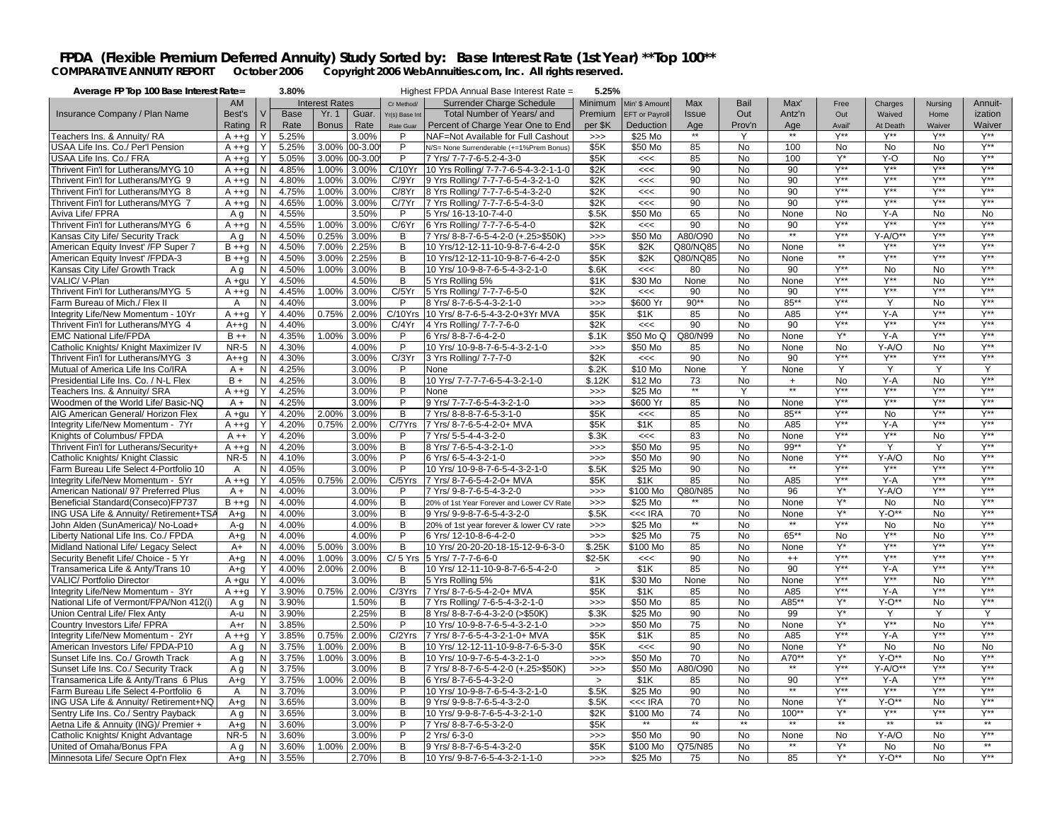# FPDA (Flexible Premium Deferred Annuity) Study Sorted by: Base Interest Rate (1st Year) **Top 100**

**COMPARATIVE ANNUITY REPORT October 2006 Copyright 2006 WebAnnuities.com, Inc. All rights reserved.**

**Average FP Top 100 Base Interest Rate= 3.80%** Highest FPDA Annual Base Interest Rate = **5.25%**

| Insurance Company / Plan Name | AM Best's Rating | V R | Interest Rates Base Rate | Yr. 1 Bonus | Guar. Rate | Cr Method/ Yr(s) Base Int Rate Guar | Surrender Charge Schedule Total Number of Years/ and Percent of Charge Year One to End | Minimum Premium per $K | Min' $ Amount EFT or Payroll Deduction | Max Issue Age | Bail Out Prov'n | Max' Antz'n Age | Free Out Avail' | Charges Waived At Death | Nursing Home Waiver | Annuit-ization Waiver |
|---|---|---|---|---|---|---|---|---|---|---|---|---|---|---|---|---|
| Teachers Ins. & Annuity/ RA | A ++g | Y | 5.25% | | 3.00% | P | NAF=Not Available for Full Cashout | >>> | $25 Mo | ** | Y | ** | Y** | Y** | Y** | Y** |
| USAA Life Ins. Co./ Per'l Pension | A ++g | Y | 5.25% | 3.00% | 00-3.00 | P | N/S= None Surrenderable (+=1%Prem Bonus) | $5K | $50 Mo | 85 | No | 100 | No | No | No | Y** |
| USAA Life Ins. Co./ FRA | A ++g | Y | 5.05% | 3.00% | 00-3.00 | P | 7 Yrs/ 7-7-7-6-5.2-4-3-0 | $5K | <<< | 85 | No | 100 | Y* | Y-O | No | Y** |
| Thrivent Fin'l for Lutherans/MYG 10 | A ++g | N | 4.85% | 1.00% | 3.00% | C/10Yr | 10 Yrs Rolling/ 7-7-7-6-5-4-3-2-1-1-0 | $2K | <<< | 90 | No | 90 | Y** | Y** | Y** | Y** |
| Thrivent Fin'l for Lutherans/MYG 9 | A ++g | N | 4.80% | 1.00% | 3.00% | C/9Yr | 9 Yrs Rolling/ 7-7-7-6-5-4-3-2-1-0 | $2K | <<< | 90 | No | 90 | Y** | Y** | Y** | Y** |
| Thrivent Fin'l for Lutherans/MYG 8 | A ++g | N | 4.75% | 1.00% | 3.00% | C/8Yr | 8 Yrs Rolling/ 7-7-7-6-5-4-3-2-0 | $2K | <<< | 90 | No | 90 | Y** | Y** | Y** | Y** |
| Thrivent Fin'l for Lutherans/MYG 7 | A ++g | N | 4.65% | 1.00% | 3.00% | C/7Yr | 7 Yrs Rolling/ 7-7-7-6-5-4-3-0 | $2K | <<< | 90 | No | 90 | Y** | Y** | Y** | Y** |
| Aviva Life/ FPRA | A g | N | 4.55% | | 3.50% | P | 5 Yrs/ 16-13-10-7-4-0 | $.5K | $50 Mo | 65 | No | None | No | Y-A | No | No |
| Thrivent Fin'l for Lutherans/MYG 6 | A ++g | N | 4.55% | 1.00% | 3.00% | C/6Yr | 6 Yrs Rolling/ 7-7-7-6-5-4-0 | $2K | <<< | 90 | No | 90 | Y** | Y** | Y** | Y** |
| Kansas City Life/ Security Track | A g | N | 4.50% | 0.25% | 3.00% | B | 7 Yrs/ 8-8-7-6-5-4-2-0 (+.25>$50K) | >>> | $50 Mo | A80/O90 | No | ** | Y** | Y-A/O** | Y** | Y** |
| American Equity Invest' /FP Super 7 | B ++g | N | 4.50% | 7.00% | 2.25% | B | 10 Yrs/12-12-11-10-9-8-7-6-4-2-0 | $5K | $2K | Q80/NQ85 | No | None | ** | Y** | Y** | Y** |
| American Equity Invest' /FPDA-3 | B ++g | N | 4.50% | 3.00% | 2.25% | B | 10 Yrs/12-12-11-10-9-8-7-6-4-2-0 | $5K | $2K | Q80/NQ85 | No | None | ** | Y** | Y** | Y** |
| Kansas City Life/ Growth Track | A g | N | 4.50% | 1.00% | 3.00% | B | 10 Yrs/ 10-9-8-7-6-5-4-3-2-1-0 | $.6K | <<< | 80 | No | 90 | Y** | No | No | Y** |
| VALIC/ V-Plan | A +gu | Y | 4.50% | | 4.50% | B | 5 Yrs Rolling 5% | $1K | $30 Mo | None | No | None | Y** | Y** | No | Y** |
| Thrivent Fin'l for Lutherans/MYG 5 | A ++g | N | 4.45% | 1.00% | 3.00% | C/5Yr | 5 Yrs Rolling/ 7-7-7-6-5-0 | $2K | <<< | 90 | No | 90 | Y** | Y** | Y** | Y** |
| Farm Bureau of Mich./ Flex II | A | N | 4.40% | | 3.00% | P | 8 Yrs/ 8-7-6-5-4-3-2-1-0 | >>> | $600 Yr | 90** | No | 85** | Y** | Y | No | Y** |
| Integrity Life/New Momentum - 10Yr | A ++g | Y | 4.40% | 0.75% | 2.00% | C/10Yrs | 10 Yrs/ 8-7-6-5-4-3-2-0+3Yr MVA | $5K | $1K | 85 | No | A85 | Y** | Y-A | Y** | Y** |
| Thrivent Fin'l for Lutherans/MYG 4 | A++g | N | 4.40% | | 3.00% | C/4Yr | 4 Yrs Rolling/ 7-7-7-6-0 | $2K | <<< | 90 | No | 90 | Y** | Y** | Y** | Y** |
| EMC National Life/FPDA | B ++ | N | 4.35% | 1.00% | 3.00% | P | 6 Yrs/ 8-8-7-6-4-2-0 | $.1K | $50 Mo Q | Q80/N99 | No | None | Y* | Y-A | Y** | Y** |
| Catholic Knights/ Knight Maximizer IV | NR-5 | N | 4.30% | | 4.00% | P | 10 Yrs/ 10-9-8-7-6-5-4-3-2-1-0 | >>> | $50 Mo | 85 | No | None | No | Y-A/O | No | Y** |
| Thrivent Fin'l for Lutherans/MYG 3 | A++g | N | 4.30% | | 3.00% | C/3Yr | 3 Yrs Rolling/ 7-7-7-0 | $2K | <<< | 90 | No | 90 | Y** | Y** | Y** | Y** |
| Mutual of America Life Ins Co/IRA | A + | N | 4.25% | | 3.00% | P | None | $.2K | $10 Mo | None | Y | None | Y | Y | Y | Y |
| Presidential Life Ins. Co. / N-L Flex | B + | N | 4.25% | | 3.00% | B | 10 Yrs/ 7-7-7-7-6-5-4-3-2-1-0 | $.12K | $12 Mo | 73 | No | + | No | Y-A | No | Y** |
| Teachers Ins. & Annuity/ SRA | A ++g | Y | 4.25% | | 3.00% | P | None | >>> | $25 Mo | ** | Y | ** | Y** | Y** | Y** | Y** |
| Woodmen of the World Life/ Basic-NQ | A + | N | 4.25% | | 3.00% | P | 9 Yrs/ 7-7-7-6-5-4-3-2-1-0 | >>> | $600 Yr | 85 | No | None | Y** | Y** | Y** | Y** |
| AIG American General/ Horizon Flex | A +gu | Y | 4.20% | 2.00% | 3.00% | B | 7 Yrs/ 8-8-8-7-6-5-3-1-0 | $5K | <<< | 85 | No | 85** | Y** | No | Y** | Y** |
| Integrity Life/New Momentum - 7Yr | A ++g | Y | 4.20% | 0.75% | 2.00% | C/7Yrs | 7 Yrs/ 8-7-6-5-4-2-0+ MVA | $5K | $1K | 85 | No | A85 | Y** | Y-A | Y** | Y** |
| Knights of Columbus/ FPDA | A ++ | Y | 4.20% | | 3.00% | P | 7 Yrs/ 5-5-4-4-3-2-0 | $.3K | <<< | 83 | No | None | Y** | Y** | No | Y** |
| Thrivent Fin'l for Lutherans/Security+ | A ++g | N | 4.20% | | 3.00% | B | 8 Yrs/ 7-6-5-4-3-2-1-0 | >>> | $50 Mo | 95 | No | 99** | Y* | Y | Y | Y** |
| Catholic Knights/ Knight Classic | NR-5 | N | 4.10% | | 3.00% | P | 6 Yrs/ 6-5-4-3-2-1-0 | >>> | $50 Mo | 90 | No | None | Y** | Y-A/O | No | Y** |
| Farm Bureau Life Select 4-Portfolio 10 | A | N | 4.05% | | 3.00% | P | 10 Yrs/ 10-9-8-7-6-5-4-3-2-1-0 | $.5K | $25 Mo | 90 | No | ** | Y** | Y** | Y** | Y** |
| Integrity Life/New Momentum - 5Yr | A ++g | Y | 4.05% | 0.75% | 2.00% | C/5Yrs | 7 Yrs/ 8-7-6-5-4-2-0+ MVA | $5K | $1K | 85 | No | A85 | Y** | Y-A | Y** | Y** |
| American National/ 97 Preferred Plus | A + | N | 4.00% | | 3.00% | P | 7 Yrs/ 9-8-7-6-5-4-3-2-0 | >>> | $100 Mo | Q80/N85 | No | 96 | Y* | Y-A/O | Y** | Y** |
| Beneficial Standard(Conseco)FP737 | B ++g | N | 4.00% | | 4.00% | B | 20% of 1st Year Forever and Lower CV Rate | >>> | $25 Mo | ** | No | None | Y* | No | No | Y** |
| ING USA Life & Annuity/ Retirement+TSA | A+g | N | 4.00% | | 3.00% | B | 9 Yrs/ 9-9-8-7-6-5-4-3-2-0 | $.5K | <<< IRA | 70 | No | None | Y* | Y-O** | No | Y** |
| John Alden (SunAmerica)/ No-Load+ | A-g | N | 4.00% | | 4.00% | B | 20% of 1st year forever & lower CV rate | >>> | $25 Mo | ** | No | ** | Y** | No | No | Y** |
| Liberty National Life Ins. Co./ FPDA | A+g | N | 4.00% | | 4.00% | P | 6 Yrs/ 12-10-8-6-4-2-0 | >>> | $25 Mo | 75 | No | 65** | No | Y** | No | Y** |
| Midland National Life/ Legacy Select | A+ | N | 4.00% | 5.00% | 3.00% | B | 10 Yrs/ 20-20-20-18-15-12-9-6-3-0 | $.25K | $100 Mo | 85 | No | None | Y* | Y** | Y** | Y** |
| Security Benefit Life/ Choice - 5 Yr | A+g | N | 4.00% | 1.00% | 3.00% | C/ 5 Yrs | 5 Yrs/ 7-7-7-6-6-0 | $2-5K | <<< | 90 | No | ++ | Y** | Y** | Y** | Y** |
| Transamerica Life & Anty/Trans 10 | A+g | Y | 4.00% | 2.00% | 2.00% | B | 10 Yrs/ 12-11-10-9-8-7-6-5-4-2-0 | > | $1K | 85 | No | 90 | Y** | Y-A | Y** | Y** |
| VALIC/ Portfolio Director | A +gu | Y | 4.00% | | 3.00% | B | 5 Yrs Rolling 5% | $1K | $30 Mo | None | No | None | Y** | Y** | No | Y** |
| Integrity Life/New Momentum - 3Yr | A ++g | Y | 3.90% | 0.75% | 2.00% | C/3Yrs | 7 Yrs/ 8-7-6-5-4-2-0+ MVA | $5K | $1K | 85 | No | A85 | Y** | Y-A | Y** | Y** |
| National Life of Vermont/FPA/Non 412(i) | A g | N | 3.90% | | 1.50% | B | 7 Yrs Rolling/ 7-6-5-4-3-2-1-0 | >>> | $50 Mo | 85 | No | A85** | Y* | Y-O** | No | Y** |
| Union Central Life/ Flex Anty | A-u | N | 3.90% | | 2.25% | B | 8 Yrs/ 8-8-7-6-4-3-2-0 (>$50K) | $.3K | $25 Mo | 90 | No | 99 | Y* | Y | Y | Y |
| Country Investors Life/ FPRA | A+r | N | 3.85% | | 2.50% | P | 10 Yrs/ 10-9-8-7-6-5-4-3-2-1-0 | >>> | $50 Mo | 75 | No | None | Y* | Y** | No | Y** |
| Integrity Life/New Momentum - 2Yr | A ++g | Y | 3.85% | 0.75% | 2.00% | C/2Yrs | 7 Yrs/ 8-7-6-5-4-3-2-1-0+ MVA | $5K | $1K | 85 | No | A85 | Y** | Y-A | Y** | Y** |
| American Investors Life/ FPDA-P10 | A g | N | 3.75% | 1.00% | 2.00% | B | 10 Yrs/ 12-12-11-10-9-8-7-6-5-3-0 | $5K | <<< | 90 | No | None | Y* | No | No | No |
| Sunset Life Ins. Co./ Growth Track | A g | N | 3.75% | 1.00% | 3.00% | B | 10 Yrs/ 10-9-7-6-5-4-3-2-1-0 | >>> | $50 Mo | 70 | No | A70** | Y* | Y-O** | No | Y** |
| Sunset Life Ins. Co./ Security Track | A g | N | 3.75% | | 3.00% | B | 7 Yrs/ 8-8-7-6-5-4-2-0 (+.25>$50K) | >>> | $50 Mo | A80/O90 | No | ** | Y** | Y-A/O** | Y** | Y** |
| Transamerica Life & Anty/Trans 6 Plus | A+g | Y | 3.75% | 1.00% | 2.00% | B | 6 Yrs/ 8-7-6-5-4-3-2-0 | > | $1K | 85 | No | 90 | Y** | Y-A | Y** | Y** |
| Farm Bureau Life Select 4-Portfolio 6 | A | N | 3.70% | | 3.00% | P | 10 Yrs/ 10-9-8-7-6-5-4-3-2-1-0 | $.5K | $25 Mo | 90 | No | ** | Y** | Y** | Y** | Y** |
| ING USA Life & Annuity/ Retirement+NQ | A+g | N | 3.65% | | 3.00% | B | 9 Yrs/ 9-9-8-7-6-5-4-3-2-0 | $.5K | <<< IRA | 70 | No | None | Y* | Y-O** | No | Y** |
| Sentry Life Ins. Co./ Sentry Payback | A g | N | 3.65% | | 3.00% | B | 10 Yrs/ 9-9-8-7-6-5-4-3-2-1-0 | $2K | $100 Mo | 74 | No | 100** | Y* | Y** | Y** | Y** |
| Aetna Life & Annuity (ING)/ Premier + | A+g | N | 3.60% | | 3.00% | P | 7 Yrs/ 8-8-7-6-5-3-2-0 | $5K | ** | ** | ** | ** | ** | ** | ** | ** |
| Catholic Knights/ Knight Advantage | NR-5 | N | 3.60% | | 3.00% | P | 3 Yrs/ 6-3-0 | >>> | $50 Mo | 90 | No | None | No | Y-A/O | No | Y** |
| United of Omaha/Bonus FPA | A g | N | 3.60% | 1.00% | 2.00% | B | 9 Yrs/ 8-8-7-6-5-4-3-2-0 | $5K | $100 Mo | Q75/N85 | No | ** | Y* | No | No | ** |
| Minnesota Life/ Secure Opt'n Flex | A+g | N | 3.55% | | 2.70% | B | 10 Yrs/ 9-8-7-6-5-4-3-2-1-1-0 | >>> | $25 Mo | 75 | No | 85 | Y* | Y-O** | No | Y** |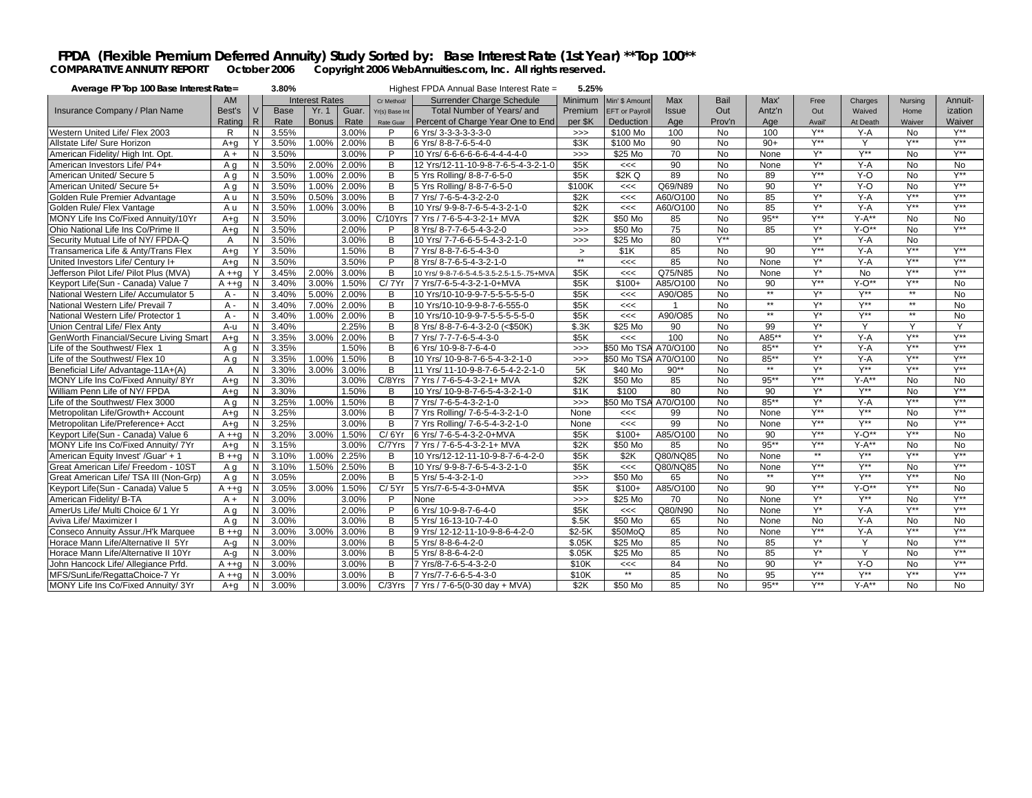# FPDA (Flexible Premium Deferred Annuity) Study Sorted by: Base Interest Rate (1st Year) **Top 100**

**COMPARATIVE ANNUITY REPORT October 2006 Copyright 2006 WebAnnuities.com, Inc. All rights reserved.**

**Average FP Top 100 Base Interest Rate = 3.80%** Highest FPDA Annual Base Interest Rate = 5.25%

| Insurance Company / Plan Name | AM Best's Rating | VR | Interest Rates Base Rate | Yr. 1 Bonus | Guar. Rate | Cr Method/ Yr(s) Base Int Rate Guar | Surrender Charge Schedule Total Number of Years/ and Percent of Charge Year One to End | Minimum Premium per $K | Min' $ Amount EFT or Payroll Deduction | Max Issue Age | Bail Out Prov'n | Max' Antz'n Age | Free Out Avail' | Charges Waived At Death | Nursing Home Waiver | Annuitization Waiver |
|---|---|---|---|---|---|---|---|---|---|---|---|---|---|---|---|---|
| Western United Life/ Flex 2003 | R | N | 3.55% | | 3.00% | P | 6 Yrs/ 3-3-3-3-3-0 | >>> | $100 Mo | 100 | No | 100 | Y** | Y-A | No | Y** |
| Allstate Life/ Sure Horizon | A+g | Y | 3.50% | 1.00% | 2.00% | B | 6 Yrs/ 8-8-7-6-5-4-0 | $3K | $100 Mo | 90 | No | 90+ | Y** | Y | Y** | Y** |
| American Fidelity/ High Int. Opt. | A + | N | 3.50% | | 3.00% | P | 10 Yrs/ 6-6-6-6-6-4-4-4-4-0 | >>> | $25 Mo | 70 | No | None | Y* | Y** | No | Y** |
| American Investors Life/ P4+ | A g | N | 3.50% | 2.00% | 2.00% | B | 12 Yrs/12-11-10-9-8-7-6-5-4-3-2-1-0 | $5K | <<< | 90 | No | None | Y* | Y-A | No | No |
| American United/ Secure 5 | A g | N | 3.50% | 1.00% | 2.00% | B | 5 Yrs Rolling/ 8-8-7-6-5-0 | $5K | $2K Q | 89 | No | 89 | Y** | Y-O | No | Y** |
| American United/ Secure 5+ | A g | N | 3.50% | 1.00% | 2.00% | B | 5 Yrs Rolling/ 8-8-7-6-5-0 | $100K | <<< | Q69/N89 | No | 90 | Y* | Y-O | No | Y** |
| Golden Rule Premier Advantage | A u | N | 3.50% | 0.50% | 3.00% | B | 7 Yrs/ 7-6-5-4-3-2-2-0 | $2K | <<< | A60/O100 | No | 85 | Y* | Y-A | Y** | Y** |
| Golden Rule/ Flex Vantage | A u | N | 3.50% | 1.00% | 3.00% | B | 10 Yrs/ 9-9-8-7-6-5-4-3-2-1-0 | $2K | <<< | A60/O100 | No | 85 | Y* | Y-A | Y** | Y** |
| MONY Life Ins Co/Fixed Annuity/10Yr | A+g | N | 3.50% | | 3.00% | C/10Yrs | 7 Yrs / 7-6-5-4-3-2-1+ MVA | $2K | $50 Mo | 85 | No | 95** | Y** | Y-A** | No | No |
| Ohio National Life Ins Co/Prime II | A+g | N | 3.50% | | 2.00% | P | 8 Yrs/ 8-7-7-6-5-4-3-2-0 | >>> | $50 Mo | 75 | No | 85 | Y* | Y-O** | No | Y** |
| Security Mutual Life of NY/ FPDA-Q | A | N | 3.50% | | 3.00% | B | 10 Yrs/ 7-7-6-6-5-5-4-3-2-1-0 | >>> | $25 Mo | 80 | Y** | | Y* | Y-A | No | |
| Transamerica Life & Anty/Trans Flex | A+g | Y | 3.50% | | 1.50% | B | 7 Yrs/ 8-8-7-6-5-4-3-0 | > | $1K | 85 | No | 90 | Y** | Y-A | Y** | Y** |
| United Investors Life/ Century I+ | A+g | N | 3.50% | | 3.50% | P | 8 Yrs/ 8-7-6-5-4-3-2-1-0 | ** | <<< | 85 | No | None | Y* | Y-A | Y** | Y** |
| Jefferson Pilot Life/ Pilot Plus (MVA) | A ++g | Y | 3.45% | 2.00% | 3.00% | B | 10 Yrs/ 9-8-7-6-5-4.5-3.5-2.5-1.5-.75+MVA | $5K | <<< | Q75/N85 | No | None | Y* | No | Y** | Y** |
| Keyport Life(Sun - Canada) Value 7 | A ++g | N | 3.40% | 3.00% | 1.50% | C/ 7Yr | 7 Yrs/7-6-5-4-3-2-1-0+MVA | $5K | $100+ | A85/O100 | No | 90 | Y** | Y-O** | Y** | No |
| National Western Life/ Accumulator 5 | A - | N | 3.40% | 5.00% | 2.00% | B | 10 Yrs/10-10-9-9-7-5-5-5-5-0 | $5K | <<< | A90/O85 | No | ** | Y* | Y** | ** | No |
| National Western Life/ Prevail 7 | A - | N | 3.40% | 7.00% | 2.00% | B | 10 Yrs/10-10-9-9-8-7-6-555-0 | $5K | <<< | 1 | No | ** | Y* | Y** | ** | No |
| National Western Life/ Protector 1 | A - | N | 3.40% | 1.00% | 2.00% | B | 10 Yrs/10-10-9-9-7-5-5-5-5-5-0 | $5K | <<< | A90/O85 | No | ** | Y* | Y** | ** | No |
| Union Central Life/ Flex Anty | A-u | N | 3.40% | | 2.25% | B | 8 Yrs/ 8-8-7-6-4-3-2-0 (<$50K) | $.3K | $25 Mo | 90 | No | 99 | Y* | Y | Y | Y |
| GenWorth Financial/Secure Living Smart | A+g | N | 3.35% | 3.00% | 2.00% | B | 7 Yrs/ 7-7-7-6-5-4-3-0 | $5K | <<< | 100 | No | A85** | Y* | Y-A | Y** | Y** |
| Life of the Southwest/ Flex 1 | A g | N | 3.35% | | 1.50% | B | 6 Yrs/ 10-9-8-7-6-4-0 | >>> | $50 Mo TSA | A70/O100 | No | 85** | Y* | Y-A | Y** | Y** |
| Life of the Southwest/ Flex 10 | A g | N | 3.35% | 1.00% | 1.50% | B | 10 Yrs/ 10-9-8-7-6-5-4-3-2-1-0 | >>> | $50 Mo TSA | A70/O100 | No | 85** | Y* | Y-A | Y** | Y** |
| Beneficial Life/ Advantage-11A+(A) | A | N | 3.30% | 3.00% | 3.00% | B | 11 Yrs/ 11-10-9-8-7-6-5-4-2-2-1-0 | 5K | $40 Mo | 90** | No | ** | Y* | Y** | Y** | Y** |
| MONY Life Ins Co/Fixed Annuity/ 8Yr | A+g | N | 3.30% | | 3.00% | C/8Yrs | 7 Yrs / 7-6-5-4-3-2-1+ MVA | $2K | $50 Mo | 85 | No | 95** | Y** | Y-A** | No | No |
| William Penn Life of NY/ FPDA | A+g | N | 3.30% | | 1.50% | B | 10 Yrs/ 10-9-8-7-6-5-4-3-2-1-0 | $1K | $100 | 80 | No | 90 | Y* | Y** | No | Y** |
| Life of the Southwest/ Flex 3000 | A g | N | 3.25% | 1.00% | 1.50% | B | 7 Yrs/ 7-6-5-4-3-2-1-0 | >>> | $50 Mo TSA | A70/O100 | No | 85** | Y* | Y-A | Y** | Y** |
| Metropolitan Life/Growth+ Account | A+g | N | 3.25% | | 3.00% | B | 7 Yrs Rolling/ 7-6-5-4-3-2-1-0 | None | <<< | 99 | No | None | Y** | Y** | No | Y** |
| Metropolitan Life/Preference+ Acct | A+g | N | 3.25% | | 3.00% | B | 7 Yrs Rolling/ 7-6-5-4-3-2-1-0 | None | <<< | 99 | No | None | Y** | Y** | No | Y** |
| Keyport Life(Sun - Canada) Value 6 | A ++g | N | 3.20% | 3.00% | 1.50% | C/ 6Yr | 6 Yrs/ 7-6-5-4-3-2-0+MVA | $5K | $100+ | A85/O100 | No | 90 | Y** | Y-O** | Y** | No |
| MONY Life Ins Co/Fixed Annuity/ 7Yr | A+g | N | 3.15% | | 3.00% | C/7Yrs | 7 Yrs / 7-6-5-4-3-2-1+ MVA | $2K | $50 Mo | 85 | No | 95** | Y** | Y-A** | No | No |
| American Equity Invest' /Guar' + 1 | B ++g | N | 3.10% | 1.00% | 2.25% | B | 10 Yrs/12-12-11-10-9-8-7-6-4-2-0 | $5K | $2K | Q80/NQ85 | No | None | ** | Y** | Y** | Y** |
| Great American Life/ Freedom - 10ST | A g | N | 3.10% | 1.50% | 2.50% | B | 10 Yrs/ 9-9-8-7-6-5-4-3-2-1-0 | $5K | <<< | Q80/NQ85 | No | None | Y** | Y** | No | Y** |
| Great American Life/ TSA III (Non-Grp) | A g | N | 3.05% | | 2.00% | B | 5 Yrs/ 5-4-3-2-1-0 | >>> | $50 Mo | 65 | No | ** | Y** | Y** | Y** | No |
| Keyport Life(Sun - Canada) Value 5 | A ++g | N | 3.05% | 3.00% | 1.50% | C/ 5Yr | 5 Yrs/7-6-5-4-3-0+MVA | $5K | $100+ | A85/O100 | No | 90 | Y** | Y-O** | Y** | No |
| American Fidelity/ B-TA | A + | N | 3.00% | | 3.00% | P | None | >>> | $25 Mo | 70 | No | None | Y* | Y** | No | Y** |
| AmerUs Life/ Multi Choice 6/ 1 Yr | A g | N | 3.00% | | 2.00% | P | 6 Yrs/ 10-9-8-7-6-4-0 | $5K | <<< | Q80/N90 | No | None | Y* | Y-A | Y** | Y** |
| Aviva Life/ Maximizer I | A g | N | 3.00% | | 3.00% | B | 5 Yrs/ 16-13-10-7-4-0 | $.5K | $50 Mo | 65 | No | None | No | Y-A | No | No |
| Conseco Annuity Assur./H'k Marquee | B ++g | N | 3.00% | 3.00% | 3.00% | B | 9 Yrs/ 12-12-11-10-9-8-6-4-2-0 | $2-5K | $50MoQ | 85 | No | None | Y** | Y-A | Y** | Y** |
| Horace Mann Life/Alternative II 5Yr | A-g | N | 3.00% | | 3.00% | B | 5 Yrs/ 8-8-6-4-2-0 | $.05K | $25 Mo | 85 | No | 85 | Y* | Y | No | Y** |
| Horace Mann Life/Alternative II 10Yr | A-g | N | 3.00% | | 3.00% | B | 5 Yrs/ 8-8-6-4-2-0 | $.05K | $25 Mo | 85 | No | 85 | Y* | Y | No | Y** |
| John Hancock Life/ Allegiance Prfd. | A ++g | N | 3.00% | | 3.00% | B | 7 Yrs/8-7-6-5-4-3-2-0 | $10K | <<< | 84 | No | 90 | Y* | Y-O | No | Y** |
| MFS/SunLife/RegattaChoice-7 Yr | A ++g | N | 3.00% | | 3.00% | B | 7 Yrs/7-7-6-6-5-4-3-0 | $10K | ** | 85 | No | 95 | Y** | Y** | Y** | Y** |
| MONY Life Ins Co/Fixed Annuity/ 3Yr | A+g | N | 3.00% | | 3.00% | C/3Yrs | 7 Yrs / 7-6-5(0-30 day + MVA) | $2K | $50 Mo | 85 | No | 95** | Y** | Y-A** | No | No |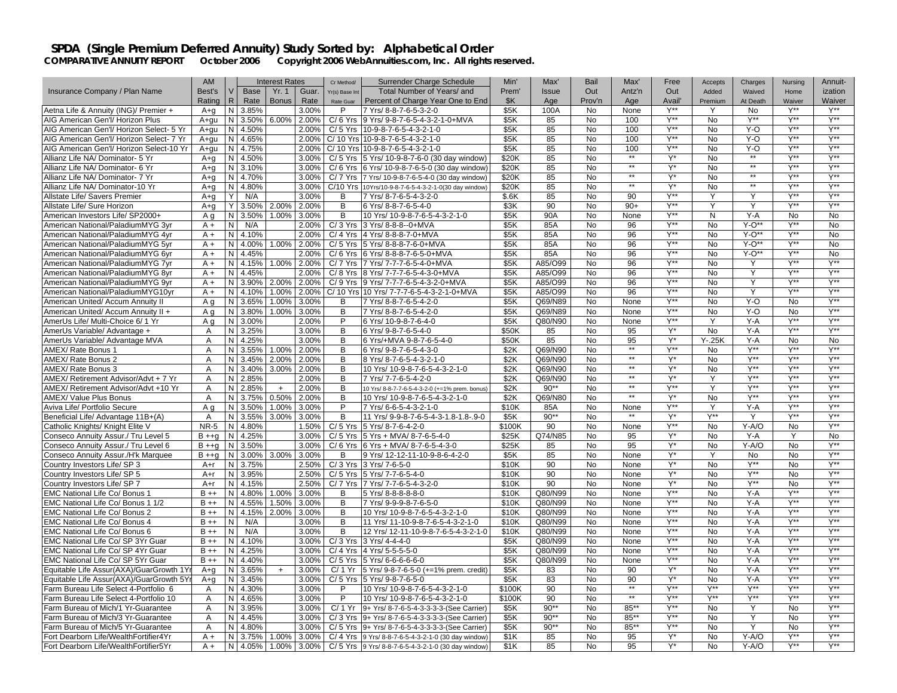# SPDA (Single Premium Deferred Annuity) Study Sorted by: Alphabetical Order

**COMPARATIVE ANNUITY REPORT October 2006 Copyright 2006 WebAnnuities.com, Inc. All rights reserved.**

| Insurance Company / Plan Name | AM Best's Rating | V R | Interest Rates Base Rate | Yr. 1 Bonus | Guar. Rate | Cr Method/ Yr(s) Base Int Rate Guar | Surrender Charge Schedule Total Number of Years/ and Percent of Charge Year One to End | Min' Prem' $K | Max' Issue Age | Bail Out Prov'n | Max' Antz'n Age | Free Out Avail' | Accepts Added Premium | Charges Waived At Death | Nursing Home Waiver | Annuit-ization Waiver |
|---|---|---|---|---|---|---|---|---|---|---|---|---|---|---|---|---|
| Aetna Life & Annuity (ING)/ Premier + | A+g | N | 3.85% | | 3.00% | P | 7 Yrs/ 8-8-7-6-5-3-2-0 | $5K | 100A | No | None | Y** | Y | No | Y** | Y** |
| AIG American Gen'l/ Horizon Plus | A+gu | N | 3.50% | 6.00% | 2.00% | C/ 6 Yrs | 9 Yrs/ 9-8-7-6-5-4-3-2-1-0+MVA | $5K | 85 | No | 100 | Y** | No | Y** | Y** | Y** |
| AIG American Gen'l/ Horizon Select- 5 Yr | A+gu | N | 4.50% | | 2.00% | C/ 5 Yrs | 10-9-8-7-6-5-4-3-2-1-0 | $5K | 85 | No | 100 | Y** | No | Y-O | Y** | Y** |
| AIG American Gen'l/ Horizon Select- 7 Yr | A+gu | N | 4.65% | | 2.00% | C/ 10 Yrs | 10-9-8-7-6-5-4-3-2-1-0 | $5K | 85 | No | 100 | Y** | No | Y-O | Y** | Y** |
| AIG American Gen'l/ Horizon Select-10 Yr | A+gu | N | 4.75% | | 2.00% | C/ 10 Yrs | 10-9-8-7-6-5-4-3-2-1-0 | $5K | 85 | No | 100 | Y** | No | Y-O | Y** | Y** |
| Allianz Life NA/ Dominator- 5 Yr | A+g | N | 4.50% | | 3.00% | C/ 5 Yrs | 5 Yrs/ 10-9-8-7-6-0 (30 day window) | $20K | 85 | No | ** | Y* | No | ** | Y** | Y** |
| Allianz Life NA/ Dominator- 6 Yr | A+g | N | 3.10% | | 3.00% | C/ 6 Yrs | 6 Yrs/ 10-9-8-7-6-5-0 (30 day window) | $20K | 85 | No | ** | Y* | No | ** | Y** | Y** |
| Allianz Life NA/ Dominator- 7 Yr | A+g | N | 4.70% | | 3.00% | C/ 7 Yrs | 7 Yrs/ 10-9-8-7-6-5-4-0 (30 day window) | $20K | 85 | No | ** | Y* | No | ** | Y** | Y** |
| Allianz Life NA/ Dominator-10 Yr | A+g | N | 4.80% | | 3.00% | C/10 Yrs | 10Yrs/10-9-8-7-6-5-4-3-2-1-0(30 day window) | $20K | 85 | No | ** | Y* | No | ** | Y** | Y** |
| Allstate Life/ Savers Premier | A+g | Y | N/A | | 3.00% | B | 7 Yrs/ 8-7-6-5-4-3-2-0 | $.6K | 85 | No | 90 | Y** | Y | Y | Y** | Y** |
| Allstate Life/ Sure Horizon | A+g | Y | 3.50% | 2.00% | 2.00% | B | 6 Yrs/ 8-8-7-6-5-4-0 | $3K | 90 | No | 90+ | Y** | Y | Y | Y** | Y** |
| American Investors Life/ SP2000+ | A g | N | 3.50% | 1.00% | 3.00% | B | 10 Yrs/ 10-9-8-7-6-5-4-3-2-1-0 | $5K | 90A | No | None | Y** | N | Y-A | No | No |
| American National/PaladiumMYG 3yr | A + | N | N/A | | 2.00% | C/ 3 Yrs | 3 Yrs/ 8-8-8--0+MVA | $5K | 85A | No | 96 | Y** | No | Y-O** | Y** | No |
| American National/PaladiumMYG 4yr | A + | N | 4.10% | | 2.00% | C/ 4 Yrs | 4 Yrs/ 8-8-8-7-0+MVA | $5K | 85A | No | 96 | Y** | No | Y-O** | Y** | No |
| American National/PaladiumMYG 5yr | A + | N | 4.00% | 1.00% | 2.00% | C/ 5 Yrs | 5 Yrs/ 8-8-8-7-6-0+MVA | $5K | 85A | No | 96 | Y** | No | Y-O** | Y** | No |
| American National/PaladiumMYG 6yr | A + | N | 4.45% | | 2.00% | C/ 6 Yrs | 6 Yrs/ 8-8-8-7-6-5-0+MVA | $5K | 85A | No | 96 | Y** | No | Y-O** | Y** | No |
| American National/PaladiumMYG 7yr | A + | N | 4.15% | 1.00% | 2.00% | C/ 7 Yrs | 7 Yrs/ 7-7-7-6-5-4-0+MVA | $5K | A85/O99 | No | 96 | Y** | No | Y | Y** | Y** |
| American National/PaladiumMYG 8yr | A + | N | 4.45% | | 2.00% | C/ 8 Yrs | 8 Yrs/ 7-7-7-6-5-4-3-0+MVA | $5K | A85/O99 | No | 96 | Y** | No | Y | Y** | Y** |
| American National/PaladiumMYG 9yr | A + | N | 3.90% | 2.00% | 2.00% | C/ 9 Yrs | 9 Yrs/ 7-7-7-6-5-4-3-2-0+MVA | $5K | A85/O99 | No | 96 | Y** | No | Y | Y** | Y** |
| American National/PaladiumMYG10yr | A + | N | 4.10% | 1.00% | 2.00% | C/ 10 Yrs | 10 Yrs/ 7-7-7-6-5-4-3-2-1-0+MVA | $5K | A85/O99 | No | 96 | Y** | No | Y | Y** | Y** |
| American United/ Accum Annuity II | A g | N | 3.65% | 1.00% | 3.00% | B | 7 Yrs/ 8-8-7-6-5-4-2-0 | $5K | Q69/N89 | No | None | Y** | No | Y-O | No | Y** |
| American United/ Accum Annuity II + | A g | N | 3.80% | 1.00% | 3.00% | B | 7 Yrs/ 8-8-7-6-5-4-2-0 | $5K | Q69/N89 | No | None | Y** | No | Y-O | No | Y** |
| AmerUs Life/ Multi-Choice 6/ 1 Yr | A g | N | 3.00% | | 2.00% | P | 6 Yrs/ 10-9-8-7-6-4-0 | $5K | Q80/N90 | No | None | Y** | Y | Y-A | Y** | Y** |
| AmerUs Variable/ Advantage + | A | N | 3.25% | | 3.00% | B | 6 Yrs/ 9-8-7-6-5-4-0 | $50K | 85 | No | 95 | Y* | No | Y-A | Y** | Y** |
| AmerUs Variable/ Advantage MVA | A | N | 4.25% | | 3.00% | B | 6 Yrs/+MVA 9-8-7-6-5-4-0 | $50K | 85 | No | 95 | Y* | Y-.25K | Y-A | No | No |
| AMEX/ Rate Bonus 1 | A | N | 3.55% | 1.00% | 2.00% | B | 6 Yrs/ 9-8-7-6-5-4-3-0 | $2K | Q69/N90 | No | ** | Y** | No | Y** | Y** | Y** |
| AMEX/ Rate Bonus 2 | A | N | 3.45% | 2.00% | 2.00% | B | 8 Yrs/ 8-7-6-5-4-3-2-1-0 | $2K | Q69/N90 | No | ** | Y* | No | Y** | Y** | Y** |
| AMEX/ Rate Bonus 3 | A | N | 3.40% | 3.00% | 2.00% | B | 10 Yrs/ 10-9-8-7-6-5-4-3-2-1-0 | $2K | Q69/N90 | No | ** | Y* | No | Y** | Y** | Y** |
| AMEX/ Retirement Advisor/Advt + 7 Yr | A | N | 2.85% | | 2.00% | B | 7 Yrs/ 7-7-6-5-4-2-0 | $2K | Q69/N90 | No | ** | Y* | Y | Y** | Y** | Y** |
| AMEX/ Retirement Advisor/Advt +10 Yr | A | N | 2.85% | + | 2.00% | B | 10 Yrs/ 8-8-7-7-6-5-4-3-2-0 (+=1% prem. bonus) | $2K | 90** | No | ** | Y** | Y | Y** | Y** | Y** |
| AMEX/ Value Plus Bonus | A | N | 3.75% | 0.50% | 2.00% | B | 10 Yrs/ 10-9-8-7-6-5-4-3-2-1-0 | $2K | Q69/N80 | No | ** | Y* | No | Y** | Y** | Y** |
| Aviva Life/ Portfolio Secure | A g | N | 3.50% | 1.00% | 3.00% | P | 7 Yrs/ 6-6-5-4-3-2-1-0 | $10K | 85A | No | None | Y** | Y | Y-A | Y** | Y** |
| Beneficial Life/ Advantage 11B+(A) | A | N | 3.55% | 3.00% | 3.00% | B | 11 Yrs/ 9-9-8-7-6-5-4-3-1.8-1.8-.9-0 | $5K | 90** | No | ** | Y* | Y** | Y | Y** | Y** |
| Catholic Knights/ Knight Elite V | NR-5 | N | 4.80% | | 1.50% | C/ 5 Yrs | 5 Yrs/ 8-7-6-4-2-0 | $100K | 90 | No | None | Y** | No | Y-A/O | No | Y** |
| Conseco Annuity Assur./ Tru Level 5 | B ++g | N | 4.25% | | 3.00% | C/ 5 Yrs | 5 Yrs + MVA/ 8-7-6-5-4-0 | $25K | Q74/N85 | No | 95 | Y* | No | Y-A | Y | No |
| Conseco Annuity Assur./ Tru Level 6 | B ++g | N | 3.50% | | 3.00% | C/ 6 Yrs | 6 Yrs + MVA/ 8-7-6-5-4-3-0 | $25K | 85 | No | 95 | Y* | No | Y-A/O | No | Y** |
| Conseco Annuity Assur./H'k Marquee | B ++g | N | 3.00% | 3.00% | 3.00% | B | 9 Yrs/ 12-12-11-10-9-8-6-4-2-0 | $5K | 85 | No | None | Y* | Y | No | No | Y** |
| Country Investors Life/ SP 3 | A+r | N | 3.75% | | 2.50% | C/ 3 Yrs | 3 Yrs/ 7-6-5-0 | $10K | 90 | No | None | Y* | No | Y** | No | Y** |
| Country Investors Life/ SP 5 | A+r | N | 3.95% | | 2.50% | C/ 5 Yrs | 5 Yrs/ 7-7-6-5-4-0 | $10K | 90 | No | None | Y* | No | Y** | No | Y** |
| Country Investors Life/ SP 7 | A+r | N | 4.15% | | 2.50% | C/ 7 Yrs | 7 Yrs/ 7-7-6-5-4-3-2-0 | $10K | 90 | No | None | Y* | No | Y** | No | Y** |
| EMC National Life Co/ Bonus 1 | B ++ | N | 4.80% | 1.00% | 3.00% | B | 5 Yrs/ 8-8-8-8-8-0 | $10K | Q80/N99 | No | None | Y** | No | Y-A | Y** | Y** |
| EMC National Life Co/ Bonus 1 1/2 | B ++ | N | 4.55% | 1.50% | 3.00% | B | 7 Yrs/ 9-9-9-8-7-6-5-0 | $10K | Q80/N99 | No | None | Y** | No | Y-A | Y** | Y** |
| EMC National Life Co/ Bonus 2 | B ++ | N | 4.15% | 2.00% | 3.00% | B | 10 Yrs/ 10-9-8-7-6-5-4-3-2-1-0 | $10K | Q80/N99 | No | None | Y** | No | Y-A | Y** | Y** |
| EMC National Life Co/ Bonus 4 | B ++ | N | N/A | | 3.00% | B | 11 Yrs/ 11-10-9-8-7-6-5-4-3-2-1-0 | $10K | Q80/N99 | No | None | Y** | No | Y-A | Y** | Y** |
| EMC National Life Co/ Bonus 6 | B ++ | N | N/A | | 3.00% | B | 12 Yrs/ 12-11-10-9-8-7-6-5-4-3-2-1-0 | $10K | Q80/N99 | No | None | Y** | No | Y-A | Y** | Y** |
| EMC National Life Co/ SP 3Yr Guar | B ++ | N | 4.10% | | 3.00% | C/ 3 Yrs | 3 Yrs/ 4-4-4-0 | $5K | Q80/N99 | No | None | Y** | No | Y-A | Y** | Y** |
| EMC National Life Co/ SP 4Yr Guar | B ++ | N | 4.25% | | 3.00% | C/ 4 Yrs | 4 Yrs/ 5-5-5-5-0 | $5K | Q80/N99 | No | None | Y** | No | Y-A | Y** | Y** |
| EMC National Life Co/ SP 5Yr Guar | B ++ | N | 4.40% | | 3.00% | C/ 5 Yrs | 5 Yrs/ 6-6-6-6-6-0 | $5K | Q80/N99 | No | None | Y** | No | Y-A | Y** | Y** |
| Equitable Life Assur(AXA)/GuarGrowth 1Yr | A+g | N | 3.65% | + | 3.00% | C/ 1 Yr | 5 Yrs/ 9-8-7-6-5-0 (+=1% prem. credit) | $5K | 83 | No | 90 | Y* | No | Y-A | Y** | Y** |
| Equitable Life Assur(AXA)/GuarGrowth 5Yr | A+g | N | 3.45% | | 3.00% | C/ 5 Yrs | 5 Yrs/ 9-8-7-6-5-0 | $5K | 83 | No | 90 | Y* | No | Y-A | Y** | Y** |
| Farm Bureau Life Select 4-Portfolio 6 | A | N | 4.30% | | 3.00% | P | 10 Yrs/ 10-9-8-7-6-5-4-3-2-1-0 | $100K | 90 | No | ** | Y** | Y** | Y** | Y** | Y** |
| Farm Bureau Life Select 4-Portfolio 10 | A | N | 4.65% | | 3.00% | P | 10 Yrs/ 10-9-8-7-6-5-4-3-2-1-0 | $100K | 90 | No | ** | Y** | Y** | Y** | Y** | Y** |
| Farm Bureau of Mich/1 Yr-Guarantee | A | N | 3.95% | | 3.00% | C/ 1 Yr | 9+ Yrs/ 8-7-6-5-4-3-3-3-3-(See Carrier) | $5K | 90** | No | 85** | Y** | No | Y | No | Y** |
| Farm Bureau of Mich/3 Yr-Guarantee | A | N | 4.45% | | 3.00% | C/ 3 Yrs | 9+ Yrs/ 8-7-6-5-4-3-3-3-3-(See Carrier) | $5K | 90** | No | 85** | Y** | No | Y | No | Y** |
| Farm Bureau of Mich/5 Yr-Guarantee | A | N | 4.80% | | 3.00% | C/ 5 Yrs | 9+ Yrs/ 8-7-6-5-4-3-3-3-3-(See Carrier) | $5K | 90** | No | 85** | Y** | No | Y | No | Y** |
| Fort Dearborn Life/WealthFortifier4Yr | A + | N | 3.75% | 1.00% | 3.00% | C/ 4 Yrs | 9 Yrs/ 8-8-7-6-5-4-3-2-1-0 (30 day window) | $1K | 85 | No | 95 | Y* | No | Y-A/O | Y** | Y** |
| Fort Dearborn Life/WealthFortifier5Yr | A + | N | 4.05% | 1.00% | 3.00% | C/ 5 Yrs | 9 Yrs/ 8-8-7-6-5-4-3-2-1-0 (30 day window) | $1K | 85 | No | 95 | Y* | No | Y-A/O | Y** | Y** |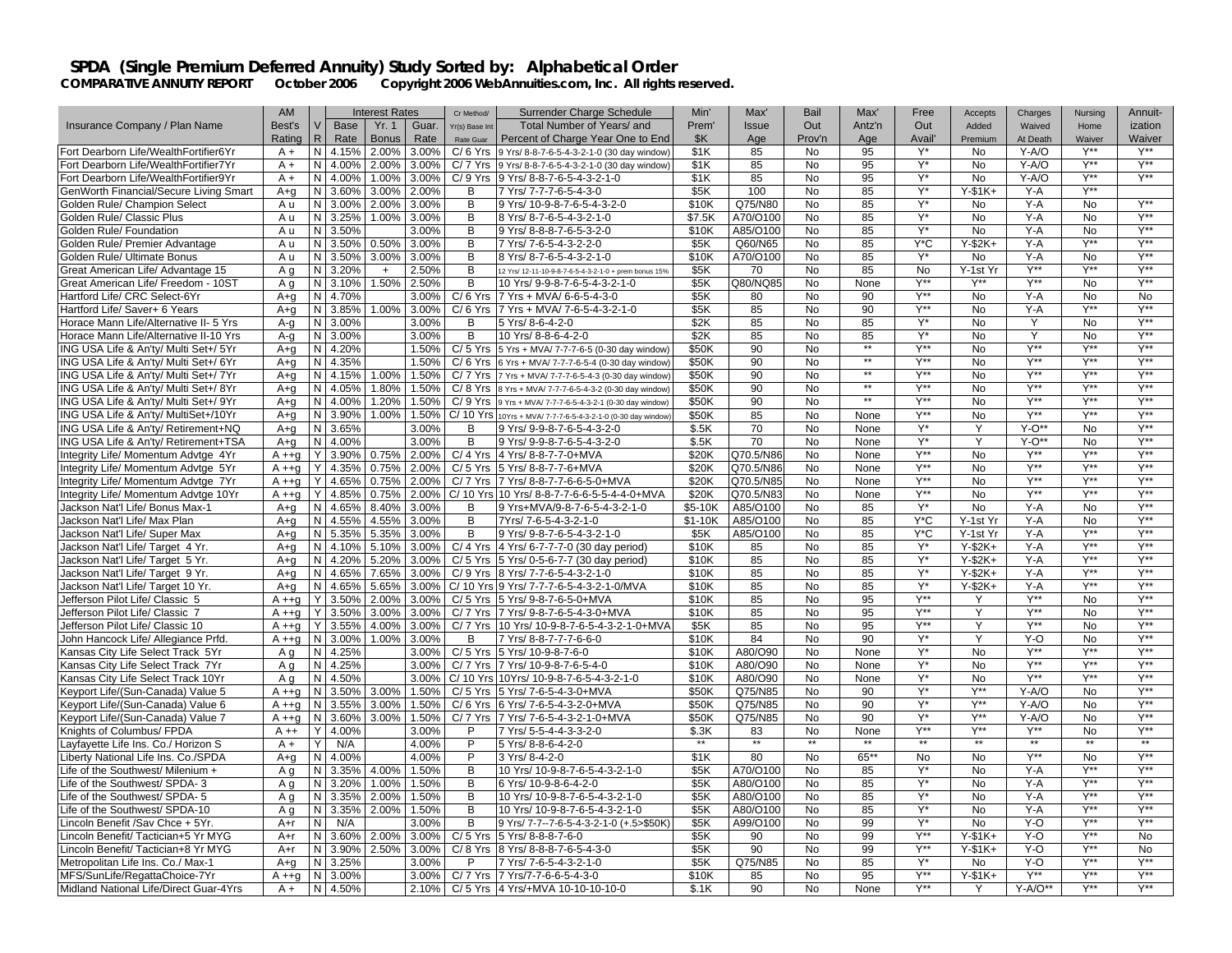# SPDA (Single Premium Deferred Annuity) Study Sorted by: Alphabetical Order

**COMPARATIVE ANNUITY REPORT October 2006 Copyright 2006 WebAnnuities.com, Inc. All rights reserved.**

| Insurance Company / Plan Name | AM Best's Rating | V R | Interest Rates Base Rate | Yr. 1 Bonus | Guar. Rate | Cr Method/ Yr(s) Base Int Rate Guar | Surrender Charge Schedule Total Number of Years/ and Percent of Charge Year One to End | Min' Prem' $K | Max' Issue Age | Bail Out Prov'n | Max' Antz'n Age | Free Out Avail' | Accepts Added Premium | Charges Waived At Death | Nursing Home Waiver | Annuit- ization Waiver |
|---|---|---|---|---|---|---|---|---|---|---|---|---|---|---|---|---|
| Fort Dearborn Life/WealthFortifier6Yr | A + | N | 4.15% | 2.00% | 3.00% | C/ 6 Yrs | 9 Yrs/ 8-8-7-6-5-4-3-2-1-0 (30 day window) | $1K | 85 | No | 95 | Y* | No | Y-A/O | Y** | Y** |
| Fort Dearborn Life/WealthFortifier7Yr | A + | N | 4.00% | 2.00% | 3.00% | C/ 7 Yrs | 9 Yrs/ 8-8-7-6-5-4-3-2-1-0 (30 day window) | $1K | 85 | No | 95 | Y* | No | Y-A/O | Y** | Y** |
| Fort Dearborn Life/WealthFortifier9Yr | A + | N | 4.00% | 1.00% | 3.00% | C/ 9 Yrs | 9 Yrs/ 8-8-7-6-5-4-3-2-1-0 | $1K | 85 | No | 95 | Y* | No | Y-A/O | Y** | Y** |
| GenWorth Financial/Secure Living Smart | A+g | N | 3.60% | 3.00% | 2.00% | B | 7 Yrs/ 7-7-7-6-5-4-3-0 | $5K | 100 | No | 85 | Y* | Y-$1K+ | Y-A | Y** | |
| Golden Rule/ Champion Select | A u | N | 3.00% | 2.00% | 3.00% | B | 9 Yrs/ 10-9-8-7-6-5-4-3-2-0 | $10K | Q75/N80 | No | 85 | Y* | No | Y-A | No | Y** |
| Golden Rule/ Classic Plus | A u | N | 3.25% | 1.00% | 3.00% | B | 8 Yrs/ 8-7-6-5-4-3-2-1-0 | $7.5K | A70/O100 | No | 85 | Y* | No | Y-A | No | Y** |
| Golden Rule/ Foundation | A u | N | 3.50% | | 3.00% | B | 9 Yrs/ 8-8-8-7-6-5-3-2-0 | $10K | A85/O100 | No | 85 | Y* | No | Y-A | No | Y** |
| Golden Rule/ Premier Advantage | A u | N | 3.50% | 0.50% | 3.00% | B | 7 Yrs/ 7-6-5-4-3-2-2-0 | $5K | Q60/N65 | No | 85 | Y*C | Y-$2K+ | Y-A | Y** | Y** |
| Golden Rule/ Ultimate Bonus | A u | N | 3.50% | 3.00% | 3.00% | B | 8 Yrs/ 8-7-6-5-4-3-2-1-0 | $10K | A70/O100 | No | 85 | Y* | No | Y-A | No | Y** |
| Great American Life/ Advantage 15 | A g | N | 3.20% | + | 2.50% | B | 12 Yrs/ 12-11-10-9-8-7-6-5-4-3-2-1-0 + prem bonus 15% | $5K | 70 | No | 85 | No | Y-1st Yr | Y** | Y** | Y** |
| Great American Life/ Freedom - 10ST | A g | N | 3.10% | 1.50% | 2.50% | B | 10 Yrs/ 9-9-8-7-6-5-4-3-2-1-0 | $5K | Q80/NQ85 | No | None | Y** | Y** | Y** | No | Y** |
| Hartford Life/ CRC Select-6Yr | A+g | N | 4.70% | | 3.00% | C/ 6 Yrs | 7 Yrs + MVA/ 6-6-5-4-3-0 | $5K | 80 | No | 90 | Y** | No | Y-A | No | No |
| Hartford Life/ Saver+ 6 Years | A+g | N | 3.85% | 1.00% | 3.00% | C/ 6 Yrs | 7 Yrs + MVA/ 7-6-5-4-3-2-1-0 | $5K | 85 | No | 90 | Y** | No | Y-A | Y** | Y** |
| Horace Mann Life/Alternative II- 5 Yrs | A-g | N | 3.00% | | 3.00% | B | 5 Yrs/ 8-6-4-2-0 | $2K | 85 | No | 85 | Y* | No | Y | No | Y** |
| Horace Mann Life/Alternative II-10 Yrs | A-g | N | 3.00% | | 3.00% | B | 10 Yrs/ 8-8-6-4-2-0 | $2K | 85 | No | 85 | Y* | No | Y | No | Y** |
| ING USA Life & An'ty/ Multi Set+/ 5Yr | A+g | N | 4.20% | | 1.50% | C/ 5 Yrs | 5 Yrs + MVA/ 7-7-7-6-5 (0-30 day window) | $50K | 90 | No | ** | Y** | No | Y** | Y** | Y** |
| ING USA Life & An'ty/ Multi Set+/ 6Yr | A+g | N | 4.35% | | 1.50% | C/ 6 Yrs | 6 Yrs + MVA/ 7-7-7-6-5-4 (0-30 day window) | $50K | 90 | No | ** | Y** | No | Y** | Y** | Y** |
| ING USA Life & An'ty/ Multi Set+/ 7Yr | A+g | N | 4.15% | 1.00% | 1.50% | C/ 7 Yrs | 7 Yrs + MVA/ 7-7-7-6-5-4-3 (0-30 day window) | $50K | 90 | No | ** | Y** | No | Y** | Y** | Y** |
| ING USA Life & An'ty/ Multi Set+/ 8Yr | A+g | N | 4.05% | 1.80% | 1.50% | C/ 8 Yrs | 8 Yrs + MVA/ 7-7-7-6-5-4-3-2 (0-30 day window) | $50K | 90 | No | ** | Y** | No | Y** | Y** | Y** |
| ING USA Life & An'ty/ Multi Set+/ 9Yr | A+g | N | 4.00% | 1.20% | 1.50% | C/ 9 Yrs | 9 Yrs + MVA/ 7-7-7-6-5-4-3-2-1 (0-30 day window) | $50K | 90 | No | ** | Y** | No | Y** | Y** | Y** |
| ING USA Life & An'ty/ MultiSet+/10Yr | A+g | N | 3.90% | 1.00% | 1.50% | C/ 10 Yrs | 10Yrs + MVA/ 7-7-7-6-5-4-3-2-1-0 (0-30 day window) | $50K | 85 | No | None | Y** | No | Y** | Y** | Y** |
| ING USA Life & An'ty/ Retirement+NQ | A+g | N | 3.65% | | 3.00% | B | 9 Yrs/ 9-9-8-7-6-5-4-3-2-0 | $.5K | 70 | No | None | Y* | Y | Y-O** | No | Y** |
| ING USA Life & An'ty/ Retirement+TSA | A+g | N | 4.00% | | 3.00% | B | 9 Yrs/ 9-9-8-7-6-5-4-3-2-0 | $.5K | 70 | No | None | Y* | Y | Y-O** | No | Y** |
| Integrity Life/ Momentum Advtge 4Yr | A ++g | Y | 3.90% | 0.75% | 2.00% | C/ 4 Yrs | 4 Yrs/ 8-8-7-7-0+MVA | $20K | Q70.5/N86 | No | None | Y** | No | Y** | Y** | Y** |
| Integrity Life/ Momentum Advtge 5Yr | A ++g | Y | 4.35% | 0.75% | 2.00% | C/ 5 Yrs | 5 Yrs/ 8-8-7-7-6+MVA | $20K | Q70.5/N86 | No | None | Y** | No | Y** | Y** | Y** |
| Integrity Life/ Momentum Advtge 7Yr | A ++g | Y | 4.65% | 0.75% | 2.00% | C/ 7 Yrs | 7 Yrs/ 8-8-7-7-6-6-5-0+MVA | $20K | Q70.5/N85 | No | None | Y** | No | Y** | Y** | Y** |
| Integrity Life/ Momentum Advtge 10Yr | A ++g | Y | 4.85% | 0.75% | 2.00% | C/ 10 Yrs | 10 Yrs/ 8-8-7-7-6-6-5-5-4-4-0+MVA | $20K | Q70.5/N83 | No | None | Y** | No | Y** | Y** | Y** |
| Jackson Nat'l Life/ Bonus Max-1 | A+g | N | 4.65% | 8.40% | 3.00% | B | 9 Yrs+MVA/9-8-7-6-5-4-3-2-1-0 | $5-10K | A85/O100 | No | 85 | Y* | No | Y-A | No | Y** |
| Jackson Nat'l Life/ Max Plan | A+g | N | 4.55% | 4.55% | 3.00% | B | 7Yrs/ 7-6-5-4-3-2-1-0 | $1-10K | A85/O100 | No | 85 | Y*C | Y-1st Yr | Y-A | No | Y** |
| Jackson Nat'l Life/ Super Max | A+g | N | 5.35% | 5.35% | 3.00% | B | 9 Yrs/ 9-8-7-6-5-4-3-2-1-0 | $5K | A85/O100 | No | 85 | Y*C | Y-1st Yr | Y-A | Y** | Y** |
| Jackson Nat'l Life/ Target 4 Yr. | A+g | N | 4.10% | 5.10% | 3.00% | C/ 4 Yrs | 4 Yrs/ 6-7-7-7-0 (30 day period) | $10K | 85 | No | 85 | Y* | Y-$2K+ | Y-A | Y** | Y** |
| Jackson Nat'l Life/ Target 5 Yr. | A+g | N | 4.20% | 5.20% | 3.00% | C/ 5 Yrs | 5 Yrs/ 0-5-6-7-7 (30 day period) | $10K | 85 | No | 85 | Y* | Y-$2K+ | Y-A | Y** | Y** |
| Jackson Nat'l Life/ Target 9 Yr. | A+g | N | 4.65% | 7.65% | 3.00% | C/ 9 Yrs | 8 Yrs/ 7-7-6-5-4-3-2-1-0 | $10K | 85 | No | 85 | Y* | Y-$2K+ | Y-A | Y** | Y** |
| Jackson Nat'l Life/ Target 10 Yr. | A+g | N | 4.65% | 5.65% | 3.00% | C/ 10 Yrs | 9 Yrs/ 7-7-7-6-5-4-3-2-1-0/MVA | $10K | 85 | No | 85 | Y* | Y-$2K+ | Y-A | Y** | Y** |
| Jefferson Pilot Life/ Classic 5 | A ++g | Y | 3.50% | 2.00% | 3.00% | C/ 5 Yrs | 5 Yrs/ 9-8-7-6-5-0+MVA | $10K | 85 | No | 95 | Y** | Y | Y** | No | Y** |
| Jefferson Pilot Life/ Classic 7 | A ++g | Y | 3.50% | 3.00% | 3.00% | C/ 7 Yrs | 7 Yrs/ 9-8-7-6-5-4-3-0+MVA | $10K | 85 | No | 95 | Y** | Y | Y** | No | Y** |
| Jefferson Pilot Life/ Classic 10 | A ++g | Y | 3.55% | 4.00% | 3.00% | C/ 7 Yrs | 10 Yrs/ 10-9-8-7-6-5-4-3-2-1-0+MVA | $5K | 85 | No | 95 | Y** | Y | Y** | No | Y** |
| John Hancock Life/ Allegiance Prfd. | A ++g | N | 3.00% | 1.00% | 3.00% | B | 7 Yrs/ 8-8-7-7-7-6-6-0 | $10K | 84 | No | 90 | Y* | Y | Y-O | No | Y** |
| Kansas City Life Select Track 5Yr | A g | N | 4.25% | | 3.00% | C/ 5 Yrs | 5 Yrs/ 10-9-8-7-6-0 | $10K | A80/O90 | No | None | Y* | No | Y** | Y** | Y** |
| Kansas City Life Select Track 7Yr | A g | N | 4.25% | | 3.00% | C/ 7 Yrs | 7 Yrs/ 10-9-8-7-6-5-4-0 | $10K | A80/O90 | No | None | Y* | No | Y** | Y** | Y** |
| Kansas City Life Select Track 10Yr | A g | N | 4.50% | | 3.00% | C/ 10 Yrs | 10Yrs/ 10-9-8-7-6-5-4-3-2-1-0 | $10K | A80/O90 | No | None | Y* | No | Y** | Y** | Y** |
| Keyport Life/(Sun-Canada) Value 5 | A ++g | N | 3.50% | 3.00% | 1.50% | C/ 5 Yrs | 5 Yrs/ 7-6-5-4-3-0+MVA | $50K | Q75/N85 | No | 90 | Y* | Y** | Y-A/O | No | Y** |
| Keyport Life/(Sun-Canada) Value 6 | A ++g | N | 3.55% | 3.00% | 1.50% | C/ 6 Yrs | 6 Yrs/ 7-6-5-4-3-2-0+MVA | $50K | Q75/N85 | No | 90 | Y* | Y** | Y-A/O | No | Y** |
| Keyport Life/(Sun-Canada) Value 7 | A ++g | N | 3.60% | 3.00% | 1.50% | C/ 7 Yrs | 7 Yrs/ 7-6-5-4-3-2-1-0+MVA | $50K | Q75/N85 | No | 90 | Y* | Y** | Y-A/O | No | Y** |
| Knights of Columbus/ FPDA | A ++ | Y | 4.00% | | 3.00% | P | 7 Yrs/ 5-5-4-4-3-3-2-0 | $.3K | 83 | No | None | Y** | Y** | Y** | No | Y** |
| Layfayette Life Ins. Co./ Horizon S | A + | Y | N/A | | 4.00% | P | 5 Yrs/ 8-8-6-4-2-0 | ** | ** | ** | ** | ** | ** | ** | ** | ** |
| Liberty National Life Ins. Co./SPDA | A+g | N | 4.00% | | 4.00% | P | 3 Yrs/ 8-4-2-0 | $1K | 80 | No | 65** | No | No | Y** | No | Y** |
| Life of the Southwest/ Milenium + | A g | N | 3.35% | 4.00% | 1.50% | B | 10 Yrs/ 10-9-8-7-6-5-4-3-2-1-0 | $5K | A70/O100 | No | 85 | Y* | No | Y-A | Y** | Y** |
| Life of the Southwest/ SPDA- 3 | A g | N | 3.20% | 1.00% | 1.50% | B | 6 Yrs/ 10-9-8-6-4-2-0 | $5K | A80/O100 | No | 85 | Y* | No | Y-A | Y** | Y** |
| Life of the Southwest/ SPDA- 5 | A g | N | 3.35% | 2.00% | 1.50% | B | 10 Yrs/ 10-9-8-7-6-5-4-3-2-1-0 | $5K | A80/O100 | No | 85 | Y* | No | Y-A | Y** | Y** |
| Life of the Southwest/ SPDA-10 | A g | N | 3.35% | 2.00% | 1.50% | B | 10 Yrs/ 10-9-8-7-6-5-4-3-2-1-0 | $5K | A80/O100 | No | 85 | Y* | No | Y-A | Y** | Y** |
| Lincoln Benefit /Sav Chce + 5Yr. | A+r | N | N/A | | 3.00% | B | 9 Yrs/ 7-7--7-6-5-4-3-2-1-0 (+.5>$50K) | $5K | A99/O100 | No | 99 | Y* | No | Y-O | Y** | Y** |
| Lincoln Benefit/ Tactician+5 Yr MYG | A+r | N | 3.60% | 2.00% | 3.00% | C/ 5 Yrs | 5 Yrs/ 8-8-8-7-6-0 | $5K | 90 | No | 99 | Y** | Y-$1K+ | Y-O | Y** | No |
| Lincoln Benefit/ Tactician+8 Yr MYG | A+r | N | 3.90% | 2.50% | 3.00% | C/ 8 Yrs | 8 Yrs/ 8-8-8-7-6-5-4-3-0 | $5K | 90 | No | 99 | Y** | Y-$1K+ | Y-O | Y** | No |
| Metropolitan Life Ins. Co./ Max-1 | A+g | N | 3.25% | | 3.00% | P | 7 Yrs/ 7-6-5-4-3-2-1-0 | $5K | Q75/N85 | No | 85 | Y* | No | Y-O | Y** | Y** |
| MFS/SunLife/RegattaChoice-7Yr | A ++g | N | 3.00% | | 3.00% | C/ 7 Yrs | 7 Yrs/7-7-6-6-5-4-3-0 | $10K | 85 | No | 95 | Y** | Y-$1K+ | Y** | Y** | Y** |
| Midland National Life/Direct Guar-4Yrs | A + | N | 4.50% | | 2.10% | C/ 5 Yrs | 4 Yrs/+MVA 10-10-10-10-0 | $.1K | 90 | No | None | Y** | Y | Y-A/O** | Y** | Y** |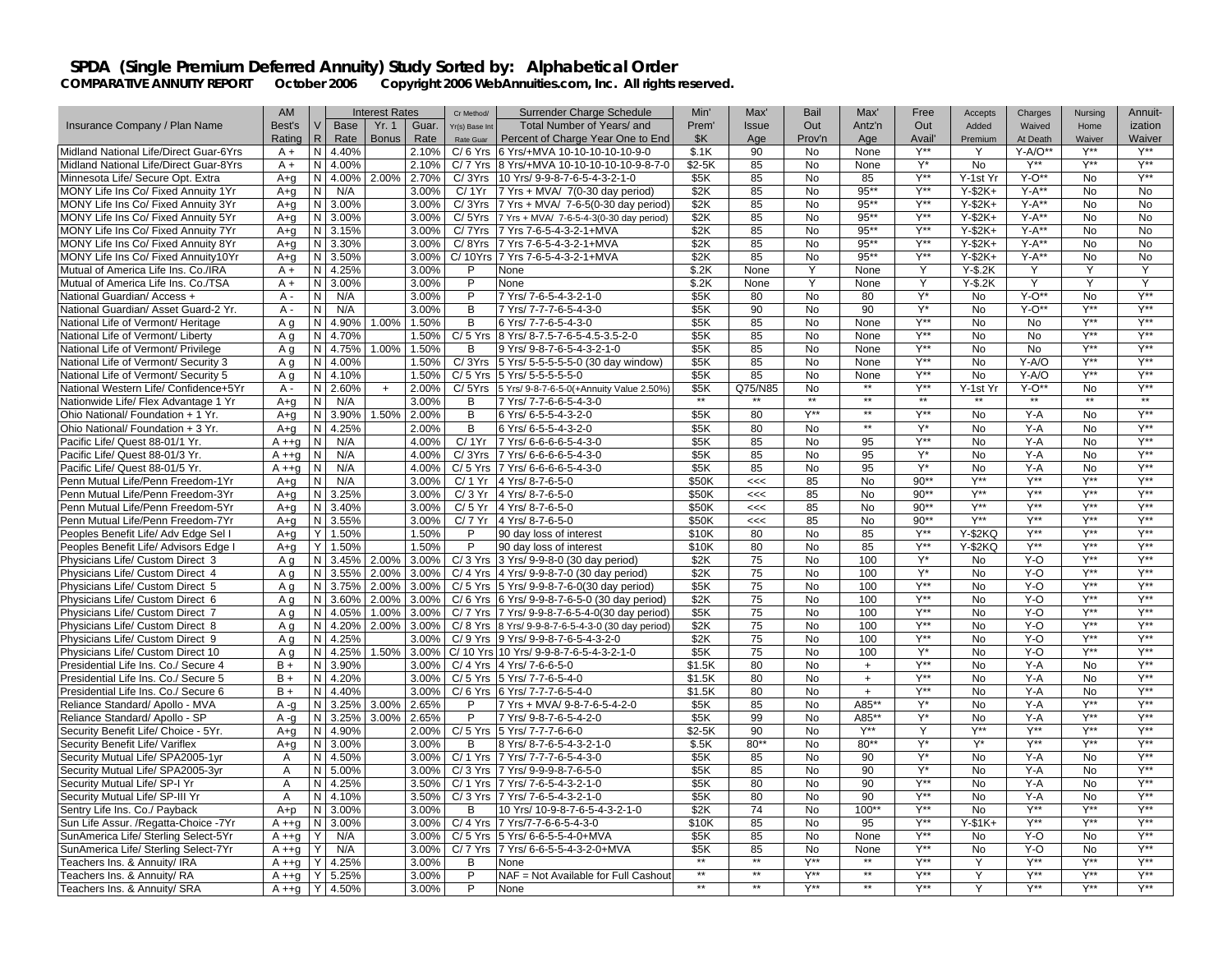## SPDA (Single Premium Deferred Annuity) Study Sorted by: Alphabetical Order

**COMPARATIVE ANNUITY REPORT October 2006 Copyright 2006 WebAnnuities.com, Inc. All rights reserved.**

| Insurance Company / Plan Name | AM Best's Rating | V R | Interest Rates Base Rate | Yr. 1 Bonus | Guar. Rate | Cr Method/ Yr(s) Base Int Rate Guar | Surrender Charge Schedule Total Number of Years/ and Percent of Charge Year One to End | Min' Prem' $K | Max' Issue Age | Bail Out Prov'n | Max' Antz'n Age | Free Out Avail' | Accepts Added Premium | Charges Waived At Death | Nursing Home Waiver | Annuit-ization Waiver |
|---|---|---|---|---|---|---|---|---|---|---|---|---|---|---|---|---|
| Midland National Life/Direct Guar-6Yrs | A + | N | 4.40% | | 2.10% | C/ 6 Yrs | 6 Yrs/+MVA 10-10-10-10-10-9-0 | $.1K | 90 | No | None | Y** | Y | Y-A/O** | Y** | Y** |
| Midland National Life/Direct Guar-8Yrs | A + | N | 4.00% | | 2.10% | C/ 7 Yrs | 8 Yrs/+MVA 10-10-10-10-10-9-8-7-0 | $2-5K | 85 | No | None | Y* | No | Y** | Y** | Y** |
| Minnesota Life/ Secure Opt. Extra | A+g | N | 4.00% | 2.00% | 2.70% | C/ 3Yrs | 10 Yrs/ 9-9-8-7-6-5-4-3-2-1-0 | $5K | 85 | No | 85 | Y** | Y-1st Yr | Y-O** | No | Y** |
| MONY Life Ins Co/ Fixed Annuity 1Yr | A+g | N | N/A | | 3.00% | C/ 1Yr | 7 Yrs + MVA/ 7(0-30 day period) | $2K | 85 | No | 95** | Y** | Y-$2K+ | Y-A** | No | No |
| MONY Life Ins Co/ Fixed Annuity 3Yr | A+g | N | 3.00% | | 3.00% | C/ 3Yrs | 7 Yrs + MVA/ 7-6-5(0-30 day period) | $2K | 85 | No | 95** | Y** | Y-$2K+ | Y-A** | No | No |
| MONY Life Ins Co/ Fixed Annuity 5Yr | A+g | N | 3.00% | | 3.00% | C/ 5Yrs | 7 Yrs + MVA/ 7-6-5-4-3(0-30 day period) | $2K | 85 | No | 95** | Y** | Y-$2K+ | Y-A** | No | No |
| MONY Life Ins Co/ Fixed Annuity 7Yr | A+g | N | 3.15% | | 3.00% | C/ 7Yrs | 7 Yrs 7-6-5-4-3-2-1+MVA | $2K | 85 | No | 95** | Y** | Y-$2K+ | Y-A** | No | No |
| MONY Life Ins Co/ Fixed Annuity 8Yr | A+g | N | 3.30% | | 3.00% | C/ 8Yrs | 7 Yrs 7-6-5-4-3-2-1+MVA | $2K | 85 | No | 95** | Y** | Y-$2K+ | Y-A** | No | No |
| MONY Life Ins Co/ Fixed Annuity10Yr | A+g | N | 3.50% | | 3.00% | C/ 10Yrs | 7 Yrs 7-6-5-4-3-2-1+MVA | $2K | 85 | No | 95** | Y** | Y-$2K+ | Y-A** | No | No |
| Mutual of America Life Ins. Co./IRA | A + | N | 4.25% | | 3.00% | P | None | $.2K | None | Y | None | Y | Y-$.2K | Y | Y | Y |
| Mutual of America Life Ins. Co./TSA | A + | N | 3.00% | | 3.00% | P | None | $.2K | None | Y | None | Y | Y-$.2K | Y | Y | Y |
| National Guardian/ Access + | A - | N | N/A | | 3.00% | P | 7 Yrs/ 7-6-5-4-3-2-1-0 | $5K | 80 | No | 80 | Y* | No | Y-O** | No | Y** |
| National Guardian/ Asset Guard-2 Yr. | A - | N | N/A | | 3.00% | B | 7 Yrs/ 7-7-7-6-5-4-3-0 | $5K | 90 | No | 90 | Y* | No | Y-O** | Y** | Y** |
| National Life of Vermont/ Heritage | A g | N | 4.90% | 1.00% | 1.50% | B | 6 Yrs/ 7-7-6-5-4-3-0 | $5K | 85 | No | None | Y** | No | No | Y** | Y** |
| National Life of Vermont/ Liberty | A g | N | 4.70% | | 1.50% | C/ 5 Yrs | 8 Yrs/ 8-7.5-7-6.5-4.5-3.5-2-0 | $5K | 85 | No | None | Y** | No | No | Y** | Y** |
| National Life of Vermont/ Privilege | A g | N | 4.75% | 1.00% | 1.50% | B | 9 Yrs/ 9-8-7-6-5-4-3-2-1-0 | $5K | 85 | No | None | Y** | No | No | Y** | Y** |
| National Life of Vermont/ Security 3 | A g | N | 4.00% | | 1.50% | C/ 3Yrs | 5 Yrs/ 5-5-5-5-5-0 (30 day window) | $5K | 85 | No | None | Y** | No | Y-A/O | Y** | Y** |
| National Life of Vermont/ Security 5 | A g | N | 4.10% | | 1.50% | C/ 5 Yrs | 5 Yrs/ 5-5-5-5-5-0 | $5K | 85 | No | None | Y** | No | Y-A/O | Y** | Y** |
| National Western Life/ Confidence+5Yr | A - | N | 2.60% | + | 2.00% | C/ 5Yrs | 5 Yrs/ 9-8-7-6-5-0(+Annuity Value 2.50%) | $5K | Q75/N85 | No | ** | Y** | Y-1st Yr | Y-O** | No | Y** |
| Nationwide Life/ Flex Advantage 1 Yr | A+g | N | N/A | | 3.00% | B | 7 Yrs/ 7-7-6-6-5-4-3-0 | ** | ** | ** | ** | ** | ** | ** | ** | ** |
| Ohio National/ Foundation + 1 Yr. | A+g | N | 3.90% | 1.50% | 2.00% | B | 6 Yrs/ 6-5-5-4-3-2-0 | $5K | 80 | Y** | ** | Y** | No | Y-A | No | Y** |
| Ohio National/ Foundation + 3 Yr. | A+g | N | 4.25% | | 2.00% | B | 6 Yrs/ 6-5-5-4-3-2-0 | $5K | 80 | No | ** | Y* | No | Y-A | No | Y** |
| Pacific Life/ Quest 88-01/1 Yr. | A ++g | N | N/A | | 4.00% | C/ 1Yr | 7 Yrs/ 6-6-6-6-5-4-3-0 | $5K | 85 | No | 95 | Y** | No | Y-A | No | Y** |
| Pacific Life/ Quest 88-01/3 Yr. | A ++g | N | N/A | | 4.00% | C/ 3Yrs | 7 Yrs/ 6-6-6-6-5-4-3-0 | $5K | 85 | No | 95 | Y* | No | Y-A | No | Y** |
| Pacific Life/ Quest 88-01/5 Yr. | A ++g | N | N/A | | 4.00% | C/ 5 Yrs | 7 Yrs/ 6-6-6-6-5-4-3-0 | $5K | 85 | No | 95 | Y* | No | Y-A | No | Y** |
| Penn Mutual Life/Penn Freedom-1Yr | A+g | N | N/A | | 3.00% | C/ 1 Yr | 4 Yrs/ 8-7-6-5-0 | $50K | <<< | 85 | No | 90** | Y** | Y** | Y** | Y** |
| Penn Mutual Life/Penn Freedom-3Yr | A+g | N | 3.25% | | 3.00% | C/ 3 Yr | 4 Yrs/ 8-7-6-5-0 | $50K | <<< | 85 | No | 90** | Y** | Y** | Y** | Y** |
| Penn Mutual Life/Penn Freedom-5Yr | A+g | N | 3.40% | | 3.00% | C/ 5 Yr | 4 Yrs/ 8-7-6-5-0 | $50K | <<< | 85 | No | 90** | Y** | Y** | Y** | Y** |
| Penn Mutual Life/Penn Freedom-7Yr | A+g | N | 3.55% | | 3.00% | C/ 7 Yr | 4 Yrs/ 8-7-6-5-0 | $50K | <<< | 85 | No | 90** | Y** | Y** | Y** | Y** |
| Peoples Benefit Life/ Adv Edge Sel I | A+g | Y | 1.50% | | 1.50% | P | 90 day loss of interest | $10K | 80 | No | 85 | Y** | Y-$2KQ | Y** | Y** | Y** |
| Peoples Benefit Life/ Advisors Edge I | A+g | Y | 1.50% | | 1.50% | P | 90 day loss of interest | $10K | 80 | No | 85 | Y** | Y-$2KQ | Y** | Y** | Y** |
| Physicians Life/ Custom Direct 3 | A g | N | 3.45% | 2.00% | 3.00% | C/ 3 Yrs | 3 Yrs/ 9-9-8-0 (30 day period) | $2K | 75 | No | 100 | Y* | No | Y-O | Y** | Y** |
| Physicians Life/ Custom Direct 4 | A g | N | 3.55% | 2.00% | 3.00% | C/ 4 Yrs | 4 Yrs/ 9-9-8-7-0 (30 day period) | $2K | 75 | No | 100 | Y* | No | Y-O | Y** | Y** |
| Physicians Life/ Custom Direct 5 | A g | N | 3.75% | 2.00% | 3.00% | C/ 5 Yrs | 5 Yrs/ 9-9-8-7-6-0(30 day period) | $5K | 75 | No | 100 | Y** | No | Y-O | Y** | Y** |
| Physicians Life/ Custom Direct 6 | A g | N | 3.60% | 2.00% | 3.00% | C/ 6 Yrs | 6 Yrs/ 9-9-8-7-6-5-0 (30 day period) | $2K | 75 | No | 100 | Y** | No | Y-O | Y** | Y** |
| Physicians Life/ Custom Direct 7 | A g | N | 4.05% | 1.00% | 3.00% | C/ 7 Yrs | 7 Yrs/ 9-9-8-7-6-5-4-0(30 day period) | $5K | 75 | No | 100 | Y** | No | Y-O | Y** | Y** |
| Physicians Life/ Custom Direct 8 | A g | N | 4.20% | 2.00% | 3.00% | C/ 8 Yrs | 8 Yrs/ 9-9-8-7-6-5-4-3-0 (30 day period) | $2K | 75 | No | 100 | Y** | No | Y-O | Y** | Y** |
| Physicians Life/ Custom Direct 9 | A g | N | 4.25% | | 3.00% | C/ 9 Yrs | 9 Yrs/ 9-9-8-7-6-5-4-3-2-0 | $2K | 75 | No | 100 | Y** | No | Y-O | Y** | Y** |
| Physicians Life/ Custom Direct 10 | A g | N | 4.25% | 1.50% | 3.00% | C/ 10 Yrs | 10 Yrs/ 9-9-8-7-6-5-4-3-2-1-0 | $5K | 75 | No | 100 | Y* | No | Y-O | Y** | Y** |
| Presidential Life Ins. Co./ Secure 4 | B + | N | 3.90% | | 3.00% | C/ 4 Yrs | 4 Yrs/ 7-6-6-5-0 | $1.5K | 80 | No | + | Y** | No | Y-A | No | Y** |
| Presidential Life Ins. Co./ Secure 5 | B + | N | 4.20% | | 3.00% | C/ 5 Yrs | 5 Yrs/ 7-7-6-5-4-0 | $1.5K | 80 | No | + | Y** | No | Y-A | No | Y** |
| Presidential Life Ins. Co./ Secure 6 | B + | N | 4.40% | | 3.00% | C/ 6 Yrs | 6 Yrs/ 7-7-7-6-5-4-0 | $1.5K | 80 | No | + | Y** | No | Y-A | No | Y** |
| Reliance Standard/ Apollo - MVA | A -g | N | 3.25% | 3.00% | 2.65% | P | 7 Yrs + MVA/ 9-8-7-6-5-4-2-0 | $5K | 85 | No | A85** | Y* | No | Y-A | Y** | Y** |
| Reliance Standard/ Apollo - SP | A -g | N | 3.25% | 3.00% | 2.65% | P | 7 Yrs/ 9-8-7-6-5-4-2-0 | $5K | 99 | No | A85** | Y* | No | Y-A | Y** | Y** |
| Security Benefit Life/ Choice - 5Yr. | A+g | N | 4.90% | | 2.00% | C/ 5 Yrs | 5 Yrs/ 7-7-7-6-6-0 | $2-5K | 90 | No | Y** | Y | Y** | Y** | Y** | Y** |
| Security Benefit Life/ Variflex | A+g | N | 3.00% | | 3.00% | B | 8 Yrs/ 8-7-6-5-4-3-2-1-0 | $.5K | 80** | No | 80** | Y* | Y* | Y** | Y** | Y** |
| Security Mutual Life/ SPA2005-1yr | A | N | 4.50% | | 3.00% | C/ 1 Yrs | 7 Yrs/ 7-7-7-6-5-4-3-0 | $5K | 85 | No | 90 | Y* | No | Y-A | No | Y** |
| Security Mutual Life/ SPA2005-3yr | A | N | 5.00% | | 3.00% | C/ 3 Yrs | 7 Yrs/ 9-9-9-8-7-6-5-0 | $5K | 85 | No | 90 | Y* | No | Y-A | No | Y** |
| Security Mutual Life/ SP-I Yr | A | N | 4.25% | | 3.50% | C/ 1 Yrs | 7 Yrs/ 7-6-5-4-3-2-1-0 | $5K | 80 | No | 90 | Y** | No | Y-A | No | Y** |
| Security Mutual Life/ SP-III Yr | A | N | 4.10% | | 3.50% | C/ 3 Yrs | 7 Yrs/ 7-6-5-4-3-2-1-0 | $5K | 80 | No | 90 | Y** | No | Y-A | No | Y** |
| Sentry Life Ins. Co./ Payback | A+p | N | 3.00% | | 3.00% | B | 10 Yrs/ 10-9-8-7-6-5-4-3-2-1-0 | $2K | 74 | No | 100** | Y** | No | Y** | Y** | Y** |
| Sun Life Assur. /Regatta-Choice -7Yr | A ++g | N | 3.00% | | 3.00% | C/ 4 Yrs | 7 Yrs/7-7-6-6-5-4-3-0 | $10K | 85 | No | 95 | Y** | Y-$1K+ | Y** | Y** | Y** |
| SunAmerica Life/ Sterling Select-5Yr | A ++g | Y | N/A | | 3.00% | C/ 5 Yrs | 5 Yrs/ 6-6-5-5-4-0+MVA | $5K | 85 | No | None | Y** | No | Y-O | No | Y** |
| SunAmerica Life/ Sterling Select-7Yr | A ++g | Y | N/A | | 3.00% | C/ 7 Yrs | 7 Yrs/ 6-6-5-5-4-3-2-0+MVA | $5K | 85 | No | None | Y** | No | Y-O | No | Y** |
| Teachers Ins. & Annuity/ IRA | A ++g | Y | 4.25% | | 3.00% | B | None | ** | ** | Y** | ** | Y** | Y | Y** | Y** | Y** |
| Teachers Ins. & Annuity/ RA | A ++g | Y | 5.25% | | 3.00% | P | NAF = Not Available for Full Cashout | ** | ** | Y** | ** | Y** | Y | Y** | Y** | Y** |
| Teachers Ins. & Annuity/ SRA | A ++g | Y | 4.50% | | 3.00% | P | None | ** | ** | Y** | ** | Y** | Y | Y** | Y** | Y** |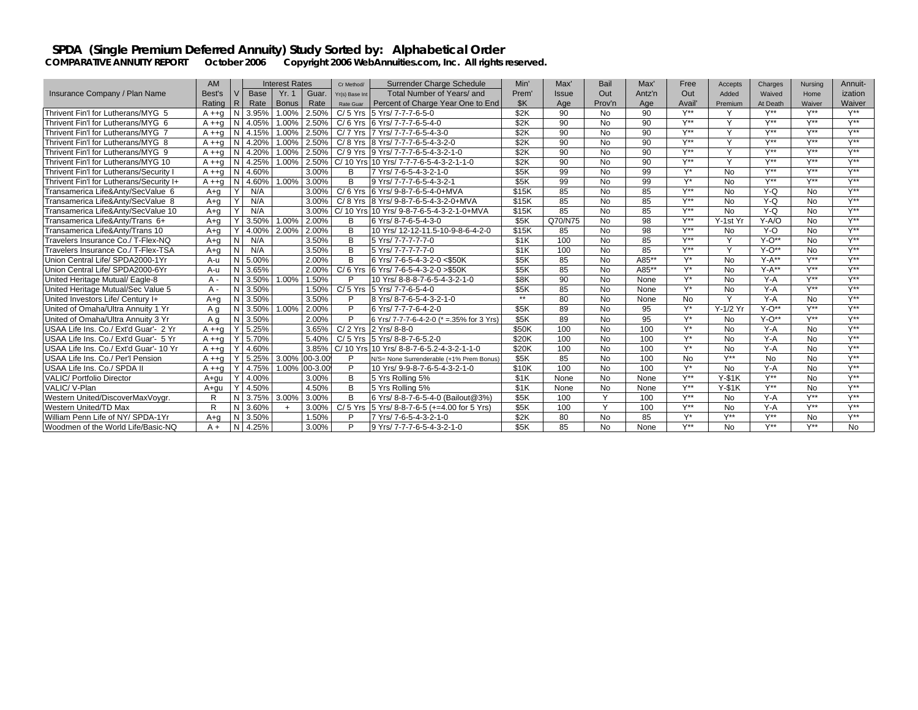# SPDA (Single Premium Deferred Annuity) Study Sorted by: Alphabetical Order

**COMPARATIVE ANNUITY REPORT October 2006 Copyright 2006 WebAnnuities.com, Inc. All rights reserved.**

| Insurance Company / Plan Name | AM Best's Rating | V R | Interest Rates Base Rate | Yr. 1 Bonus | Guar. Rate | Cr Method/ Yr(s) Base Int Rate Guar | Surrender Charge Schedule Total Number of Years/ and Percent of Charge Year One to End | Min' Prem' $K | Max' Issue Age | Bail Out Prov'n | Max' Antz'n Age | Free Out Avail' | Accepts Added Premium | Charges Waived At Death | Nursing Home Waiver | Annuitization Waiver |
|---|---|---|---|---|---|---|---|---|---|---|---|---|---|---|---|---|
| Thrivent Fin'l for Lutherans/MYG 5 | A ++g | N | 3.95% | 1.00% | 2.50% | C/ 5 Yrs | 5 Yrs/ 7-7-7-6-5-0 | $2K | 90 | No | 90 | Y** | Y | Y** | Y** | Y** |
| Thrivent Fin'l for Lutherans/MYG 6 | A ++g | N | 4.05% | 1.00% | 2.50% | C/ 6 Yrs | 6 Yrs/ 7-7-7-6-5-4-0 | $2K | 90 | No | 90 | Y** | Y | Y** | Y** | Y** |
| Thrivent Fin'l for Lutherans/MYG 7 | A ++g | N | 4.15% | 1.00% | 2.50% | C/ 7 Yrs | 7 Yrs/ 7-7-7-6-5-4-3-0 | $2K | 90 | No | 90 | Y** | Y | Y** | Y** | Y** |
| Thrivent Fin'l for Lutherans/MYG 8 | A ++g | N | 4.20% | 1.00% | 2.50% | C/ 8 Yrs | 8 Yrs/ 7-7-7-6-5-4-3-2-0 | $2K | 90 | No | 90 | Y** | Y | Y** | Y** | Y** |
| Thrivent Fin'l for Lutherans/MYG 9 | A ++g | N | 4.20% | 1.00% | 2.50% | C/ 9 Yrs | 9 Yrs/ 7-7-7-6-5-4-3-2-1-0 | $2K | 90 | No | 90 | Y** | Y | Y** | Y** | Y** |
| Thrivent Fin'l for Lutherans/MYG 10 | A ++g | N | 4.25% | 1.00% | 2.50% | C/ 10 Yrs | 10 Yrs/ 7-7-7-6-5-4-3-2-1-1-0 | $2K | 90 | No | 90 | Y** | Y | Y** | Y** | Y** |
| Thrivent Fin'l for Lutherans/Security I | A ++g | N | 4.60% | | 3.00% | B | 7 Yrs/ 7-6-5-4-3-2-1-0 | $5K | 99 | No | 99 | Y* | No | Y** | Y** | Y** |
| Thrivent Fin'l for Lutherans/Security I+ | A ++g | N | 4.60% | 1.00% | 3.00% | B | 9 Yrs/ 7-7-7-6-5-4-3-2-1 | $5K | 99 | No | 99 | Y* | No | Y** | Y** | Y** |
| Transamerica Life&Anty/SecValue 6 | A+g | Y | N/A | | 3.00% | C/ 6 Yrs | 6 Yrs/ 9-8-7-6-5-4-0+MVA | $15K | 85 | No | 85 | Y** | No | Y-Q | No | Y** |
| Transamerica Life&Anty/SecValue 8 | A+g | Y | N/A | | 3.00% | C/ 8 Yrs | 8 Yrs/ 9-8-7-6-5-4-3-2-0+MVA | $15K | 85 | No | 85 | Y** | No | Y-Q | No | Y** |
| Transamerica Life&Anty/SecValue 10 | A+g | Y | N/A | | 3.00% | C/ 10 Yrs | 10 Yrs/ 9-8-7-6-5-4-3-2-1-0+MVA | $15K | 85 | No | 85 | Y** | No | Y-Q | No | Y** |
| Transamerica Life&Anty/Trans 6+ | A+g | Y | 3.50% | 1.00% | 2.00% | B | 6 Yrs/ 8-7-6-5-4-3-0 | $5K | Q70/N75 | No | 98 | Y** | Y-1st Yr | Y-A/O | No | Y** |
| Transamerica Life&Anty/Trans 10 | A+g | Y | 4.00% | 2.00% | 2.00% | B | 10 Yrs/ 12-12-11.5-10-9-8-6-4-2-0 | $15K | 85 | No | 98 | Y** | No | Y-O | No | Y** |
| Travelers Insurance Co./ T-Flex-NQ | A+g | N | N/A | | 3.50% | B | 5 Yrs/ 7-7-7-7-7-0 | $1K | 100 | No | 85 | Y** | Y | Y-O** | No | Y** |
| Travelers Insurance Co./ T-Flex-TSA | A+g | N | N/A | | 3.50% | B | 5 Yrs/ 7-7-7-7-7-0 | $1K | 100 | No | 85 | Y** | Y | Y-O** | No | Y** |
| Union Central Life/ SPDA2000-1Yr | A-u | N | 5.00% | | 2.00% | B | 6 Yrs/ 7-6-5-4-3-2-0 <$50K | $5K | 85 | No | A85** | Y* | No | Y-A** | Y** | Y** |
| Union Central Life/ SPDA2000-6Yr | A-u | N | 3.65% | | 2.00% | C/ 6 Yrs | 6 Yrs/ 7-6-5-4-3-2-0 >$50K | $5K | 85 | No | A85** | Y* | No | Y-A** | Y** | Y** |
| United Heritage Mutual/ Eagle-8 | A - | N | 3.50% | 1.00% | 1.50% | P | 10 Yrs/ 8-8-8-7-6-5-4-3-2-1-0 | $8K | 90 | No | None | Y* | No | Y-A | Y** | Y** |
| United Heritage Mutual/Sec Value 5 | A - | N | 3.50% | | 1.50% | C/ 5 Yrs | 5 Yrs/ 7-7-6-5-4-0 | $5K | 85 | No | None | Y* | No | Y-A | Y** | Y** |
| United Investors Life/ Century I+ | A+g | N | 3.50% | | 3.50% | P | 8 Yrs/ 8-7-6-5-4-3-2-1-0 | ** | 80 | No | None | No | Y | Y-A | No | Y** |
| United of Omaha/Ultra Annuity 1 Yr | A g | N | 3.50% | 1.00% | 2.00% | P | 6 Yrs/ 7-7-7-6-4-2-0 | $5K | 89 | No | 95 | Y* | Y-1/2 Yr | Y-O** | Y** | Y** |
| United of Omaha/Ultra Annuity 3 Yr | A g | N | 3.50% | | 2.00% | P | 6 Yrs/ 7-7-7-6-4-2-0 (* =.35% for 3 Yrs) | $5K | 89 | No | 95 | Y* | No | Y-O** | Y** | Y** |
| USAA Life Ins. Co./ Ext'd Guar'- 2 Yr | A ++g | Y | 5.25% | | 3.65% | C/ 2 Yrs | 2 Yrs/ 8-8-0 | $50K | 100 | No | 100 | Y* | No | Y-A | No | Y** |
| USAA Life Ins. Co./ Ext'd Guar'- 5 Yr | A ++g | Y | 5.70% | | 5.40% | C/ 5 Yrs | 5 Yrs/ 8-8-7-6-5.2-0 | $20K | 100 | No | 100 | Y* | No | Y-A | No | Y** |
| USAA Life Ins. Co./ Ext'd Guar'- 10 Yr | A ++g | Y | 4.60% | | 3.85% | C/ 10 Yrs | 10 Yrs/ 8-8-7-6-5.2-4-3-2-1-1-0 | $20K | 100 | No | 100 | Y* | No | Y-A | No | Y** |
| USAA Life Ins. Co./ Per'l Pension | A ++g | Y | 5.25% | 3.00% | 00-3.00 | P | N/S= None Surrenderable (+1% Prem Bonus) | $5K | 85 | No | 100 | No | Y** | No | No | Y** |
| USAA Life Ins. Co./ SPDA II | A ++g | Y | 4.75% | 1.00% | 00-3.00 | P | 10 Yrs/ 9-9-8-7-6-5-4-3-2-1-0 | $10K | 100 | No | 100 | Y* | No | Y-A | No | Y** |
| VALIC/ Portfolio Director | A+gu | Y | 4.00% | | 3.00% | B | 5 Yrs Rolling 5% | $1K | None | No | None | Y** | Y-$1K | Y** | No | Y** |
| VALIC/ V-Plan | A+gu | Y | 4.50% | | 4.50% | B | 5 Yrs Rolling 5% | $1K | None | No | None | Y** | Y-$1K | Y** | No | Y** |
| Western United/DiscoverMaxVoygr. | R | N | 3.75% | 3.00% | 3.00% | B | 6 Yrs/ 8-8-7-6-5-4-0 (Bailout@3%) | $5K | 100 | Y | 100 | Y** | No | Y-A | Y** | Y** |
| Western United/TD Max | R | N | 3.60% | + | 3.00% | C/ 5 Yrs | 5 Yrs/ 8-8-7-6-5 (+=4.00 for 5 Yrs) | $5K | 100 | Y | 100 | Y** | No | Y-A | Y** | Y** |
| William Penn Life of NY/ SPDA-1Yr | A+g | N | 3.50% | | 1.50% | P | 7 Yrs/ 7-6-5-4-3-2-1-0 | $2K | 80 | No | 85 | Y* | Y** | Y** | No | Y** |
| Woodmen of the World Life/Basic-NQ | A + | N | 4.25% | | 3.00% | P | 9 Yrs/ 7-7-7-6-5-4-3-2-1-0 | $5K | 85 | No | None | Y** | No | Y** | Y** | No |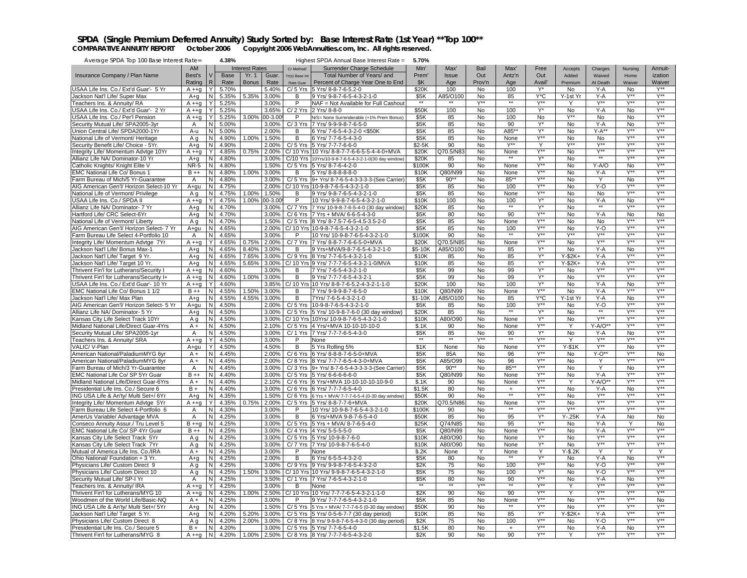# SPDA (Single Premium Deferred Annuity) Study Sorted by: Base Interest Rate (1st Year) **Top 100**

**COMPARATIVE ANNUITY REPORT October 2006 Copyright 2006 WebAnnuities.com, Inc. All rights reserved.**

Average SPDA Top 100 Base Interest Rate = **4.38%** Highest SPDA Annual Base Interest Rate = **5.70%**

| Insurance Company / Plan Name | AM Best's Rating | V R | Interest Rates Base Rate | Yr. 1 Bonus | Guar. Rate | Cr Method/ Yr(s) Base Int Rate Guar | Surrender Charge Schedule Total Number of Years/ and Percent of Charge Year One to End | Min' Prem' $K | Max' Issue Age | Bail Out Prov'n | Max' Antz'n Age | Free Out Avail' | Accepts Added Premium | Charges Waived At Death | Nursing Home Waiver | Annuit-ization Waiver |
|---|---|---|---|---|---|---|---|---|---|---|---|---|---|---|---|---|
| USAA Life Ins. Co./ Ext'd Guar'- 5 Yr | A ++g | Y | 5.70% | | 5.40% | C/ 5 Yrs | 5 Yrs/ 8-8-7-6-5.2-0 | $20K | 100 | No | 100 | Y* | No | Y-A | No | Y** |
| Jackson Nat'l Life/ Super Max | A+g | N | 5.35% | 5.35% | 3.00% | B | 9 Yrs/ 9-8-7-6-5-4-3-2-1-0 | $5K | A85/O100 | No | 85 | Y*C | Y-1st Yr | Y-A | Y** | Y** |
| Teachers Ins. & Annuity/ RA | A ++g | Y | 5.25% | | 3.00% | P | NAF = Not Available for Full Cashout | ** | ** | Y** | ** | Y** | Y | Y** | Y** | Y** |
| USAA Life Ins. Co./ Ext'd Guar'- 2 Yr | A ++g | Y | 5.25% | | 3.65% | C/ 2 Yrs | 2 Yrs/ 8-8-0 | $50K | 100 | No | 100 | Y* | No | Y-A | No | Y** |
| USAA Life Ins. Co./ Per'l Pension | A ++g | Y | 5.25% | 3.00% | 00-3.00 | P | N/S= None Surrenderable (+1% Prem Bonus) | $5K | 85 | No | 100 | No | Y** | No | No | Y** |
| Security Mutual Life/ SPA2005-3yr | A | N | 5.00% | | 3.00% | C/ 3 Yrs | 7 Yrs/ 9-9-9-8-7-6-5-0 | $5K | 85 | No | 90 | Y* | No | Y-A | No | Y** |
| Union Central Life/ SPDA2000-1Yr | A-u | N | 5.00% | | 2.00% | B | 6 Yrs/ 7-6-5-4-3-2-0 <$50K | $5K | 85 | No | A85** | Y* | No | Y-A** | Y** | Y** |
| National Life of Vermont/ Heritage | A g | N | 4.90% | 1.00% | 1.50% | B | 6 Yrs/ 7-7-6-5-4-3-0 | $5K | 85 | No | None | Y** | No | No | Y** | Y** |
| Security Benefit Life/ Choice - 5Yr. | A+g | N | 4.90% | | 2.00% | C/ 5 Yrs | 5 Yrs/ 7-7-7-6-6-0 | $2-5K | 90 | No | Y** | Y | Y** | Y** | Y** | Y** |
| Integrity Life/ Momentum Advtge 10Yr | A ++g | Y | 4.85% | 0.75% | 2.00% | C/ 10 Yrs | 10 Yrs/ 8-8-7-7-6-6-5-5-4-4-0+MVA | $20K | Q70.5/N83 | No | None | Y** | No | Y** | Y** | Y** |
| Allianz Life NA/ Dominator-10 Yr | A+g | N | 4.80% | | 3.00% | C/10 Yrs | 10Yrs/10-9-8-7-6-5-4-3-2-1-0(30 day window) | $20K | 85 | No | ** | Y* | No | ** | Y** | Y** |
| Catholic Knights/ Knight Elite V | NR-5 | N | 4.80% | | 1.50% | C/ 5 Yrs | 5 Yrs/ 8-7-6-4-2-0 | $100K | 90 | No | None | Y** | No | Y-A/O | No | Y** |
| EMC National Life Co/ Bonus 1 | B ++ | N | 4.80% | 1.00% | 3.00% | B | 5 Yrs/ 8-8-8-8-8-0 | $10K | Q80/N99 | No | None | Y** | No | Y-A | Y** | Y** |
| Farm Bureau of Mich/5 Yr-Guarantee | A | N | 4.80% | | 3.00% | C/ 5 Yrs | 9+ Yrs/ 8-7-6-5-4-3-3-3-3-(See Carrier) | $5K | 90** | No | 85** | Y** | No | Y | No | Y** |
| AIG American Gen'l/ Horizon Select-10 Yr | A+gu | N | 4.75% | | 2.00% | C/ 10 Yrs | 10-9-8-7-6-5-4-3-2-1-0 | $5K | 85 | No | 100 | Y** | No | Y-O | Y** | Y** |
| National Life of Vermont/ Privilege | A g | N | 4.75% | 1.00% | 1.50% | B | 9 Yrs/ 9-8-7-6-5-4-3-2-1-0 | $5K | 85 | No | None | Y** | No | No | Y** | Y** |
| USAA Life Ins. Co./ SPDA II | A ++g | Y | 4.75% | 1.00% | 00-3.00 | P | 10 Yrs/ 9-9-8-7-6-5-4-3-2-1-0 | $10K | 100 | No | 100 | Y* | No | Y-A | No | Y** |
| Allianz Life NA/ Dominator- 7 Yr | A+g | N | 4.70% | | 3.00% | C/ 7 Yrs | 7 Yrs/ 10-9-8-7-6-5-4-0 (30 day window) | $20K | 85 | No | ** | Y* | No | ** | Y** | Y** |
| Hartford Life/ CRC Select-6Yr | A+g | N | 4.70% | | 3.00% | C/ 6 Yrs | 7 Yrs + MVA/ 6-6-5-4-3-0 | $5K | 80 | No | 90 | Y** | No | Y-A | No | No |
| National Life of Vermont/ Liberty | A g | N | 4.70% | | 1.50% | C/ 5 Yrs | 8 Yrs/ 8-7.5-7-6-5-4.5-3.5-2-0 | $5K | 85 | No | None | Y** | No | No | Y** | Y** |
| AIG American Gen'l/ Horizon Select- 7 Yr | A+gu | N | 4.65% | | 2.00% | C/ 10 Yrs | 10-9-8-7-6-5-4-3-2-1-0 | $5K | 85 | No | 100 | Y** | No | Y-O | Y** | Y** |
| Farm Bureau Life Select 4-Portfolio 10 | A | N | 4.65% | | 3.00% | P | 10 Yrs/ 10-9-8-7-6-5-4-3-2-1-0 | $100K | 90 | No | ** | Y** | Y** | Y** | Y** | Y** |
| Integrity Life/ Momentum Advtge 7Yr | A ++g | Y | 4.65% | 0.75% | 2.00% | C/ 7 Yrs | 7 Yrs/ 8-8-7-7-6-6-5-0+MVA | $20K | Q70.5/N85 | No | None | Y** | No | Y** | Y** | Y** |
| Jackson Nat'l Life/ Bonus Max-1 | A+g | N | 4.65% | 8.40% | 3.00% | B | 9 Yrs+MVA/9-8-7-6-5-4-3-2-1-0 | $5-10K | A85/O100 | No | 85 | Y* | No | Y-A | No | Y** |
| Jackson Nat'l Life/ Target 9 Yr. | A+g | N | 4.65% | 7.65% | 3.00% | C/ 9 Yrs | 8 Yrs/ 7-7-6-5-4-3-2-1-0 | $10K | 85 | No | 85 | Y* | Y-$2K+ | Y-A | Y** | Y** |
| Jackson Nat'l Life/ Target 10 Yr. | A+g | N | 4.65% | 5.65% | 3.00% | C/ 10 Yrs | 9 Yrs/ 7-7-7-6-5-4-3-2-1-0/MVA | $10K | 85 | No | 85 | Y* | Y-$2K+ | Y-A | Y** | Y** |
| Thrivent Fin'l for Lutherans/Security I | A ++g | N | 4.60% | | 3.00% | B | 7 Yrs/ 7-6-5-4-3-2-1-0 | $5K | 99 | No | 99 | Y* | No | Y** | Y** | Y** |
| Thrivent Fin'l for Lutherans/Security I+ | A ++g | N | 4.60% | 1.00% | 3.00% | B | 9 Yrs/ 7-7-7-6-5-4-3-2-1 | $5K | 99 | No | 99 | Y* | No | Y** | Y** | Y** |
| USAA Life Ins. Co./ Ext'd Guar'- 10 Yr | A ++g | Y | 4.60% | | 3.85% | C/ 10 Yrs | 10 Yrs/ 8-8-7-6-5.2-4-3-2-1-1-0 | $20K | 100 | No | 100 | Y* | No | Y-A | No | Y** |
| EMC National Life Co/ Bonus 1 1/2 | B ++ | N | 4.55% | 1.50% | 3.00% | B | 7 Yrs/ 9-9-9-8-7-6-5-0 | $10K | Q80/N99 | No | None | Y** | No | Y-A | Y** | Y** |
| Jackson Nat'l Life/ Max Plan | A+g | N | 4.55% | 4.55% | 3.00% | B | 7Yrs/ 7-6-5-4-3-2-1-0 | $1-10K | A85/O100 | No | 85 | Y*C | Y-1st Yr | Y-A | No | Y** |
| AIG American Gen'l/ Horizon Select- 5 Yr | A+gu | N | 4.50% | | 2.00% | C/ 5 Yrs | 10-9-8-7-6-5-4-3-2-1-0 | $5K | 85 | No | 100 | Y** | No | Y-O | Y** | Y** |
| Allianz Life NA/ Dominator- 5 Yr | A+g | N | 4.50% | | 3.00% | C/ 5 Yrs | 5 Yrs/ 10-9-8-7-6-0 (30 day window) | $20K | 85 | No | ** | Y* | No | ** | Y** | Y** |
| Kansas City Life Select Track 10Yr | A g | N | 4.50% | | 3.00% | C/ 10 Yrs | 10Yrs/ 10-9-8-7-6-5-4-3-2-1-0 | $10K | A80/O90 | No | None | Y* | No | Y** | Y** | Y** |
| Midland National Life/Direct Guar-4Yrs | A + | N | 4.50% | | 2.10% | C/ 5 Yrs | 4 Yrs/+MVA 10-10-10-10-0 | $.1K | 90 | No | None | Y** | Y | Y-A/O** | Y** | Y** |
| Security Mutual Life/ SPA2005-1yr | A | N | 4.50% | | 3.00% | C/ 1 Yrs | 7 Yrs/ 7-7-7-6-5-4-3-0 | $5K | 85 | No | 90 | Y* | No | Y-A | No | Y** |
| Teachers Ins. & Annuity/ SRA | A ++g | Y | 4.50% | | 3.00% | P | None | ** | ** | Y** | ** | Y** | Y | Y** | Y** | Y** |
| VALIC/ V-Plan | A+g | Y | 4.50% | | 4.50% | B | 5 Yrs Rolling 5% | $1K | None | No | None | Y** | Y-$1K | Y** | No | Y** |
| American National/PaladiumMYG 6yr | A + | N | 4.45% | | 2.00% | C/ 6 Yrs | 6 Yrs/ 8-8-8-7-6-5-0+MVA | $5K | 85A | No | 96 | Y** | No | Y-O** | Y** | No |
| American National/PaladiumMYG 8yr | A + | N | 4.45% | | 2.00% | C/ 8 Yrs | 8 Yrs/ 7-7-7-6-5-4-3-0+MVA | $5K | A85/O99 | No | 96 | Y** | No | Y | Y** | Y** |
| Farm Bureau of Mich/3 Yr-Guarantee | A | N | 4.45% | | 3.00% | C/ 3 Yrs | 9+ Yrs/ 8-7-6-5-4-3-3-3-3-(See Carrier) | $5K | 90** | No | 85** | Y** | No | Y | No | Y** |
| EMC National Life Co/ SP 5Yr Guar | B ++ | N | 4.40% | | 3.00% | C/ 5 Yrs | 5 Yrs/ 6-6-6-6-6-0 | $5K | Q80/N99 | No | None | Y** | No | Y-A | Y** | Y** |
| Midland National Life/Direct Guar-6Yrs | A + | N | 4.40% | | 2.10% | C/ 6 Yrs | 6 Yrs/+MVA 10-10-10-10-10-9-0 | $.1K | 90 | No | None | Y** | Y | Y-A/O** | Y** | Y** |
| Presidential Life Ins. Co./ Secure 6 | B + | N | 4.40% | | 3.00% | C/ 6 Yrs | 6 Yrs/ 7-7-7-6-5-4-0 | $1.5K | 80 | No | + | Y** | No | Y-A | No | Y** |
| ING USA Life & An'ty/ Multi Set+/ 6Yr | A+g | N | 4.35% | | 1.50% | C/ 6 Yrs | 6 Yrs + MVA/ 7-7-7-6-5-4 (0-30 day window) | $50K | 90 | No | ** | Y** | No | Y** | Y** | Y** |
| Integrity Life/ Momentum Advtge 5Yr | A ++g | Y | 4.35% | 0.75% | 2.00% | C/ 5 Yrs | 5 Yrs/ 8-8-7-7-6+MVA | $20K | Q70.5/N86 | No | None | Y** | No | Y** | Y** | Y** |
| Farm Bureau Life Select 4-Portfolio 6 | A | N | 4.30% | | 3.00% | P | 10 Yrs/ 10-9-8-7-6-5-4-3-2-1-0 | $100K | 90 | No | ** | Y** | Y** | Y** | Y** | Y** |
| AmerUs Variable/ Advantage MVA | A | N | 4.25% | | 3.00% | B | 6 Yrs/+MVA 9-8-7-6-5-4-0 | $50K | 85 | No | 95 | Y* | Y-.25K | Y-A | No | No |
| Conseco Annuity Assur./ Tru Level 5 | B ++g | N | 4.25% | | 3.00% | C/ 5 Yrs | 5 Yrs + MVA/ 8-7-6-5-4-0 | $25K | Q74/N85 | No | 95 | Y* | No | Y-A | Y | No |
| EMC National Life Co/ SP 4Yr Guar | B ++ | N | 4.25% | | 3.00% | C/ 4 Yrs | 4 Yrs/ 5-5-5-5-0 | $5K | Q80/N99 | No | None | Y** | No | Y-A | Y** | Y** |
| Kansas City Life Select Track 5Yr | A g | N | 4.25% | | 3.00% | C/ 5 Yrs | 5 Yrs/ 10-9-8-7-6-0 | $10K | A80/O90 | No | None | Y* | No | Y** | Y** | Y** |
| Kansas City Life Select Track 7Yr | A g | N | 4.25% | | 3.00% | C/ 7 Yrs | 7 Yrs/ 10-9-8-7-6-5-4-0 | $10K | A80/O90 | No | None | Y* | No | Y** | Y** | Y** |
| Mutual of America Life Ins. Co./IRA | A + | N | 4.25% | | 3.00% | P | None | $.2K | None | Y | None | Y | Y-$.2K | Y | Y | Y |
| Ohio National/ Foundation + 3 Yr. | A+g | N | 4.25% | | 2.00% | B | 6 Yrs/ 6-5-5-4-3-2-0 | $5K | 80 | No | ** | Y* | No | Y-A | No | Y** |
| Physicians Life/ Custom Direct 9 | A g | N | 4.25% | | 3.00% | C/ 9 Yrs | 9 Yrs/ 9-9-8-7-6-5-4-3-2-0 | $2K | 75 | No | 100 | Y** | No | Y-O | Y** | Y** |
| Physicians Life/ Custom Direct 10 | A g | N | 4.25% | 1.50% | 3.00% | C/ 10 Yrs | 10 Yrs/ 9-9-8-7-6-5-4-3-2-1-0 | $5K | 75 | No | 100 | Y* | No | Y-O | Y** | Y** |
| Security Mutual Life/ SP-I Yr | A | N | 4.25% | | 3.50% | C/ 1 Yrs | 7 Yrs/ 7-6-5-4-3-2-1-0 | $5K | 80 | No | 90 | Y** | No | Y-A | No | Y** |
| Teachers Ins. & Annuity/ IRA | A ++g | Y | 4.25% | | 3.00% | B | None | ** | ** | Y** | ** | Y** | Y | Y** | Y** | Y** |
| Thrivent Fin'l for Lutherans/MYG 10 | A ++g | N | 4.25% | 1.00% | 2.50% | C/ 10 Yrs | 10 Yrs/ 7-7-7-6-5-4-3-2-1-0 | $2K | 90 | No | 90 | Y** | Y | Y** | Y** | Y** |
| Woodmen of the World Life/Basic-NQ | A + | N | 4.25% | | 3.00% | P | 9 Yrs/ 7-7-7-6-5-4-3-2-1-0 | $5K | 85 | No | None | Y** | No | Y** | Y** | No |
| ING USA Life & An'ty/ Multi Set+/ 5Yr | A+g | N | 4.20% | | 1.50% | C/ 5 Yrs | 5 Yrs + MVA/ 7-7-7-6-5 (0-30 day window) | $50K | 90 | No | ** | Y** | No | Y** | Y** | Y** |
| Jackson Nat'l Life/ Target 5 Yr. | A+g | N | 4.20% | 5.20% | 3.00% | C/ 5 Yrs | 5 Yrs/ 0-5-6-7-7 (30 day period) | $10K | 85 | No | 85 | Y* | Y-$2K+ | Y-A | Y** | Y** |
| Physicians Life/ Custom Direct 8 | A g | N | 4.20% | 2.00% | 3.00% | C/ 8 Yrs | 8 Yrs/ 9-9-8-7-6-5-4-3-0 (30 day period) | $2K | 75 | No | 100 | Y** | No | Y-O | Y** | Y** |
| Presidential Life Ins. Co./ Secure 5 | B + | N | 4.20% | | 3.00% | C/ 5 Yrs | 5 Yrs/ 7-7-6-5-4-0 | $1.5K | 80 | No | + | Y** | No | Y-A | No | Y** |
| Thrivent Fin'l for Lutherans/MYG 8 | A ++g | N | 4.20% | 1.00% | 2.50% | C/ 8 Yrs | 8 Yrs/ 7-7-7-6-5-4-3-2-0 | $2K | 90 | No | 90 | Y** | Y | Y** | Y** | Y** |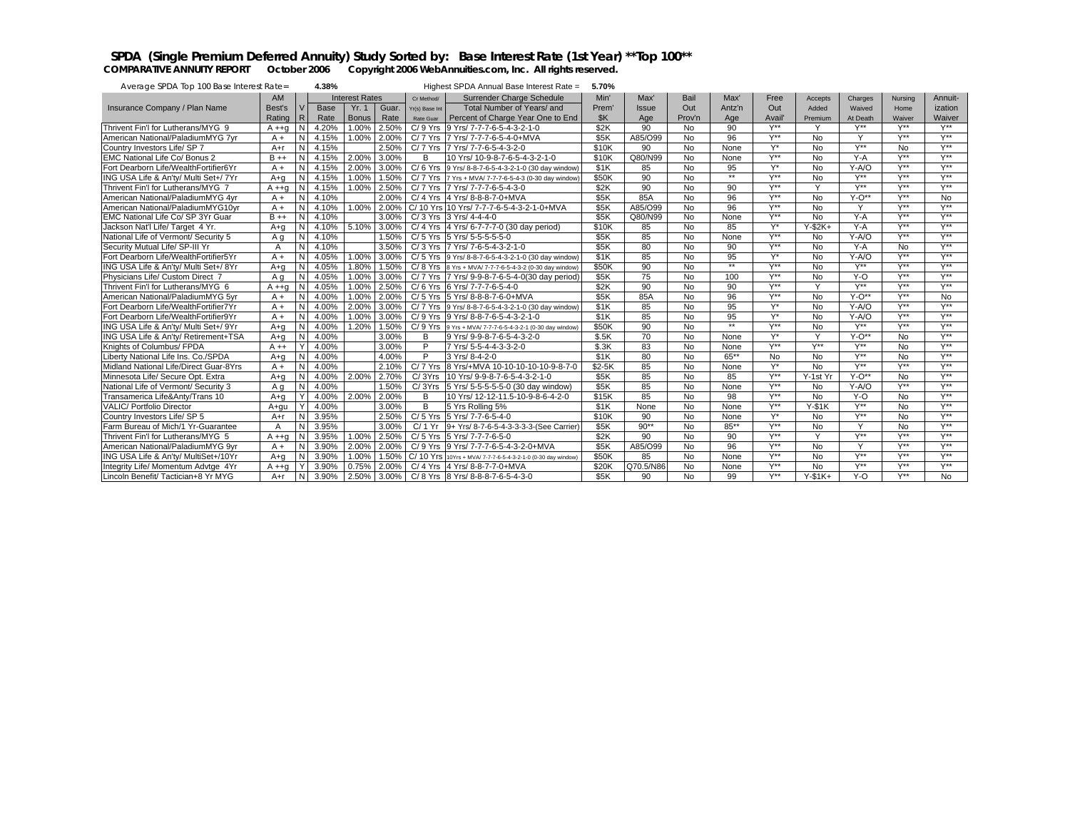# SPDA (Single Premium Deferred Annuity) Study Sorted by: Base Interest Rate (1st Year) **Top 100**

**COMPARATIVE ANNUITY REPORT October 2006 Copyright 2006 WebAnnuities.com, Inc. All rights reserved.**

Average SPDA Top 100 Base Interest Rate = **4.38%** Highest SPDA Annual Base Interest Rate = **5.70%**

| Insurance Company / Plan Name | AM Best's Rating | VR | Interest Rates Base Rate | Yr. 1 Bonus | Guar. Rate | Cr Method/ Yr(s) Base Int Rate Guar | Surrender Charge Schedule Total Number of Years/ and Percent of Charge Year One to End | Min' Prem' $K | Max' Issue Age | Bail Out Prov'n | Max' Antz'n Age | Free Out Avail' | Accepts Added Premium | Charges Waived At Death | Nursing Home Waiver | Annuitization Waiver |
|---|---|---|---|---|---|---|---|---|---|---|---|---|---|---|---|---|
| Thrivent Fin'l for Lutherans/MYG 9 | A ++g | N | 4.20% | 1.00% | 2.50% | C/ 9 Yrs | 9 Yrs/ 7-7-7-6-5-4-3-2-1-0 | $2K | 90 | No | 90 | Y** | Y | Y** | Y** | Y** |
| American National/PaladiumMYG 7yr | A + | N | 4.15% | 1.00% | 2.00% | C/ 7 Yrs | 7 Yrs/ 7-7-7-6-5-4-0+MVA | $5K | A85/O99 | No | 96 | Y** | No | Y | Y** | Y** |
| Country Investors Life/ SP 7 | A+r | N | 4.15% | | 2.50% | C/ 7 Yrs | 7 Yrs/ 7-7-6-5-4-3-2-0 | $10K | 90 | No | None | Y* | No | Y** | No | Y** |
| EMC National Life Co/ Bonus 2 | B ++ | N | 4.15% | 2.00% | 3.00% | B | 10 Yrs/ 10-9-8-7-6-5-4-3-2-1-0 | $10K | Q80/N99 | No | None | Y** | No | Y-A | Y** | Y** |
| Fort Dearborn Life/WealthFortifier6Yr | A + | N | 4.15% | 2.00% | 3.00% | C/ 6 Yrs | 9 Yrs/ 8-8-7-6-5-4-3-2-1-0 (30 day window) | $1K | 85 | No | 95 | Y* | No | Y-A/O | Y** | Y** |
| ING USA Life & An'ty/ Multi Set+/ 7Yr | A+g | N | 4.15% | 1.00% | 1.50% | C/ 7 Yrs | 7 Yrs + MVA/ 7-7-7-6-5-4-3 (0-30 day window) | $50K | 90 | No | ** | Y** | No | Y** | Y** | Y** |
| Thrivent Fin'l for Lutherans/MYG 7 | A ++g | N | 4.15% | 1.00% | 2.50% | C/ 7 Yrs | 7 Yrs/ 7-7-7-6-5-4-3-0 | $2K | 90 | No | 90 | Y** | Y | Y** | Y** | Y** |
| American National/PaladiumMYG 4yr | A + | N | 4.10% | | 2.00% | C/ 4 Yrs | 4 Yrs/ 8-8-8-7-0+MVA | $5K | 85A | No | 96 | Y** | No | Y-O** | Y** | No |
| American National/PaladiumMYG10yr | A + | N | 4.10% | 1.00% | 2.00% | C/ 10 Yrs | 10 Yrs/ 7-7-7-6-5-4-3-2-1-0+MVA | $5K | A85/O99 | No | 96 | Y** | No | Y | Y** | Y** |
| EMC National Life Co/ SP 3Yr Guar | B ++ | N | 4.10% | | 3.00% | C/ 3 Yrs | 3 Yrs/ 4-4-4-0 | $5K | Q80/N99 | No | None | Y** | No | Y-A | Y** | Y** |
| Jackson Nat'l Life/ Target 4 Yr. | A+g | N | 4.10% | 5.10% | 3.00% | C/ 4 Yrs | 4 Yrs/ 6-7-7-7-0 (30 day period) | $10K | 85 | No | 85 | Y* | Y-$2K+ | Y-A | Y** | Y** |
| National Life of Vermont/ Security 5 | A g | N | 4.10% | | 1.50% | C/ 5 Yrs | 5 Yrs/ 5-5-5-5-5-0 | $5K | 85 | No | None | Y** | No | Y-A/O | Y** | Y** |
| Security Mutual Life/ SP-III Yr | A | N | 4.10% | | 3.50% | C/ 3 Yrs | 7 Yrs/ 7-6-5-4-3-2-1-0 | $5K | 80 | No | 90 | Y** | No | Y-A | No | Y** |
| Fort Dearborn Life/WealthFortifier5Yr | A + | N | 4.05% | 1.00% | 3.00% | C/ 5 Yrs | 9 Yrs/ 8-8-7-6-5-4-3-2-1-0 (30 day window) | $1K | 85 | No | 95 | Y* | No | Y-A/O | Y** | Y** |
| ING USA Life & An'ty/ Multi Set+/ 8Yr | A+g | N | 4.05% | 1.80% | 1.50% | C/ 8 Yrs | 8 Yrs + MVA/ 7-7-7-6-5-4-3-2 (0-30 day window) | $50K | 90 | No | ** | Y** | No | Y** | Y** | Y** |
| Physicians Life/ Custom Direct 7 | A g | N | 4.05% | 1.00% | 3.00% | C/ 7 Yrs | 7 Yrs/ 9-9-8-7-6-5-4-0(30 day period) | $5K | 75 | No | 100 | Y** | No | Y-O | Y** | Y** |
| Thrivent Fin'l for Lutherans/MYG 6 | A ++g | N | 4.05% | 1.00% | 2.50% | C/ 6 Yrs | 6 Yrs/ 7-7-7-6-5-4-0 | $2K | 90 | No | 90 | Y** | Y | Y** | Y** | Y** |
| American National/PaladiumMYG 5yr | A + | N | 4.00% | 1.00% | 2.00% | C/ 5 Yrs | 5 Yrs/ 8-8-8-7-6-0+MVA | $5K | 85A | No | 96 | Y** | No | Y-O** | Y** | No |
| Fort Dearborn Life/WealthFortifier7Yr | A + | N | 4.00% | 2.00% | 3.00% | C/ 7 Yrs | 9 Yrs/ 8-8-7-6-5-4-3-2-1-0 (30 day window) | $1K | 85 | No | 95 | Y* | No | Y-A/O | Y** | Y** |
| Fort Dearborn Life/WealthFortifier9Yr | A + | N | 4.00% | 1.00% | 3.00% | C/ 9 Yrs | 9 Yrs/ 8-8-7-6-5-4-3-2-1-0 | $1K | 85 | No | 95 | Y* | No | Y-A/O | Y** | Y** |
| ING USA Life & An'ty/ Multi Set+/ 9Yr | A+g | N | 4.00% | 1.20% | 1.50% | C/ 9 Yrs | 9 Yrs + MVA/ 7-7-7-6-5-4-3-2-1 (0-30 day window) | $50K | 90 | No | ** | Y** | No | Y** | Y** | Y** |
| ING USA Life & An'ty/ Retirement+TSA | A+g | N | 4.00% | | 3.00% | B | 9 Yrs/ 9-9-8-7-6-5-4-3-2-0 | $.5K | 70 | No | None | Y* | Y | Y-O** | No | Y** |
| Knights of Columbus/ FPDA | A ++ | Y | 4.00% | | 3.00% | P | 7 Yrs/ 5-5-4-4-3-3-2-0 | $.3K | 83 | No | None | Y** | Y** | Y** | No | Y** |
| Liberty National Life Ins. Co./SPDA | A+g | N | 4.00% | | 4.00% | P | 3 Yrs/ 8-4-2-0 | $1K | 80 | No | 65** | No | No | Y** | No | Y** |
| Midland National Life/Direct Guar-8Yrs | A + | N | 4.00% | | 2.10% | C/ 7 Yrs | 8 Yrs/+MVA 10-10-10-10-10-9-8-7-0 | $2-5K | 85 | No | None | Y* | No | Y** | No | Y** |
| Minnesota Life/ Secure Opt. Extra | A+g | N | 4.00% | 2.00% | 2.70% | C/ 3Yrs | 10 Yrs/ 9-9-8-7-6-5-4-3-2-1-0 | $5K | 85 | No | 85 | Y** | Y-1st Yr | Y-O** | No | Y** |
| National Life of Vermont/ Security 3 | A g | N | 4.00% | | 1.50% | C/ 3Yrs | 5 Yrs/ 5-5-5-5-5-0 (30 day window) | $5K | 85 | No | None | Y** | No | Y-A/O | Y** | Y** |
| Transamerica Life&Anty/Trans 10 | A+g | Y | 4.00% | 2.00% | 2.00% | B | 10 Yrs/ 12-12-11.5-10-9-8-6-4-2-0 | $15K | 85 | No | 98 | Y** | No | Y-O | No | Y** |
| VALIC/ Portfolio Director | A+gu | Y | 4.00% | | 3.00% | B | 5 Yrs Rolling 5% | $1K | None | No | None | Y** | Y-$1K | Y** | No | Y** |
| Country Investors Life/ SP 5 | A+r | N | 3.95% | | 2.50% | C/ 5 Yrs | 5 Yrs/ 7-7-6-5-4-0 | $10K | 90 | No | None | Y* | No | Y** | No | Y** |
| Farm Bureau of Mich/1 Yr-Guarantee | A | N | 3.95% | | 3.00% | C/ 1 Yr | 9+ Yrs/ 8-7-6-5-4-3-3-3-3-(See Carrier) | $5K | 90** | No | 85** | Y** | No | Y | No | Y** |
| Thrivent Fin'l for Lutherans/MYG 5 | A ++g | N | 3.95% | 1.00% | 2.50% | C/ 5 Yrs | 5 Yrs/ 7-7-7-6-5-0 | $2K | 90 | No | 90 | Y** | Y | Y** | Y** | Y** |
| American National/PaladiumMYG 9yr | A + | N | 3.90% | 2.00% | 2.00% | C/ 9 Yrs | 9 Yrs/ 7-7-7-6-5-4-3-2-0+MVA | $5K | A85/O99 | No | 96 | Y** | No | Y | Y** | Y** |
| ING USA Life & An'ty/ MultiSet+/10Yr | A+g | N | 3.90% | 1.00% | 1.50% | C/ 10 Yrs | 10Yrs + MVA/ 7-7-7-6-5-4-3-2-1-0 (0-30 day window) | $50K | 85 | No | None | Y** | No | Y** | Y** | Y** |
| Integrity Life/ Momentum Advtge 4Yr | A ++g | Y | 3.90% | 0.75% | 2.00% | C/ 4 Yrs | 4 Yrs/ 8-8-7-7-0+MVA | $20K | Q70.5/N86 | No | None | Y** | No | Y** | Y** | Y** |
| Lincoln Benefit/ Tactician+8 Yr MYG | A+r | N | 3.90% | 2.50% | 3.00% | C/ 8 Yrs | 8 Yrs/ 8-8-8-7-6-5-4-3-0 | $5K | 90 | No | 99 | Y** | Y-$1K+ | Y-O | Y** | No |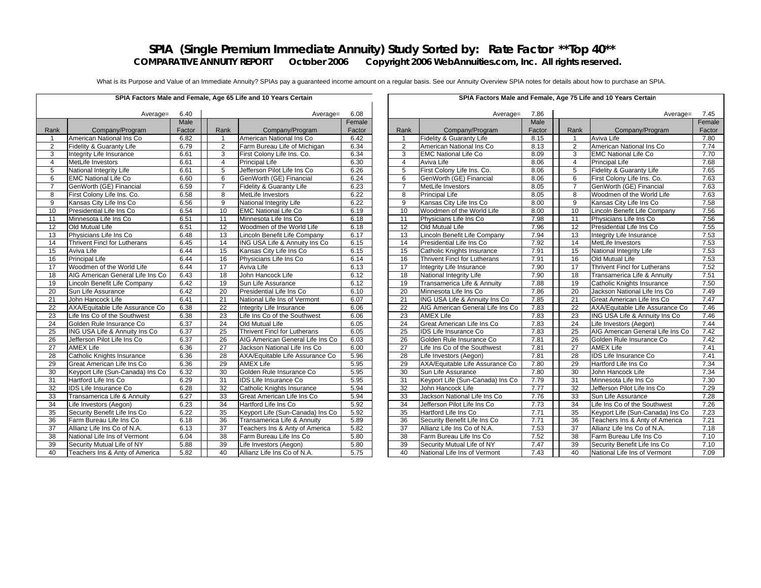# SPIA (Single Premium Immediate Annuity) Study Sorted by: Rate Factor **Top 40**

**COMPARATIVE ANNUITY REPORT October 2006 Copyright 2006 WebAnnuities.com, Inc. All rights reserved.**

What is its Purpose and Value of an Immediate Annuity? SPIAs pay a guaranteed income amount on a regular basis. See our Annuity Overview SPIA notes for details about how to purchase an SPIA.

## SPIA Factors Male and Female, Age 65 Life and 10 Years Certain

| Rank | Company/Program | Male Factor | Rank | Company/Program | Female Factor |
|---|---|---|---|---|---|
| | Average= | 6.40 | | Average= | 6.08 |
| 1 | American National Ins Co | 6.82 | 1 | American National Ins Co | 6.42 |
| 2 | Fidelity & Guaranty Life | 6.79 | 2 | Farm Bureau Life of Michigan | 6.34 |
| 3 | Integrity Life Insurance | 6.61 | 3 | First Colony Life Ins. Co. | 6.34 |
| 4 | MetLife Investors | 6.61 | 4 | Principal Life | 6.30 |
| 5 | National Integrity Life | 6.61 | 5 | Jefferson Pilot Life Ins Co | 6.26 |
| 6 | EMC National Life Co | 6.60 | 6 | GenWorth (GE) Financial | 6.24 |
| 7 | GenWorth (GE) Financial | 6.59 | 7 | Fidelity & Guaranty Life | 6.23 |
| 8 | First Colony Life Ins. Co. | 6.58 | 8 | MetLife Investors | 6.22 |
| 9 | Kansas City Life Ins Co | 6.56 | 9 | National Integrity Life | 6.22 |
| 10 | Presidential Life Ins Co | 6.54 | 10 | EMC National Life Co | 6.19 |
| 11 | Minnesota Life Ins Co | 6.51 | 11 | Minnesota Life Ins Co | 6.18 |
| 12 | Old Mutual Life | 6.51 | 12 | Woodmen of the World Life | 6.18 |
| 13 | Physicians Life Ins Co | 6.48 | 13 | Lincoln Benefit Life Company | 6.17 |
| 14 | Thrivent Fincl for Lutherans | 6.45 | 14 | ING USA Life & Annuity Ins Co | 6.15 |
| 15 | Aviva Life | 6.44 | 15 | Kansas City Life Ins Co | 6.15 |
| 16 | Principal Life | 6.44 | 16 | Physicians Life Ins Co | 6.14 |
| 17 | Woodmen of the World Life | 6.44 | 17 | Aviva Life | 6.13 |
| 18 | AIG American General Life Ins Co | 6.43 | 18 | John Hancock Life | 6.12 |
| 19 | Lincoln Benefit Life Company | 6.42 | 19 | Sun Life Assurance | 6.12 |
| 20 | Sun Life Assurance | 6.42 | 20 | Presidential Life Ins Co | 6.10 |
| 21 | John Hancock Life | 6.41 | 21 | National Life Ins of Vermont | 6.07 |
| 22 | AXA/Equitable Life Assurance Co | 6.38 | 22 | Integrity Life Insurance | 6.06 |
| 23 | Life Ins Co of the Southwest | 6.38 | 23 | Life Ins Co of the Southwest | 6.06 |
| 24 | Golden Rule Insurance Co | 6.37 | 24 | Old Mutual Life | 6.05 |
| 25 | ING USA Life & Annuity Ins Co | 6.37 | 25 | Thrivent Fincl for Lutherans | 6.05 |
| 26 | Jefferson Pilot Life Ins Co | 6.37 | 26 | AIG American General Life Ins Co | 6.03 |
| 27 | AMEX Life | 6.36 | 27 | Jackson National Life Ins Co | 6.00 |
| 28 | Catholic Knights Insurance | 6.36 | 28 | AXA/Equitable Life Assurance Co | 5.96 |
| 29 | Great American Life Ins Co | 6.36 | 29 | AMEX Life | 5.95 |
| 30 | Keyport Life (Sun-Canada) Ins Co | 6.32 | 30 | Golden Rule Insurance Co | 5.95 |
| 31 | Hartford Life Ins Co | 6.29 | 31 | IDS Life Insurance Co | 5.95 |
| 32 | IDS Life Insurance Co | 6.28 | 32 | Catholic Knights Insurance | 5.94 |
| 33 | Transamerica Life & Annuity | 6.27 | 33 | Great American Life Ins Co | 5.94 |
| 34 | Life Investors (Aegon) | 6.23 | 34 | Hartford Life Ins Co | 5.92 |
| 35 | Security Benefit Life Ins Co | 6.22 | 35 | Keyport Life (Sun-Canada) Ins Co | 5.92 |
| 36 | Farm Bureau Life Ins Co | 6.18 | 36 | Transamerica Life & Annuity | 5.89 |
| 37 | Allianz Life Ins Co of N.A. | 6.13 | 37 | Teachers Ins & Anty of America | 5.82 |
| 38 | National Life Ins of Vermont | 6.04 | 38 | Farm Bureau Life Ins Co | 5.80 |
| 39 | Security Mutual Life of NY | 5.88 | 39 | Life Investors (Aegon) | 5.80 |
| 40 | Teachers Ins & Anty of America | 5.82 | 40 | Allianz Life Ins Co of N.A. | 5.75 |

## SPIA Factors Male and Female, Age 75 Life and 10 Years Certain

| Rank | Company/Program | Male Factor | Rank | Company/Program | Female Factor |
|---|---|---|---|---|---|
| | Average= | 7.86 | | Average= | 7.45 |
| 1 | Fidelity & Guaranty Life | 8.15 | 1 | Aviva Life | 7.80 |
| 2 | American National Ins Co | 8.13 | 2 | American National Ins Co | 7.74 |
| 3 | EMC National Life Co | 8.09 | 3 | EMC National Life Co | 7.70 |
| 4 | Aviva Life | 8.06 | 4 | Principal Life | 7.68 |
| 5 | First Colony Life Ins. Co. | 8.06 | 5 | Fidelity & Guaranty Life | 7.65 |
| 6 | GenWorth (GE) Financial | 8.06 | 6 | First Colony Life Ins. Co. | 7.63 |
| 7 | MetLife Investors | 8.05 | 7 | GenWorth (GE) Financial | 7.63 |
| 8 | Principal Life | 8.05 | 8 | Woodmen of the World Life | 7.63 |
| 9 | Kansas City Life Ins Co | 8.00 | 9 | Kansas City Life Ins Co | 7.58 |
| 10 | Woodmen of the World Life | 8.00 | 10 | Lincoln Benefit Life Company | 7.56 |
| 11 | Physicians Life Ins Co | 7.98 | 11 | Physicians Life Ins Co | 7.56 |
| 12 | Old Mutual Life | 7.96 | 12 | Presidential Life Ins Co | 7.55 |
| 13 | Lincoln Benefit Life Company | 7.94 | 13 | Integrity Life Insurance | 7.53 |
| 14 | Presidential Life Ins Co | 7.92 | 14 | MetLife Investors | 7.53 |
| 15 | Catholic Knights Insurance | 7.91 | 15 | National Integrity Life | 7.53 |
| 16 | Thrivent Fincl for Lutherans | 7.91 | 16 | Old Mutual Life | 7.53 |
| 17 | Integrity Life Insurance | 7.90 | 17 | Thrivent Fincl for Lutherans | 7.52 |
| 18 | National Integrity Life | 7.90 | 18 | Transamerica Life & Annuity | 7.51 |
| 19 | Transamerica Life & Annuity | 7.88 | 19 | Catholic Knights Insurance | 7.50 |
| 20 | Minnesota Life Ins Co | 7.86 | 20 | Jackson National Life Ins Co | 7.49 |
| 21 | ING USA Life & Annuity Ins Co | 7.85 | 21 | Great American Life Ins Co | 7.47 |
| 22 | AIG American General Life Ins Co | 7.83 | 22 | AXA/Equitable Life Assurance Co | 7.46 |
| 23 | AMEX Life | 7.83 | 23 | ING USA Life & Annuity Ins Co | 7.46 |
| 24 | Great American Life Ins Co | 7.83 | 24 | Life Investors (Aegon) | 7.44 |
| 25 | IDS Life Insurance Co | 7.83 | 25 | AIG American General Life Ins Co | 7.42 |
| 26 | Golden Rule Insurance Co | 7.81 | 26 | Golden Rule Insurance Co | 7.42 |
| 27 | Life Ins Co of the Southwest | 7.81 | 27 | AMEX Life | 7.41 |
| 28 | Life Investors (Aegon) | 7.81 | 28 | IDS Life Insurance Co | 7.41 |
| 29 | AXA/Equitable Life Assurance Co | 7.80 | 29 | Hartford Life Ins Co | 7.34 |
| 30 | Sun Life Assurance | 7.80 | 30 | John Hancock Life | 7.34 |
| 31 | Keyport Life (Sun-Canada) Ins Co | 7.79 | 31 | Minnesota Life Ins Co | 7.30 |
| 32 | John Hancock Life | 7.77 | 32 | Jefferson Pilot Life Ins Co | 7.29 |
| 33 | Jackson National Life Ins Co | 7.76 | 33 | Sun Life Assurance | 7.28 |
| 34 | Jefferson Pilot Life Ins Co | 7.73 | 34 | Life Ins Co of the Southwest | 7.26 |
| 35 | Hartford Life Ins Co | 7.71 | 35 | Keyport Life (Sun-Canada) Ins Co | 7.23 |
| 36 | Security Benefit Life Ins Co | 7.71 | 36 | Teachers Ins & Anty of America | 7.21 |
| 37 | Allianz Life Ins Co of N.A. | 7.53 | 37 | Allianz Life Ins Co of N.A. | 7.18 |
| 38 | Farm Bureau Life Ins Co | 7.52 | 38 | Farm Bureau Life Ins Co | 7.10 |
| 39 | Security Mutual Life of NY | 7.47 | 39 | Security Benefit Life Ins Co | 7.10 |
| 40 | National Life Ins of Vermont | 7.43 | 40 | National Life Ins of Vermont | 7.09 |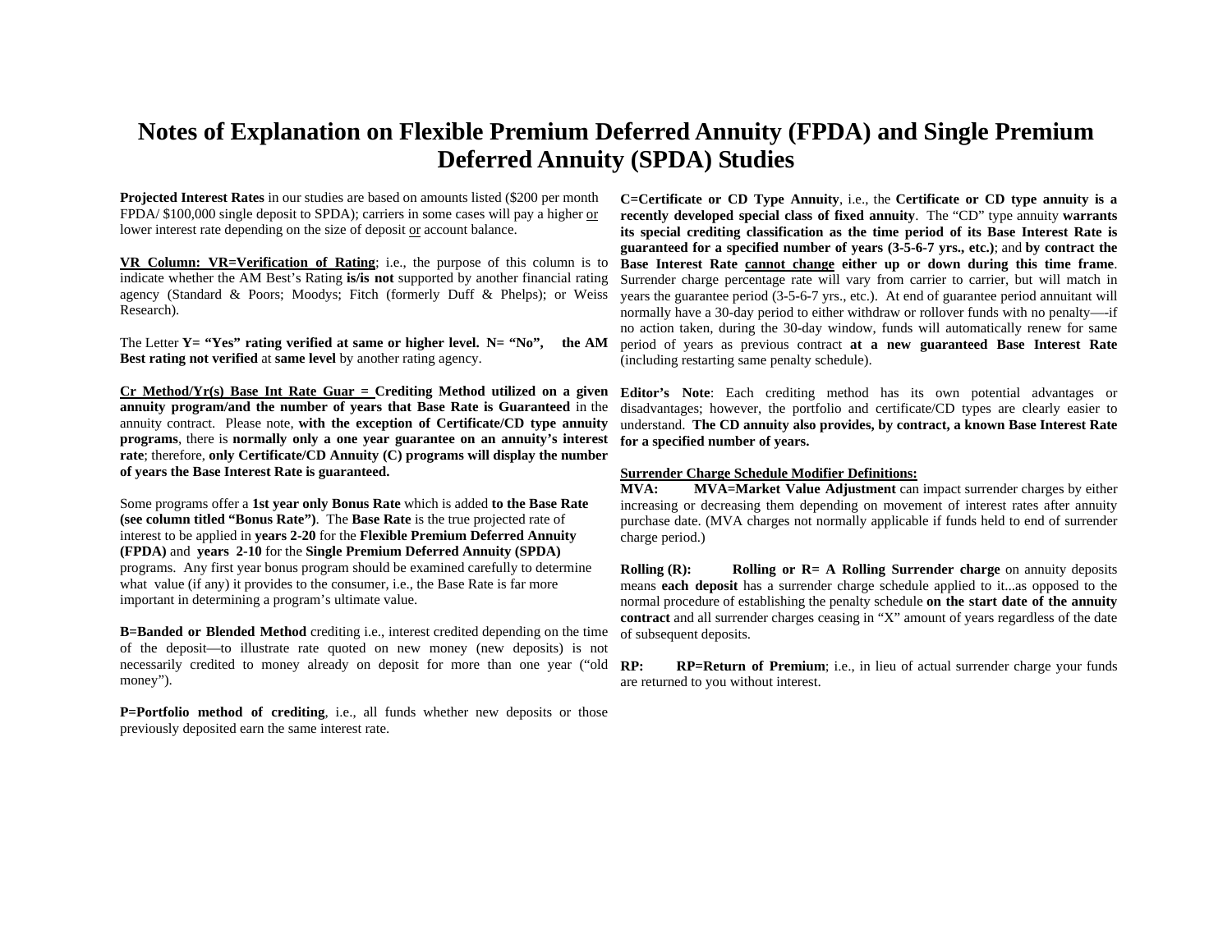# Notes of Explanation on Flexible Premium Deferred Annuity (FPDA) and Single Premium Deferred Annuity (SPDA) Studies

**Projected Interest Rates** in our studies are based on amounts listed ($200 per month FPDA/ $100,000 single deposit to SPDA); carriers in some cases will pay a higher or lower interest rate depending on the size of deposit or account balance.

**VR Column: VR=Verification of Rating**; i.e., the purpose of this column is to indicate whether the AM Best's Rating **is/is not** supported by another financial rating agency (Standard & Poors; Moodys; Fitch (formerly Duff & Phelps); or Weiss Research).

The Letter **Y= "Yes" rating verified at same or higher level. N= "No", the AM Best rating not verified** at **same level** by another rating agency.

**Cr Method/Yr(s) Base Int Rate Guar = Crediting Method utilized on a given annuity program/and the number of years that Base Rate is Guaranteed** in the annuity contract. Please note, **with the exception of Certificate/CD type annuity programs**, there is **normally only a one year guarantee on an annuity's interest rate**; therefore, **only Certificate/CD Annuity (C) programs will display the number of years the Base Interest Rate is guaranteed.**

Some programs offer a **1st year only Bonus Rate** which is added **to the Base Rate (see column titled "Bonus Rate")**. The **Base Rate** is the true projected rate of interest to be applied in **years 2-20** for the **Flexible Premium Deferred Annuity (FPDA)** and **years 2-10** for the **Single Premium Deferred Annuity (SPDA)** programs. Any first year bonus program should be examined carefully to determine what value (if any) it provides to the consumer, i.e., the Base Rate is far more important in determining a program's ultimate value.

**B=Banded or Blended Method** crediting i.e., interest credited depending on the time of the deposit—to illustrate rate quoted on new money (new deposits) is not necessarily credited to money already on deposit for more than one year ("old money").

**P=Portfolio method of crediting**, i.e., all funds whether new deposits or those previously deposited earn the same interest rate.

**C=Certificate or CD Type Annuity**, i.e., the **Certificate or CD type annuity is a recently developed special class of fixed annuity**. The "CD" type annuity **warrants its special crediting classification as the time period of its Base Interest Rate is guaranteed for a specified number of years (3-5-6-7 yrs., etc.)**; and **by contract the Base Interest Rate cannot change either up or down during this time frame**. Surrender charge percentage rate will vary from carrier to carrier, but will match in years the guarantee period (3-5-6-7 yrs., etc.). At end of guarantee period annuitant will normally have a 30-day period to either withdraw or rollover funds with no penalty—-if no action taken, during the 30-day window, funds will automatically renew for same period of years as previous contract **at a new guaranteed Base Interest Rate** (including restarting same penalty schedule).

**Editor's Note**: Each crediting method has its own potential advantages or disadvantages; however, the portfolio and certificate/CD types are clearly easier to understand. **The CD annuity also provides, by contract, a known Base Interest Rate for a specified number of years.**

**Surrender Charge Schedule Modifier Definitions:**

**MVA:** **MVA=Market Value Adjustment** can impact surrender charges by either increasing or decreasing them depending on movement of interest rates after annuity purchase date. (MVA charges not normally applicable if funds held to end of surrender charge period.)

**Rolling (R):** **Rolling or R= A Rolling Surrender charge** on annuity deposits means **each deposit** has a surrender charge schedule applied to it...as opposed to the normal procedure of establishing the penalty schedule **on the start date of the annuity contract** and all surrender charges ceasing in "X" amount of years regardless of the date of subsequent deposits.

**RP:** **RP=Return of Premium**; i.e., in lieu of actual surrender charge your funds are returned to you without interest.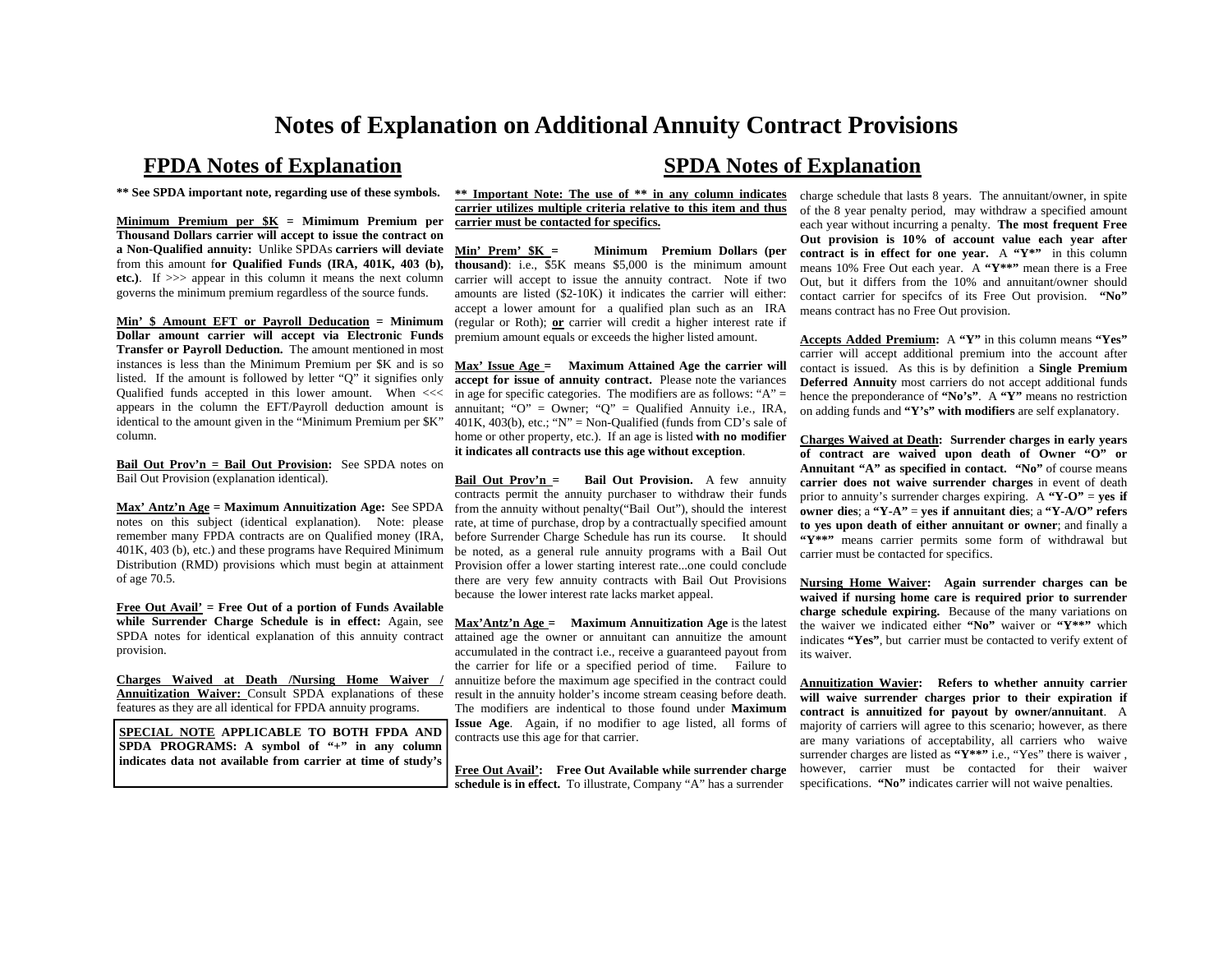# Notes of Explanation on Additional Annuity Contract Provisions

## FPDA Notes of Explanation

**** See SPDA important note, regarding use of these symbols.**

**Minimum Premium per $K = Mimimum Premium per Thousand Dollars carrier will accept to issue the contract on a Non-Qualified annuity:** Unlike SPDAs **carriers will deviate** from this amount f**or Qualified Funds (IRA, 401K, 403 (b), etc.)**. If >>> appear in this column it means the next column governs the minimum premium regardless of the source funds.

**Min' $ Amount EFT or Payroll Deducation = Minimum Dollar amount carrier will accept via Electronic Funds Transfer or Payroll Deduction.** The amount mentioned in most instances is less than the Minimum Premium per $K and is so listed. If the amount is followed by letter "Q" it signifies only Qualified funds accepted in this lower amount. When <<< appears in the column the EFT/Payroll deduction amount is identical to the amount given in the "Minimum Premium per $K" column.

**Bail Out Prov'n = Bail Out Provision:** See SPDA notes on Bail Out Provision (explanation identical).

**Max' Antz'n Age = Maximum Annuitization Age:** See SPDA notes on this subject (identical explanation). Note: please remember many FPDA contracts are on Qualified money (IRA, 401K, 403 (b), etc.) and these programs have Required Minimum Distribution (RMD) provisions which must begin at attainment of age 70.5.

**Free Out Avail' = Free Out of a portion of Funds Available while Surrender Charge Schedule is in effect:** Again, see SPDA notes for identical explanation of this annuity contract provision.

**Charges Waived at Death /Nursing Home Waiver / Annuitization Waiver:** Consult SPDA explanations of these features as they are all identical for FPDA annuity programs.

**SPECIAL NOTE APPLICABLE TO BOTH FPDA AND SPDA PROGRAMS: A symbol of "+" in any column indicates data not available from carrier at time of study's**

## SPDA Notes of Explanation

**** Important Note: The use of ** in any column indicates carrier utilizes multiple criteria relative to this item and thus carrier must be contacted for specifics.**

**Min' Prem' $K = Minimum Premium Dollars (per thousand)**: i.e., $5K means $5,000 is the minimum amount carrier will accept to issue the annuity contract. Note if two amounts are listed ($2-10K) it indicates the carrier will either: accept a lower amount for a qualified plan such as an IRA (regular or Roth); **or** carrier will credit a higher interest rate if premium amount equals or exceeds the higher listed amount.

**Max' Issue Age = Maximum Attained Age the carrier will accept for issue of annuity contract.** Please note the variances in age for specific categories. The modifiers are as follows: "A" = annuitant; "O" = Owner; "Q" = Qualified Annuity i.e., IRA, 401K, 403(b), etc.; "N" = Non-Qualified (funds from CD's sale of home or other property, etc.). If an age is listed **with no modifier it indicates all contracts use this age without exception**.

**Bail Out Prov'n = Bail Out Provision.** A few annuity contracts permit the annuity purchaser to withdraw their funds from the annuity without penalty("Bail Out"), should the interest rate, at time of purchase, drop by a contractually specified amount before Surrender Charge Schedule has run its course. It should be noted, as a general rule annuity programs with a Bail Out Provision offer a lower starting interest rate...one could conclude there are very few annuity contracts with Bail Out Provisions because the lower interest rate lacks market appeal.

**Max'Antz'n Age = Maximum Annuitization Age** is the latest attained age the owner or annuitant can annuitize the amount accumulated in the contract i.e., receive a guaranteed payout from the carrier for life or a specified period of time. Failure to annuitize before the maximum age specified in the contract could result in the annuity holder's income stream ceasing before death. The modifiers are indentical to those found under **Maximum Issue Age**. Again, if no modifier to age listed, all forms of contracts use this age for that carrier.

**Free Out Avail': Free Out Available while surrender charge schedule is in effect.** To illustrate, Company "A" has a surrender charge schedule that lasts 8 years. The annuitant/owner, in spite of the 8 year penalty period, may withdraw a specified amount each year without incurring a penalty. **The most frequent Free Out provision is 10% of account value each year after contract is in effect for one year.** A **"Y\*"** in this column means 10% Free Out each year. A **"Y\*\*"** mean there is a Free Out, but it differs from the 10% and annuitant/owner should contact carrier for specifcs of its Free Out provision. **"No"** means contract has no Free Out provision.

**Accepts Added Premium:** A **"Y"** in this column means **"Yes"** carrier will accept additional premium into the account after contact is issued. As this is by definition a **Single Premium Deferred Annuity** most carriers do not accept additional funds hence the preponderance of **"No's"**. A **"Y"** means no restriction on adding funds and **"Y's" with modifiers** are self explanatory.

**Charges Waived at Death: Surrender charges in early years of contract are waived upon death of Owner "O" or Annuitant "A" as specified in contact. "No"** of course means **carrier does not waive surrender charges** in event of death prior to annuity's surrender charges expiring. A **"Y-O" = yes if owner dies**; a **"Y-A" = yes if annuitant dies**; a **"Y-A/O" refers to yes upon death of either annuitant or owner**; and finally a **"Y\*\*"** means carrier permits some form of withdrawal but carrier must be contacted for specifics.

**Nursing Home Waiver: Again surrender charges can be waived if nursing home care is required prior to surrender charge schedule expiring.** Because of the many variations on the waiver we indicated either **"No"** waiver or **"Y\*\*"** which indicates **"Yes"**, but carrier must be contacted to verify extent of its waiver.

**Annuitization Wavier: Refers to whether annuity carrier will waive surrender charges prior to their expiration if contract is annuitized for payout by owner/annuitant**. A majority of carriers will agree to this scenario; however, as there are many variations of acceptability, all carriers who waive surrender charges are listed as **"Y\*\*"** i.e., "Yes" there is waiver , however, carrier must be contacted for their waiver specifications. **"No"** indicates carrier will not waive penalties.